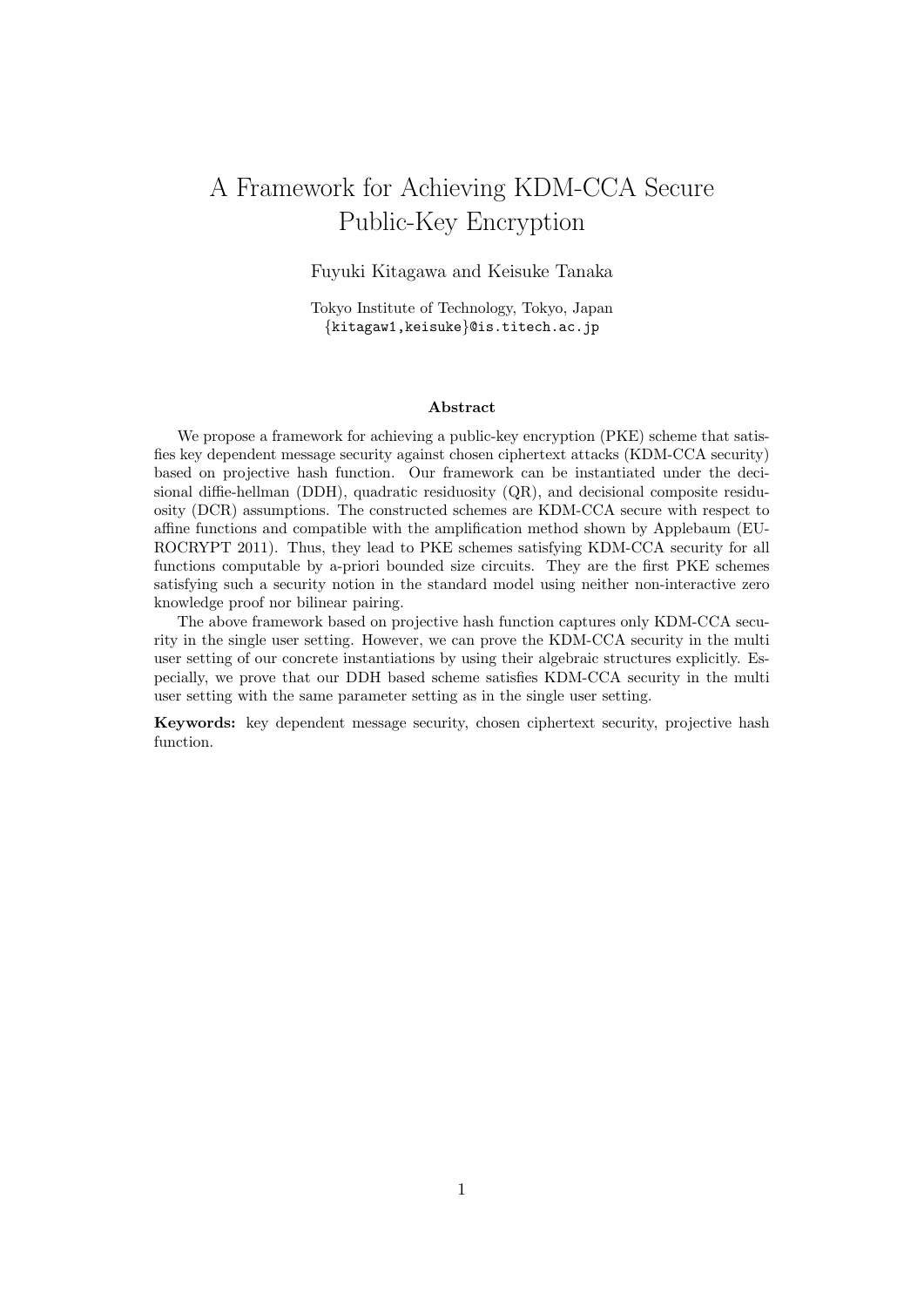# A Framework for Achieving KDM-CCA Secure Public-Key Encryption

Fuyuki Kitagawa and Keisuke Tanaka

Tokyo Institute of Technology, Tokyo, Japan
{kitagaw1,keisuke}@is.titech.ac.jp

## Abstract

We propose a framework for achieving a public-key encryption (PKE) scheme that satisfies key dependent message security against chosen ciphertext attacks (KDM-CCA security) based on projective hash function. Our framework can be instantiated under the decisional diffie-hellman (DDH), quadratic residuosity (QR), and decisional composite residuosity (DCR) assumptions. The constructed schemes are KDM-CCA secure with respect to affine functions and compatible with the amplification method shown by Applebaum (EUROCRYPT 2011). Thus, they lead to PKE schemes satisfying KDM-CCA security for all functions computable by a-priori bounded size circuits. They are the first PKE schemes satisfying such a security notion in the standard model using neither non-interactive zero knowledge proof nor bilinear pairing.

The above framework based on projective hash function captures only KDM-CCA security in the single user setting. However, we can prove the KDM-CCA security in the multi user setting of our concrete instantiations by using their algebraic structures explicitly. Especially, we prove that our DDH based scheme satisfies KDM-CCA security in the multi user setting with the same parameter setting as in the single user setting.

**Keywords:** key dependent message security, chosen ciphertext security, projective hash function.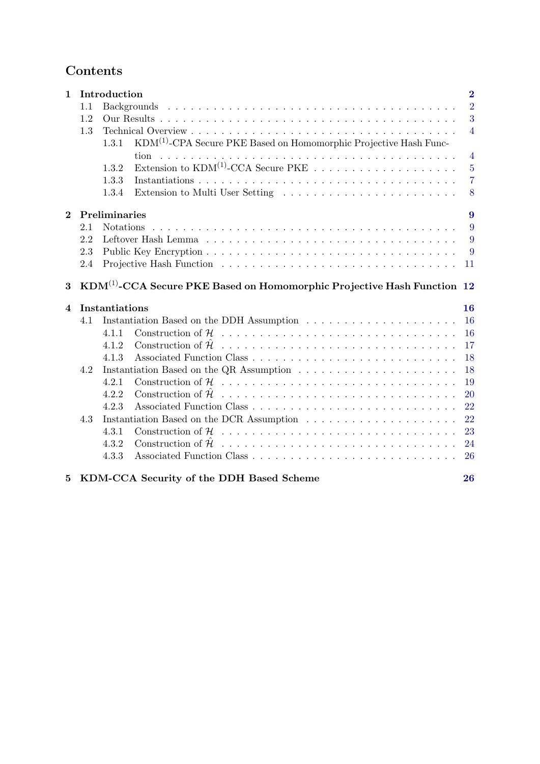# Contents

**1 Introduction** — 2
- 1.1 Backgrounds — 2
- 1.2 Our Results — 3
- 1.3 Technical Overview — 4
  - 1.3.1 $\mathrm{KDM}^{(1)}$-CPA Secure PKE Based on Homomorphic Projective Hash Function — 4
  - 1.3.2 Extension to $\mathrm{KDM}^{(1)}$-CCA Secure PKE — 5
  - 1.3.3 Instantiations — 7
  - 1.3.4 Extension to Multi User Setting — 8

**2 Preliminaries** — 9
- 2.1 Notations — 9
- 2.2 Leftover Hash Lemma — 9
- 2.3 Public Key Encryption — 9
- 2.4 Projective Hash Function — 11

**3 $\mathrm{KDM}^{(1)}$-CCA Secure PKE Based on Homomorphic Projective Hash Function** — 12

**4 Instantiations** — 16
- 4.1 Instantiation Based on the DDH Assumption — 16
  - 4.1.1 Construction of $\mathcal{H}$ — 16
  - 4.1.2 Construction of $\hat{\mathcal{H}}$ — 17
  - 4.1.3 Associated Function Class — 18
- 4.2 Instantiation Based on the QR Assumption — 18
  - 4.2.1 Construction of $\mathcal{H}$ — 19
  - 4.2.2 Construction of $\hat{\mathcal{H}}$ — 20
  - 4.2.3 Associated Function Class — 22
- 4.3 Instantiation Based on the DCR Assumption — 22
  - 4.3.1 Construction of $\mathcal{H}$ — 23
  - 4.3.2 Construction of $\hat{\mathcal{H}}$ — 24
  - 4.3.3 Associated Function Class — 26

**5 KDM-CCA Security of the DDH Based Scheme** — 26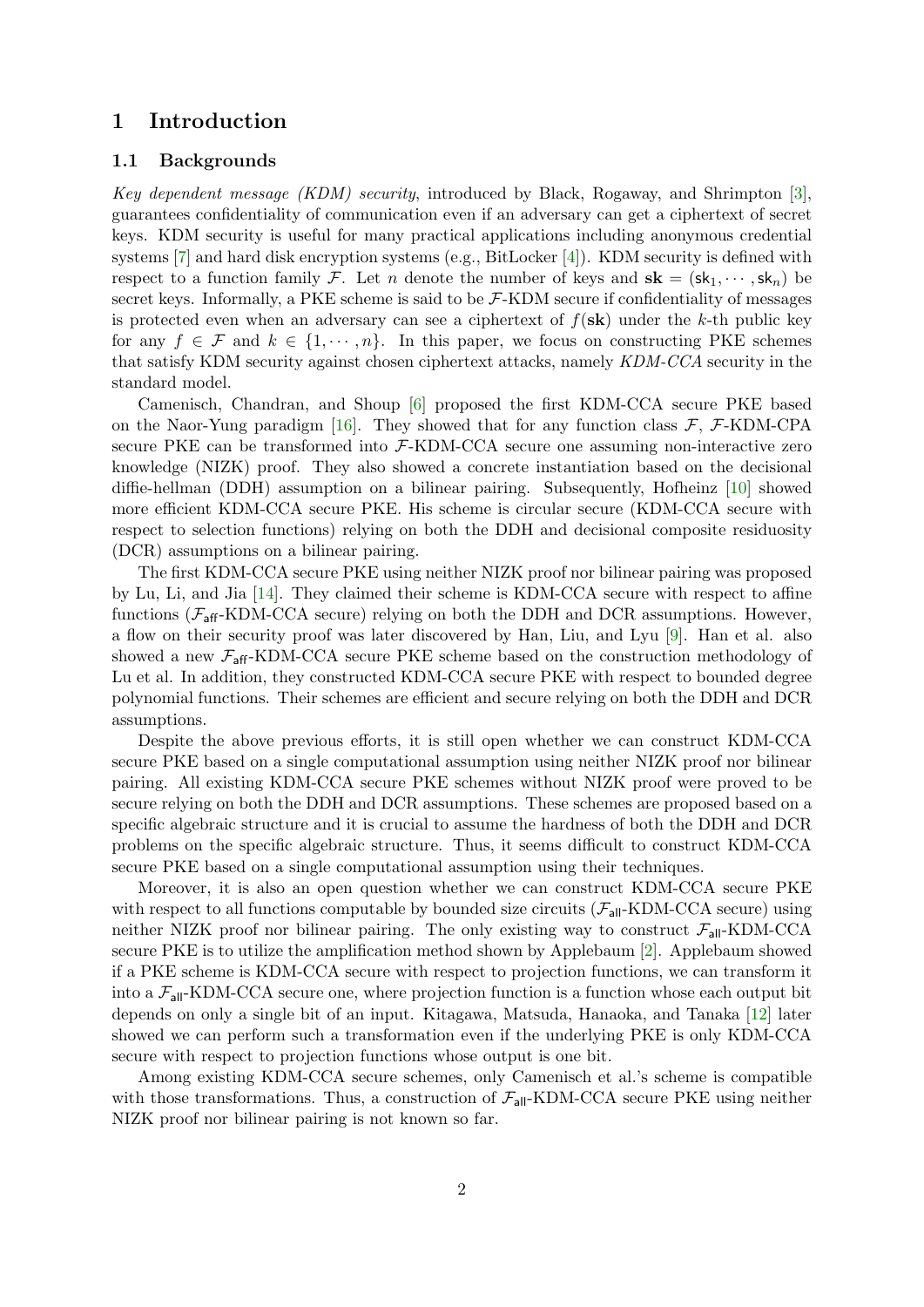# 1 Introduction

## 1.1 Backgrounds

*Key dependent message (KDM) security*, introduced by Black, Rogaway, and Shrimpton [3], guarantees confidentiality of communication even if an adversary can get a ciphertext of secret keys. KDM security is useful for many practical applications including anonymous credential systems [7] and hard disk encryption systems (e.g., BitLocker [4]). KDM security is defined with respect to a function family $\mathcal{F}$. Let $n$ denote the number of keys and $\mathbf{sk} = (\mathsf{sk}_1, \cdots, \mathsf{sk}_n)$ be secret keys. Informally, a PKE scheme is said to be $\mathcal{F}$-KDM secure if confidentiality of messages is protected even when an adversary can see a ciphertext of $f(\mathbf{sk})$ under the $k$-th public key for any $f \in \mathcal{F}$ and $k \in \{1, \cdots, n\}$. In this paper, we focus on constructing PKE schemes that satisfy KDM security against chosen ciphertext attacks, namely *KDM-CCA* security in the standard model.

Camenisch, Chandran, and Shoup [6] proposed the first KDM-CCA secure PKE based on the Naor-Yung paradigm [16]. They showed that for any function class $\mathcal{F}$, $\mathcal{F}$-KDM-CPA secure PKE can be transformed into $\mathcal{F}$-KDM-CCA secure one assuming non-interactive zero knowledge (NIZK) proof. They also showed a concrete instantiation based on the decisional diffie-hellman (DDH) assumption on a bilinear pairing. Subsequently, Hofheinz [10] showed more efficient KDM-CCA secure PKE. His scheme is circular secure (KDM-CCA secure with respect to selection functions) relying on both the DDH and decisional composite residuosity (DCR) assumptions on a bilinear pairing.

The first KDM-CCA secure PKE using neither NIZK proof nor bilinear pairing was proposed by Lu, Li, and Jia [14]. They claimed their scheme is KDM-CCA secure with respect to affine functions ($\mathcal{F}_{\mathsf{aff}}$-KDM-CCA secure) relying on both the DDH and DCR assumptions. However, a flow on their security proof was later discovered by Han, Liu, and Lyu [9]. Han et al. also showed a new $\mathcal{F}_{\mathsf{aff}}$-KDM-CCA secure PKE scheme based on the construction methodology of Lu et al. In addition, they constructed KDM-CCA secure PKE with respect to bounded degree polynomial functions. Their schemes are efficient and secure relying on both the DDH and DCR assumptions.

Despite the above previous efforts, it is still open whether we can construct KDM-CCA secure PKE based on a single computational assumption using neither NIZK proof nor bilinear pairing. All existing KDM-CCA secure PKE schemes without NIZK proof were proved to be secure relying on both the DDH and DCR assumptions. These schemes are proposed based on a specific algebraic structure and it is crucial to assume the hardness of both the DDH and DCR problems on the specific algebraic structure. Thus, it seems difficult to construct KDM-CCA secure PKE based on a single computational assumption using their techniques.

Moreover, it is also an open question whether we can construct KDM-CCA secure PKE with respect to all functions computable by bounded size circuits ($\mathcal{F}_{\mathsf{all}}$-KDM-CCA secure) using neither NIZK proof nor bilinear pairing. The only existing way to construct $\mathcal{F}_{\mathsf{all}}$-KDM-CCA secure PKE is to utilize the amplification method shown by Applebaum [2]. Applebaum showed if a PKE scheme is KDM-CCA secure with respect to projection functions, we can transform it into a $\mathcal{F}_{\mathsf{all}}$-KDM-CCA secure one, where projection function is a function whose each output bit depends on only a single bit of an input. Kitagawa, Matsuda, Hanaoka, and Tanaka [12] later showed we can perform such a transformation even if the underlying PKE is only KDM-CCA secure with respect to projection functions whose output is one bit.

Among existing KDM-CCA secure schemes, only Camenisch et al.'s scheme is compatible with those transformations. Thus, a construction of $\mathcal{F}_{\mathsf{all}}$-KDM-CCA secure PKE using neither NIZK proof nor bilinear pairing is not known so far.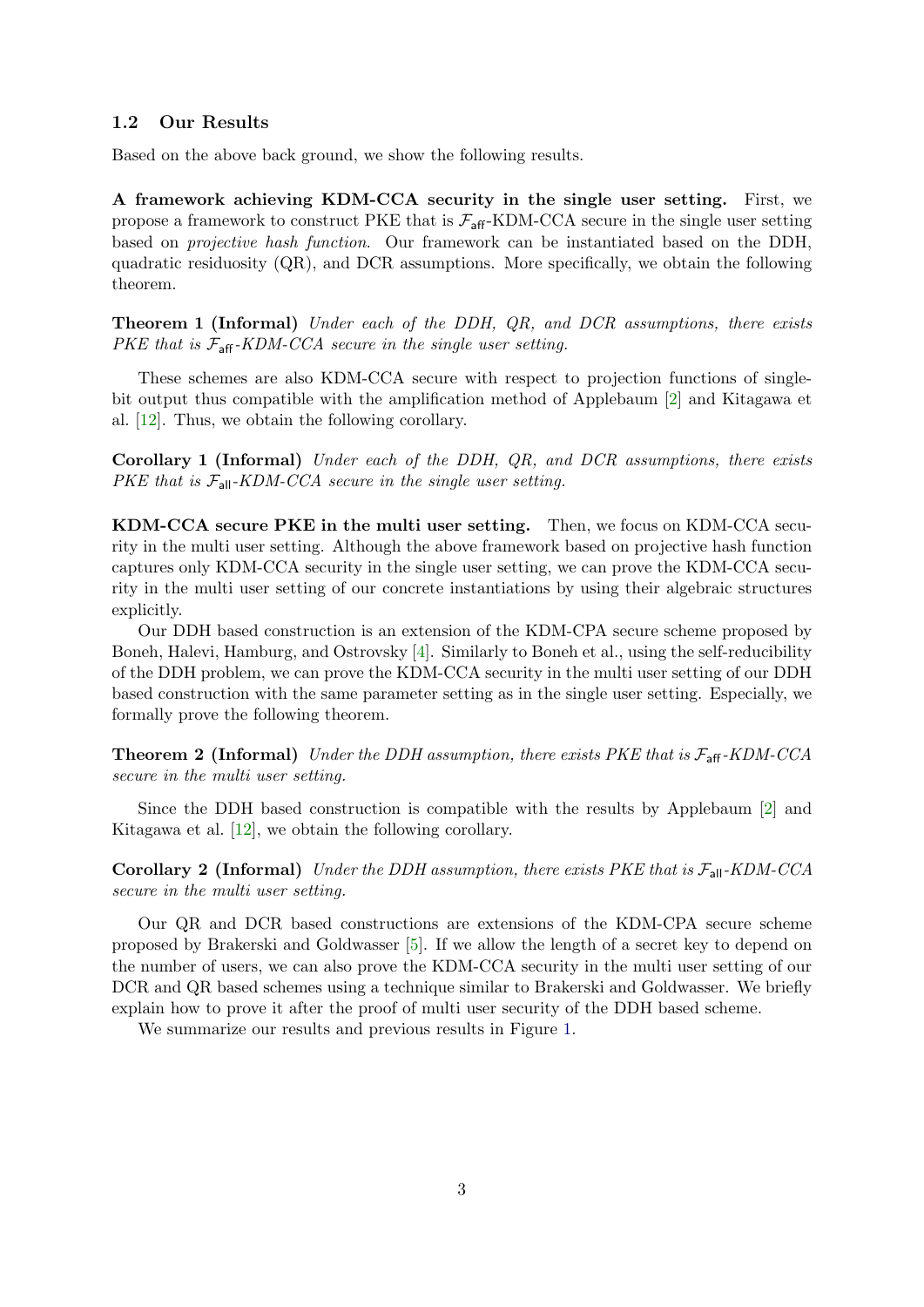### 1.2 Our Results

Based on the above back ground, we show the following results.

**A framework achieving KDM-CCA security in the single user setting.** First, we propose a framework to construct PKE that is $\mathcal{F}_{\mathsf{aff}}$-KDM-CCA secure in the single user setting based on *projective hash function*. Our framework can be instantiated based on the DDH, quadratic residuosity (QR), and DCR assumptions. More specifically, we obtain the following theorem.

**Theorem 1 (Informal)** *Under each of the DDH, QR, and DCR assumptions, there exists PKE that is* $\mathcal{F}_{\mathsf{aff}}$*-KDM-CCA secure in the single user setting.*

These schemes are also KDM-CCA secure with respect to projection functions of single-bit output thus compatible with the amplification method of Applebaum [2] and Kitagawa et al. [12]. Thus, we obtain the following corollary.

**Corollary 1 (Informal)** *Under each of the DDH, QR, and DCR assumptions, there exists PKE that is* $\mathcal{F}_{\mathsf{all}}$*-KDM-CCA secure in the single user setting.*

**KDM-CCA secure PKE in the multi user setting.** Then, we focus on KDM-CCA security in the multi user setting. Although the above framework based on projective hash function captures only KDM-CCA security in the single user setting, we can prove the KDM-CCA security in the multi user setting of our concrete instantiations by using their algebraic structures explicitly.

Our DDH based construction is an extension of the KDM-CPA secure scheme proposed by Boneh, Halevi, Hamburg, and Ostrovsky [4]. Similarly to Boneh et al., using the self-reducibility of the DDH problem, we can prove the KDM-CCA security in the multi user setting of our DDH based construction with the same parameter setting as in the single user setting. Especially, we formally prove the following theorem.

**Theorem 2 (Informal)** *Under the DDH assumption, there exists PKE that is* $\mathcal{F}_{\mathsf{aff}}$*-KDM-CCA secure in the multi user setting.*

Since the DDH based construction is compatible with the results by Applebaum [2] and Kitagawa et al. [12], we obtain the following corollary.

**Corollary 2 (Informal)** *Under the DDH assumption, there exists PKE that is* $\mathcal{F}_{\mathsf{all}}$*-KDM-CCA secure in the multi user setting.*

Our QR and DCR based constructions are extensions of the KDM-CPA secure scheme proposed by Brakerski and Goldwasser [5]. If we allow the length of a secret key to depend on the number of users, we can also prove the KDM-CCA security in the multi user setting of our DCR and QR based schemes using a technique similar to Brakerski and Goldwasser. We briefly explain how to prove it after the proof of multi user security of the DDH based scheme.

We summarize our results and previous results in Figure 1.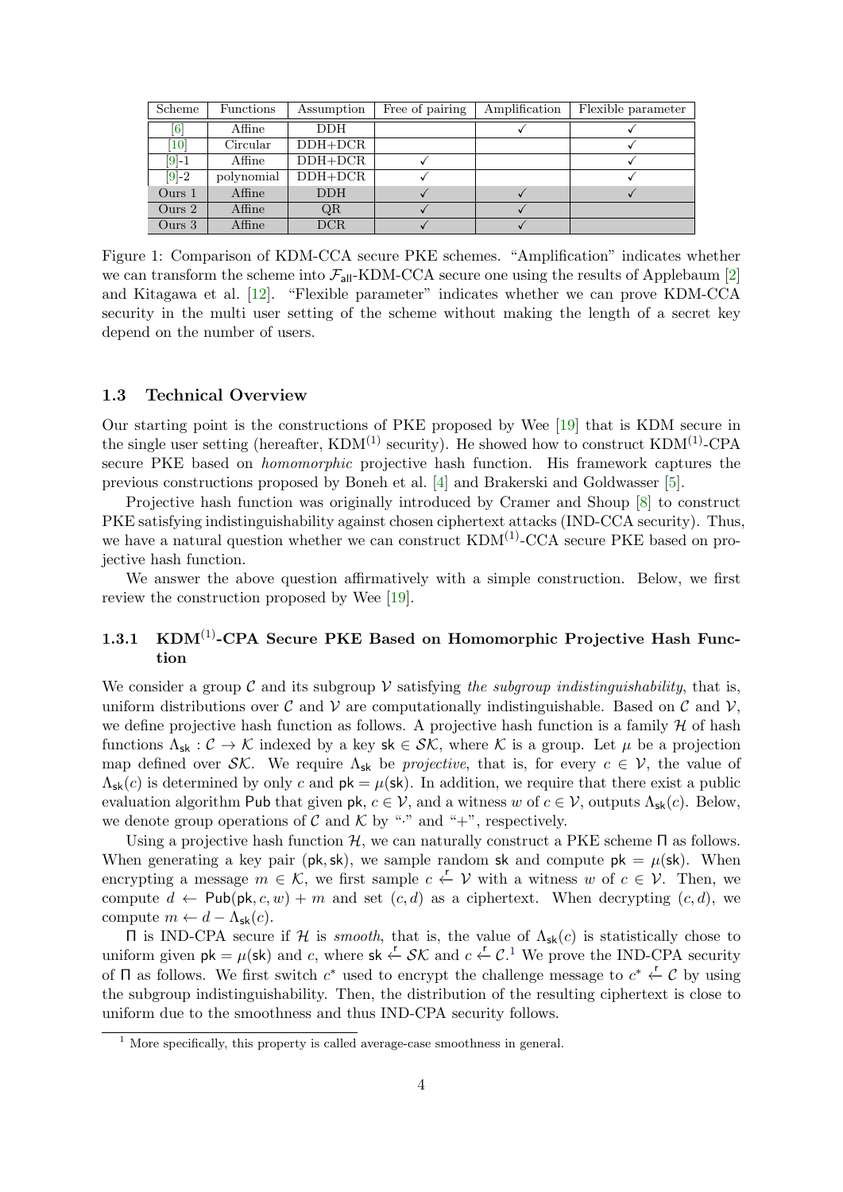| Scheme | Functions | Assumption | Free of pairing | Amplification | Flexible parameter |
|---|---|---|---|---|---|
| [6] | Affine | DDH | | ✓ | ✓ |
| [10] | Circular | DDH+DCR | | | ✓ |
| [9]-1 | Affine | DDH+DCR | ✓ | | ✓ |
| [9]-2 | polynomial | DDH+DCR | ✓ | | ✓ |
| Ours 1 | Affine | DDH | ✓ | ✓ | ✓ |
| Ours 2 | Affine | QR | ✓ | ✓ | |
| Ours 3 | Affine | DCR | ✓ | ✓ | |

Figure 1: Comparison of KDM-CCA secure PKE schemes. "Amplification" indicates whether we can transform the scheme into $\mathcal{F}_{\mathsf{all}}$-KDM-CCA secure one using the results of Applebaum [2] and Kitagawa et al. [12]. "Flexible parameter" indicates whether we can prove KDM-CCA security in the multi user setting of the scheme without making the length of a secret key depend on the number of users.

### 1.3 Technical Overview

Our starting point is the constructions of PKE proposed by Wee [19] that is KDM secure in the single user setting (hereafter, $\mathrm{KDM}^{(1)}$ security). He showed how to construct $\mathrm{KDM}^{(1)}$-CPA secure PKE based on *homomorphic* projective hash function. His framework captures the previous constructions proposed by Boneh et al. [4] and Brakerski and Goldwasser [5].

Projective hash function was originally introduced by Cramer and Shoup [8] to construct PKE satisfying indistinguishability against chosen ciphertext attacks (IND-CCA security). Thus, we have a natural question whether we can construct $\mathrm{KDM}^{(1)}$-CCA secure PKE based on projective hash function.

We answer the above question affirmatively with a simple construction. Below, we first review the construction proposed by Wee [19].

#### 1.3.1 $\mathrm{KDM}^{(1)}$-CPA Secure PKE Based on Homomorphic Projective Hash Function

We consider a group $\mathcal{C}$ and its subgroup $\mathcal{V}$ satisfying *the subgroup indistinguishability*, that is, uniform distributions over $\mathcal{C}$ and $\mathcal{V}$ are computationally indistinguishable. Based on $\mathcal{C}$ and $\mathcal{V}$, we define projective hash function as follows. A projective hash function is a family $\mathcal{H}$ of hash functions $\Lambda_{\mathsf{sk}} : \mathcal{C} \to \mathcal{K}$ indexed by a key $\mathsf{sk} \in \mathcal{SK}$, where $\mathcal{K}$ is a group. Let $\mu$ be a projection map defined over $\mathcal{SK}$. We require $\Lambda_{\mathsf{sk}}$ be *projective*, that is, for every $c \in \mathcal{V}$, the value of $\Lambda_{\mathsf{sk}}(c)$ is determined by only $c$ and $\mathsf{pk} = \mu(\mathsf{sk})$. In addition, we require that there exist a public evaluation algorithm $\mathsf{Pub}$ that given $\mathsf{pk}$, $c \in \mathcal{V}$, and a witness $w$ of $c \in \mathcal{V}$, outputs $\Lambda_{\mathsf{sk}}(c)$. Below, we denote group operations of $\mathcal{C}$ and $\mathcal{K}$ by "$\cdot$" and "$+$", respectively.

Using a projective hash function $\mathcal{H}$, we can naturally construct a PKE scheme $\Pi$ as follows. When generating a key pair $(\mathsf{pk}, \mathsf{sk})$, we sample random $\mathsf{sk}$ and compute $\mathsf{pk} = \mu(\mathsf{sk})$. When encrypting a message $m \in \mathcal{K}$, we first sample $c \xleftarrow{\mathsf{r}} \mathcal{V}$ with a witness $w$ of $c \in \mathcal{V}$. Then, we compute $d \leftarrow \mathsf{Pub}(\mathsf{pk}, c, w) + m$ and set $(c, d)$ as a ciphertext. When decrypting $(c, d)$, we compute $m \leftarrow d - \Lambda_{\mathsf{sk}}(c)$.

$\Pi$ is IND-CPA secure if $\mathcal{H}$ is *smooth*, that is, the value of $\Lambda_{\mathsf{sk}}(c)$ is statistically chose to uniform given $\mathsf{pk} = \mu(\mathsf{sk})$ and $c$, where $\mathsf{sk} \xleftarrow{\mathsf{r}} \mathcal{SK}$ and $c \xleftarrow{\mathsf{r}} \mathcal{C}$.[1] We prove the IND-CPA security of $\Pi$ as follows. We first switch $c^*$ used to encrypt the challenge message to $c^* \xleftarrow{\mathsf{r}} \mathcal{C}$ by using the subgroup indistinguishability. Then, the distribution of the resulting ciphertext is close to uniform due to the smoothness and thus IND-CPA security follows.

[1] More specifically, this property is called average-case smoothness in general.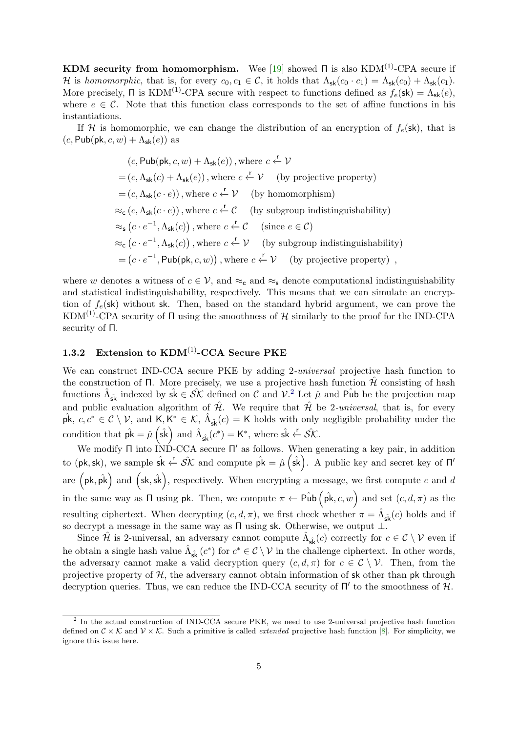**KDM security from homomorphism.** Wee [19] showed $\Pi$ is also KDM$^{(1)}$-CPA secure if $\mathcal{H}$ is *homomorphic*, that is, for every $c_0, c_1 \in \mathcal{C}$, it holds that $\Lambda_{\mathsf{sk}}(c_0 \cdot c_1) = \Lambda_{\mathsf{sk}}(c_0) + \Lambda_{\mathsf{sk}}(c_1)$. More precisely, $\Pi$ is KDM$^{(1)}$-CPA secure with respect to functions defined as $f_e(\mathsf{sk}) = \Lambda_{\mathsf{sk}}(e)$, where $e \in \mathcal{C}$. Note that this function class corresponds to the set of affine functions in his instantiations.

If $\mathcal{H}$ is homomorphic, we can change the distribution of an encryption of $f_e(\mathsf{sk})$, that is $(c, \mathsf{Pub}(\mathsf{pk}, c, w) + \Lambda_{\mathsf{sk}}(e))$ as

$$
\begin{aligned}
& (c, \mathsf{Pub}(\mathsf{pk}, c, w) + \Lambda_{\mathsf{sk}}(e)), \text{where } c \xleftarrow{\mathsf{r}} \mathcal{V} \\
&= (c, \Lambda_{\mathsf{sk}}(c) + \Lambda_{\mathsf{sk}}(e)), \text{where } c \xleftarrow{\mathsf{r}} \mathcal{V} \quad \text{(by projective property)} \\
&= (c, \Lambda_{\mathsf{sk}}(c \cdot e)), \text{where } c \xleftarrow{\mathsf{r}} \mathcal{V} \quad \text{(by homomorphism)} \\
&\approx_{\mathsf{c}} (c, \Lambda_{\mathsf{sk}}(c \cdot e)), \text{where } c \xleftarrow{\mathsf{r}} \mathcal{C} \quad \text{(by subgroup indistinguishability)} \\
&\approx_{\mathsf{s}} \left(c \cdot e^{-1}, \Lambda_{\mathsf{sk}}(c)\right), \text{where } c \xleftarrow{\mathsf{r}} \mathcal{C} \quad \text{(since } e \in \mathcal{C}\text{)} \\
&\approx_{\mathsf{c}} \left(c \cdot e^{-1}, \Lambda_{\mathsf{sk}}(c)\right), \text{where } c \xleftarrow{\mathsf{r}} \mathcal{V} \quad \text{(by subgroup indistinguishability)} \\
&= \left(c \cdot e^{-1}, \mathsf{Pub}(\mathsf{pk}, c, w)\right), \text{where } c \xleftarrow{\mathsf{r}} \mathcal{V} \quad \text{(by projective property)} ,
\end{aligned}
$$

where $w$ denotes a witness of $c \in \mathcal{V}$, and $\approx_{\mathsf{c}}$ and $\approx_{\mathsf{s}}$ denote computational indistinguishability and statistical indistinguishability, respectively. This means that we can simulate an encryption of $f_e(\mathsf{sk})$ without $\mathsf{sk}$. Then, based on the standard hybrid argument, we can prove the KDM$^{(1)}$-CPA security of $\Pi$ using the smoothness of $\mathcal{H}$ similarly to the proof for the IND-CPA security of $\Pi$.

### 1.3.2 Extension to KDM$^{(1)}$-CCA Secure PKE

We can construct IND-CCA secure PKE by adding 2-*universal* projective hash function to the construction of $\Pi$. More precisely, we use a projective hash function $\hat{\mathcal{H}}$ consisting of hash functions $\hat{\Lambda}_{\hat{\mathsf{sk}}}$ indexed by $\hat{\mathsf{sk}} \in \hat{\mathcal{SK}}$ defined on $\mathcal{C}$ and $\mathcal{V}$.[2] Let $\hat{\mu}$ and $\hat{\mathsf{Pub}}$ be the projection map and public evaluation algorithm of $\hat{\mathcal{H}}$. We require that $\hat{\mathcal{H}}$ be 2-*universal*, that is, for every $\hat{\mathsf{pk}}$, $c, c^* \in \mathcal{C} \setminus \mathcal{V}$, and $\mathsf{K}, \mathsf{K}^* \in \mathcal{K}$, $\hat{\Lambda}_{\hat{\mathsf{sk}}}(c) = \mathsf{K}$ holds with only negligible probability under the condition that $\hat{\mathsf{pk}} = \hat{\mu}\left(\hat{\mathsf{sk}}\right)$ and $\hat{\Lambda}_{\hat{\mathsf{sk}}}(c^*) = \mathsf{K}^*$, where $\hat{\mathsf{sk}} \xleftarrow{\mathsf{r}} \hat{\mathcal{SK}}$.

We modify $\Pi$ into IND-CCA secure $\Pi'$ as follows. When generating a key pair, in addition to $(\mathsf{pk}, \mathsf{sk})$, we sample $\hat{\mathsf{sk}} \xleftarrow{\mathsf{r}} \hat{\mathcal{SK}}$ and compute $\hat{\mathsf{pk}} = \hat{\mu}\left(\hat{\mathsf{sk}}\right)$. A public key and secret key of $\Pi'$ are $\left(\mathsf{pk}, \hat{\mathsf{pk}}\right)$ and $\left(\mathsf{sk}, \hat{\mathsf{sk}}\right)$, respectively. When encrypting a message, we first compute $c$ and $d$ in the same way as $\Pi$ using $\mathsf{pk}$. Then, we compute $\pi \leftarrow \hat{\mathsf{Pub}}\left(\hat{\mathsf{pk}}, c, w\right)$ and set $(c, d, \pi)$ as the resulting ciphertext. When decrypting $(c, d, \pi)$, we first check whether $\pi = \hat{\Lambda}_{\hat{\mathsf{sk}}}(c)$ holds and if so decrypt a message in the same way as $\Pi$ using $\mathsf{sk}$. Otherwise, we output $\perp$.

Since $\hat{\mathcal{H}}$ is 2-universal, an adversary cannot compute $\hat{\Lambda}_{\hat{\mathsf{sk}}}(c)$ correctly for $c \in \mathcal{C} \setminus \mathcal{V}$ even if he obtain a single hash value $\hat{\Lambda}_{\hat{\mathsf{sk}}}(c^*)$ for $c^* \in \mathcal{C} \setminus \mathcal{V}$ in the challenge ciphertext. In other words, the adversary cannot make a valid decryption query $(c, d, \pi)$ for $c \in \mathcal{C} \setminus \mathcal{V}$. Then, from the projective property of $\mathcal{H}$, the adversary cannot obtain information of $\mathsf{sk}$ other than $\mathsf{pk}$ through decryption queries. Thus, we can reduce the IND-CCA security of $\Pi'$ to the smoothness of $\mathcal{H}$.

---

[2] In the actual construction of IND-CCA secure PKE, we need to use 2-universal projective hash function defined on $\mathcal{C} \times \mathcal{K}$ and $\mathcal{V} \times \mathcal{K}$. Such a primitive is called *extended* projective hash function [8]. For simplicity, we ignore this issue here.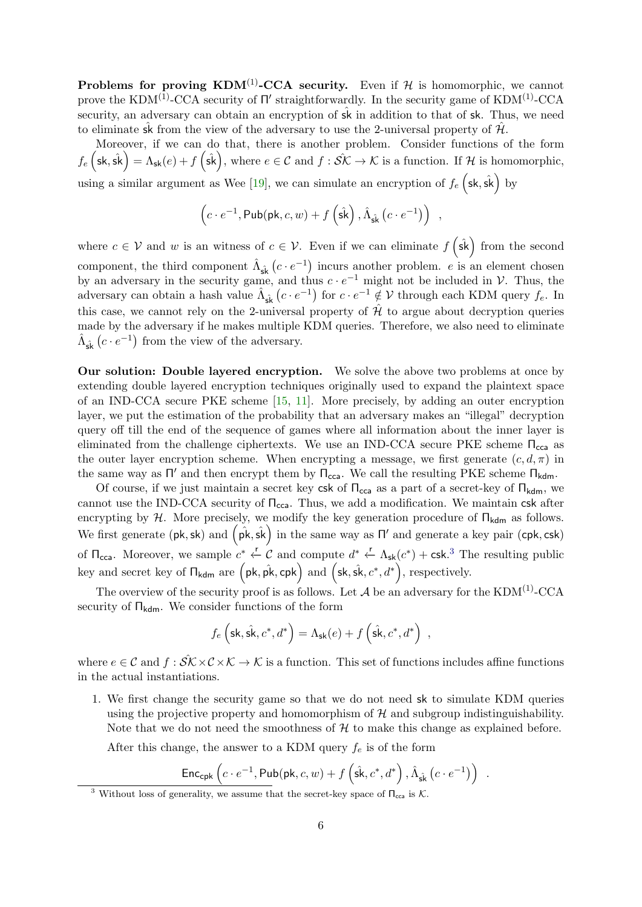**Problems for proving KDM$^{(1)}$-CCA security.** Even if $\mathcal{H}$ is homomorphic, we cannot prove the KDM$^{(1)}$-CCA security of $\Pi'$ straightforwardly. In the security game of KDM$^{(1)}$-CCA security, an adversary can obtain an encryption of $\hat{\mathsf{sk}}$ in addition to that of $\mathsf{sk}$. Thus, we need to eliminate $\hat{\mathsf{sk}}$ from the view of the adversary to use the 2-universal property of $\hat{\mathcal{H}}$.

Moreover, if we can do that, there is another problem. Consider functions of the form $f_e\left(\mathsf{sk}, \hat{\mathsf{sk}}\right) = \Lambda_{\mathsf{sk}}(e) + f\left(\hat{\mathsf{sk}}\right)$, where $e \in \mathcal{C}$ and $f : \hat{\mathcal{SK}} \to \mathcal{K}$ is a function. If $\mathcal{H}$ is homomorphic, using a similar argument as Wee [19], we can simulate an encryption of $f_e\left(\mathsf{sk}, \hat{\mathsf{sk}}\right)$ by

$$\left(c \cdot e^{-1}, \mathsf{Pub}(\mathsf{pk}, c, w) + f\left(\hat{\mathsf{sk}}\right), \hat{\Lambda}_{\hat{\mathsf{sk}}}\left(c \cdot e^{-1}\right)\right) \ ,$$

where $c \in \mathcal{V}$ and $w$ is an witness of $c \in \mathcal{V}$. Even if we can eliminate $f\left(\hat{\mathsf{sk}}\right)$ from the second component, the third component $\hat{\Lambda}_{\hat{\mathsf{sk}}}\left(c \cdot e^{-1}\right)$ incurs another problem. $e$ is an element chosen by an adversary in the security game, and thus $c \cdot e^{-1}$ might not be included in $\mathcal{V}$. Thus, the adversary can obtain a hash value $\hat{\Lambda}_{\hat{\mathsf{sk}}}\left(c \cdot e^{-1}\right)$ for $c \cdot e^{-1} \notin \mathcal{V}$ through each KDM query $f_e$. In this case, we cannot rely on the 2-universal property of $\hat{\mathcal{H}}$ to argue about decryption queries made by the adversary if he makes multiple KDM queries. Therefore, we also need to eliminate $\hat{\Lambda}_{\hat{\mathsf{sk}}}\left(c \cdot e^{-1}\right)$ from the view of the adversary.

**Our solution: Double layered encryption.** We solve the above two problems at once by extending double layered encryption techniques originally used to expand the plaintext space of an IND-CCA secure PKE scheme [15, 11]. More precisely, by adding an outer encryption layer, we put the estimation of the probability that an adversary makes an "illegal" decryption query off till the end of the sequence of games where all information about the inner layer is eliminated from the challenge ciphertexts. We use an IND-CCA secure PKE scheme $\Pi_{\mathsf{cca}}$ as the outer layer encryption scheme. When encrypting a message, we first generate $(c, d, \pi)$ in the same way as $\Pi'$ and then encrypt them by $\Pi_{\mathsf{cca}}$. We call the resulting PKE scheme $\Pi_{\mathsf{kdm}}$.

Of course, if we just maintain a secret key $\mathsf{csk}$ of $\Pi_{\mathsf{cca}}$ as a part of a secret-key of $\Pi_{\mathsf{kdm}}$, we cannot use the IND-CCA security of $\Pi_{\mathsf{cca}}$. Thus, we add a modification. We maintain $\mathsf{csk}$ after encrypting by $\mathcal{H}$. More precisely, we modify the key generation procedure of $\Pi_{\mathsf{kdm}}$ as follows. We first generate $(\mathsf{pk}, \mathsf{sk})$ and $\left(\hat{\mathsf{pk}}, \hat{\mathsf{sk}}\right)$ in the same way as $\Pi'$ and generate a key pair $(\mathsf{cpk}, \mathsf{csk})$ of $\Pi_{\mathsf{cca}}$. Moreover, we sample $c^* \xleftarrow{r} \mathcal{C}$ and compute $d^* \xleftarrow{r} \Lambda_{\mathsf{sk}}(c^*) + \mathsf{csk}$.[3] The resulting public key and secret key of $\Pi_{\mathsf{kdm}}$ are $\left(\mathsf{pk}, \hat{\mathsf{pk}}, \mathsf{cpk}\right)$ and $\left(\mathsf{sk}, \hat{\mathsf{sk}}, c^*, d^*\right)$, respectively.

The overview of the security proof is as follows. Let $\mathcal{A}$ be an adversary for the KDM$^{(1)}$-CCA security of $\Pi_{\mathsf{kdm}}$. We consider functions of the form

$$f_e\left(\mathsf{sk}, \hat{\mathsf{sk}}, c^*, d^*\right) = \Lambda_{\mathsf{sk}}(e) + f\left(\hat{\mathsf{sk}}, c^*, d^*\right) \ ,$$

where $e \in \mathcal{C}$ and $f : \hat{\mathcal{SK}} \times \mathcal{C} \times \mathcal{K} \to \mathcal{K}$ is a function. This set of functions includes affine functions in the actual instantiations.

1. We first change the security game so that we do not need $\mathsf{sk}$ to simulate KDM queries using the projective property and homomorphism of $\mathcal{H}$ and subgroup indistinguishability. Note that we do not need the smoothness of $\mathcal{H}$ to make this change as explained before.

   After this change, the answer to a KDM query $f_e$ is of the form

$$\mathsf{Enc}_{\mathsf{cpk}}\left(c \cdot e^{-1}, \mathsf{Pub}(\mathsf{pk}, c, w) + f\left(\hat{\mathsf{sk}}, c^*, d^*\right), \hat{\Lambda}_{\hat{\mathsf{sk}}}\left(c \cdot e^{-1}\right)\right) \ .$$

[3] Without loss of generality, we assume that the secret-key space of $\Pi_{\mathsf{cca}}$ is $\mathcal{K}$.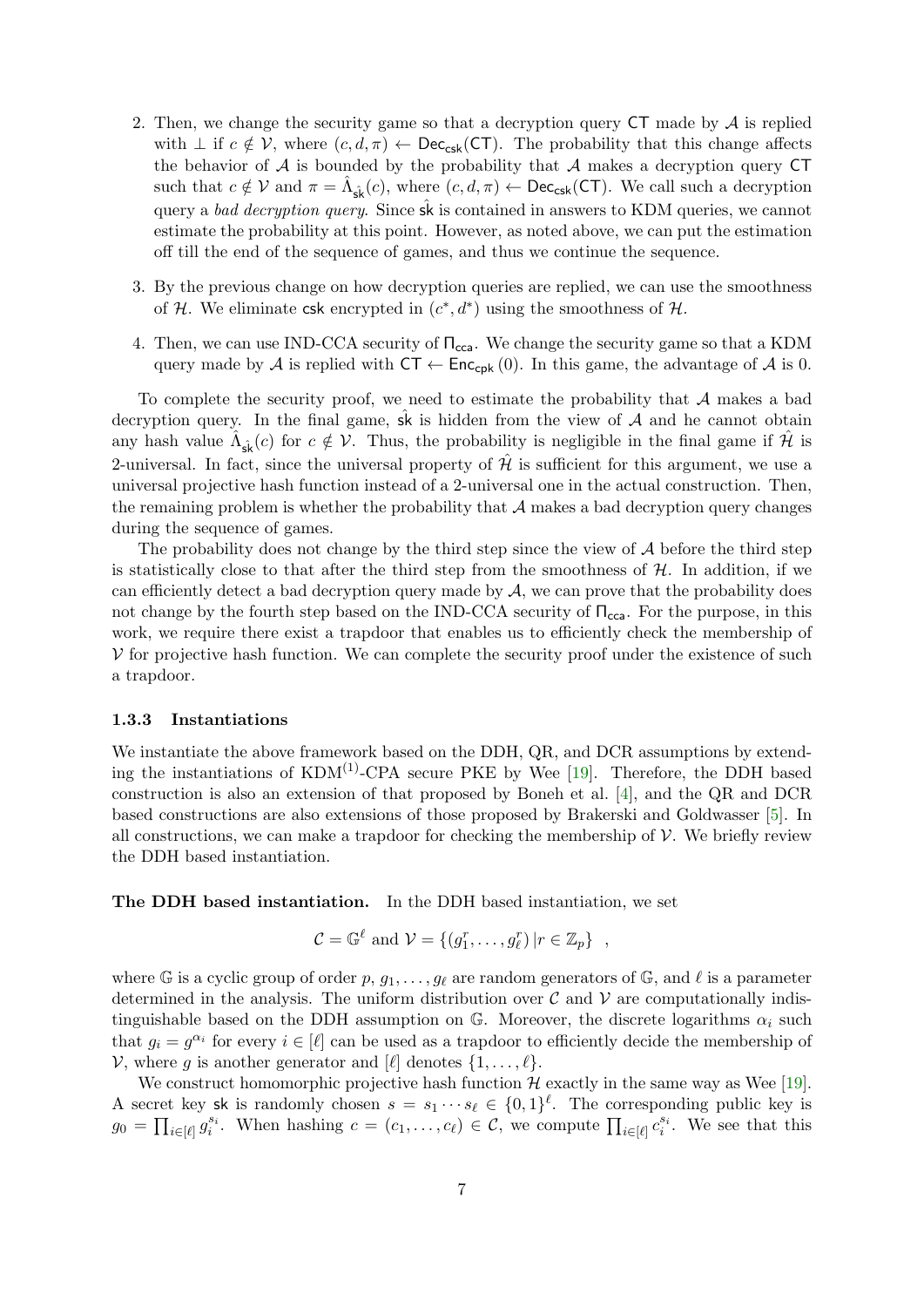2. Then, we change the security game so that a decryption query $\mathsf{CT}$ made by $\mathcal{A}$ is replied with $\bot$ if $c \notin \mathcal{V}$, where $(c, d, \pi) \leftarrow \mathsf{Dec}_{\mathsf{csk}}(\mathsf{CT})$. The probability that this change affects the behavior of $\mathcal{A}$ is bounded by the probability that $\mathcal{A}$ makes a decryption query $\mathsf{CT}$ such that $c \notin \mathcal{V}$ and $\pi = \hat{\Lambda}_{\hat{\mathsf{sk}}}(c)$, where $(c, d, \pi) \leftarrow \mathsf{Dec}_{\mathsf{csk}}(\mathsf{CT})$. We call such a decryption query a *bad decryption query*. Since $\hat{\mathsf{sk}}$ is contained in answers to KDM queries, we cannot estimate the probability at this point. However, as noted above, we can put the estimation off till the end of the sequence of games, and thus we continue the sequence.

3. By the previous change on how decryption queries are replied, we can use the smoothness of $\mathcal{H}$. We eliminate $\mathsf{csk}$ encrypted in $(c^*, d^*)$ using the smoothness of $\mathcal{H}$.

4. Then, we can use IND-CCA security of $\Pi_{\mathsf{cca}}$. We change the security game so that a KDM query made by $\mathcal{A}$ is replied with $\mathsf{CT} \leftarrow \mathsf{Enc}_{\mathsf{cpk}}(0)$. In this game, the advantage of $\mathcal{A}$ is 0.

To complete the security proof, we need to estimate the probability that $\mathcal{A}$ makes a bad decryption query. In the final game, $\hat{\mathsf{sk}}$ is hidden from the view of $\mathcal{A}$ and he cannot obtain any hash value $\hat{\Lambda}_{\hat{\mathsf{sk}}}(c)$ for $c \notin \mathcal{V}$. Thus, the probability is negligible in the final game if $\hat{\mathcal{H}}$ is 2-universal. In fact, since the universal property of $\hat{\mathcal{H}}$ is sufficient for this argument, we use a universal projective hash function instead of a 2-universal one in the actual construction. Then, the remaining problem is whether the probability that $\mathcal{A}$ makes a bad decryption query changes during the sequence of games.

The probability does not change by the third step since the view of $\mathcal{A}$ before the third step is statistically close to that after the third step from the smoothness of $\mathcal{H}$. In addition, if we can efficiently detect a bad decryption query made by $\mathcal{A}$, we can prove that the probability does not change by the fourth step based on the IND-CCA security of $\Pi_{\mathsf{cca}}$. For the purpose, in this work, we require there exist a trapdoor that enables us to efficiently check the membership of $\mathcal{V}$ for projective hash function. We can complete the security proof under the existence of such a trapdoor.

### 1.3.3 Instantiations

We instantiate the above framework based on the DDH, QR, and DCR assumptions by extending the instantiations of $\text{KDM}^{(1)}$-CPA secure PKE by Wee [19]. Therefore, the DDH based construction is also an extension of that proposed by Boneh et al. [4], and the QR and DCR based constructions are also extensions of those proposed by Brakerski and Goldwasser [5]. In all constructions, we can make a trapdoor for checking the membership of $\mathcal{V}$. We briefly review the DDH based instantiation.

**The DDH based instantiation.** In the DDH based instantiation, we set

$$\mathcal{C} = \mathbb{G}^{\ell} \text{ and } \mathcal{V} = \{(g_1^r, \ldots, g_\ell^r) \,|\, r \in \mathbb{Z}_p\} \enspace ,$$

where $\mathbb{G}$ is a cyclic group of order $p$, $g_1, \ldots, g_\ell$ are random generators of $\mathbb{G}$, and $\ell$ is a parameter determined in the analysis. The uniform distribution over $\mathcal{C}$ and $\mathcal{V}$ are computationally indistinguishable based on the DDH assumption on $\mathbb{G}$. Moreover, the discrete logarithms $\alpha_i$ such that $g_i = g^{\alpha_i}$ for every $i \in [\ell]$ can be used as a trapdoor to efficiently decide the membership of $\mathcal{V}$, where $g$ is another generator and $[\ell]$ denotes $\{1, \ldots, \ell\}$.

We construct homomorphic projective hash function $\mathcal{H}$ exactly in the same way as Wee [19]. A secret key $\mathsf{sk}$ is randomly chosen $s = s_1 \cdots s_\ell \in \{0,1\}^\ell$. The corresponding public key is $g_0 = \prod_{i \in [\ell]} g_i^{s_i}$. When hashing $c = (c_1, \ldots, c_\ell) \in \mathcal{C}$, we compute $\prod_{i \in [\ell]} c_i^{s_i}$. We see that this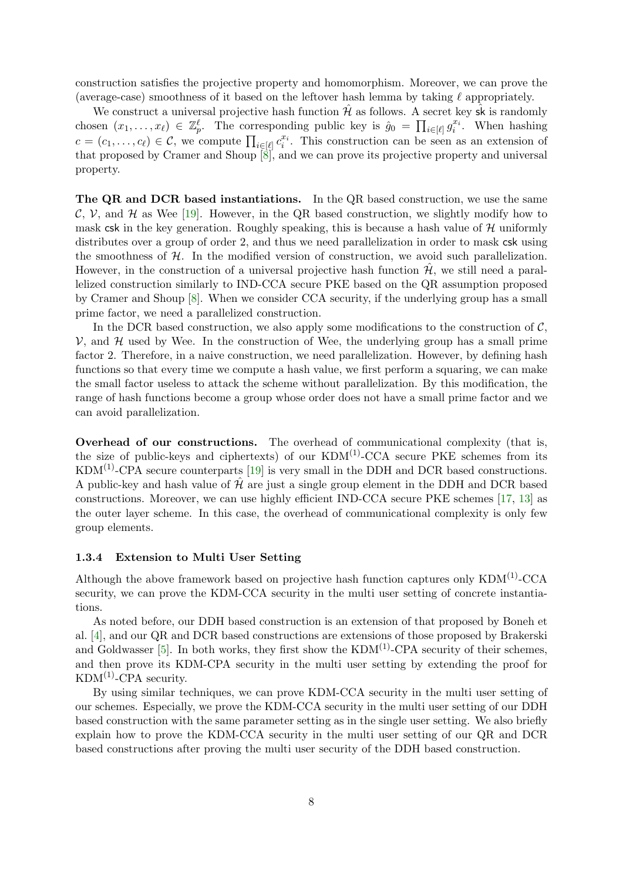construction satisfies the projective property and homomorphism. Moreover, we can prove the (average-case) smoothness of it based on the leftover hash lemma by taking $\ell$ appropriately.

We construct a universal projective hash function $\hat{\mathcal{H}}$ as follows. A secret key $\hat{\mathsf{sk}}$ is randomly chosen $(x_1, \ldots, x_\ell) \in \mathbb{Z}_p^\ell$. The corresponding public key is $\hat{g}_0 = \prod_{i \in [\ell]} g_i^{x_i}$. When hashing $c = (c_1, \ldots, c_\ell) \in \mathcal{C}$, we compute $\prod_{i \in [\ell]} c_i^{x_i}$. This construction can be seen as an extension of that proposed by Cramer and Shoup [8], and we can prove its projective property and universal property.

**The QR and DCR based instantiations.** In the QR based construction, we use the same $\mathcal{C}$, $\mathcal{V}$, and $\mathcal{H}$ as Wee [19]. However, in the QR based construction, we slightly modify how to mask $\mathsf{csk}$ in the key generation. Roughly speaking, this is because a hash value of $\mathcal{H}$ uniformly distributes over a group of order 2, and thus we need parallelization in order to mask $\mathsf{csk}$ using the smoothness of $\mathcal{H}$. In the modified version of construction, we avoid such parallelization. However, in the construction of a universal projective hash function $\hat{\mathcal{H}}$, we still need a parallelized construction similarly to IND-CCA secure PKE based on the QR assumption proposed by Cramer and Shoup [8]. When we consider CCA security, if the underlying group has a small prime factor, we need a parallelized construction.

In the DCR based construction, we also apply some modifications to the construction of $\mathcal{C}$, $\mathcal{V}$, and $\mathcal{H}$ used by Wee. In the construction of Wee, the underlying group has a small prime factor 2. Therefore, in a naive construction, we need parallelization. However, by defining hash functions so that every time we compute a hash value, we first perform a squaring, we can make the small factor useless to attack the scheme without parallelization. By this modification, the range of hash functions become a group whose order does not have a small prime factor and we can avoid parallelization.

**Overhead of our constructions.** The overhead of communicational complexity (that is, the size of public-keys and ciphertexts) of our KDM$^{(1)}$-CCA secure PKE schemes from its KDM$^{(1)}$-CPA secure counterparts [19] is very small in the DDH and DCR based constructions. A public-key and hash value of $\hat{\mathcal{H}}$ are just a single group element in the DDH and DCR based constructions. Moreover, we can use highly efficient IND-CCA secure PKE schemes [17, 13] as the outer layer scheme. In this case, the overhead of communicational complexity is only few group elements.

### 1.3.4 Extension to Multi User Setting

Although the above framework based on projective hash function captures only KDM$^{(1)}$-CCA security, we can prove the KDM-CCA security in the multi user setting of concrete instantiations.

As noted before, our DDH based construction is an extension of that proposed by Boneh et al. [4], and our QR and DCR based constructions are extensions of those proposed by Brakerski and Goldwasser [5]. In both works, they first show the KDM$^{(1)}$-CPA security of their schemes, and then prove its KDM-CPA security in the multi user setting by extending the proof for KDM$^{(1)}$-CPA security.

By using similar techniques, we can prove KDM-CCA security in the multi user setting of our schemes. Especially, we prove the KDM-CCA security in the multi user setting of our DDH based construction with the same parameter setting as in the single user setting. We also briefly explain how to prove the KDM-CCA security in the multi user setting of our QR and DCR based constructions after proving the multi user security of the DDH based construction.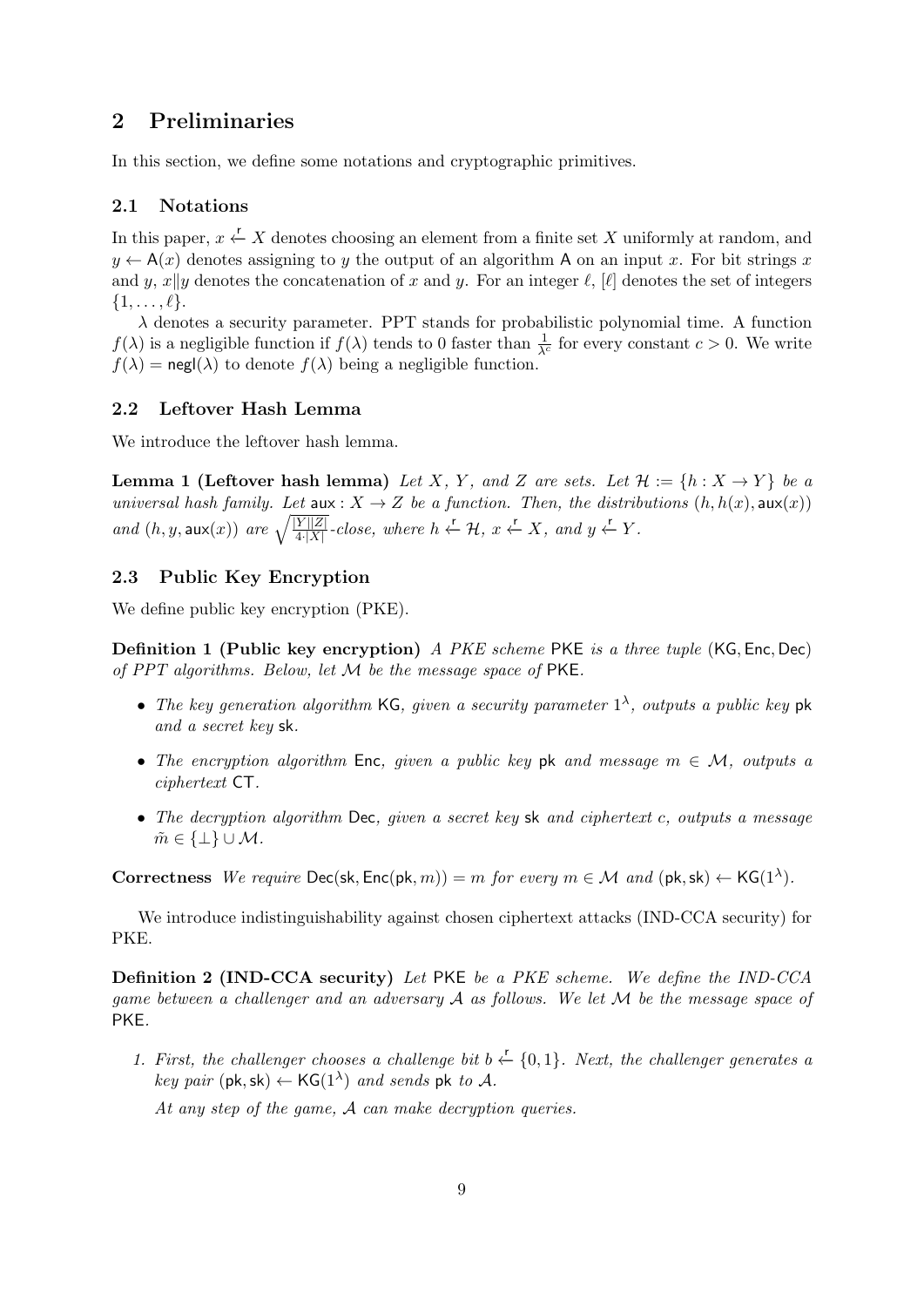## 2 Preliminaries

In this section, we define some notations and cryptographic primitives.

### 2.1 Notations

In this paper, $x \xleftarrow{r} X$ denotes choosing an element from a finite set $X$ uniformly at random, and $y \leftarrow \mathsf{A}(x)$ denotes assigning to $y$ the output of an algorithm $\mathsf{A}$ on an input $x$. For bit strings $x$ and $y$, $x \| y$ denotes the concatenation of $x$ and $y$. For an integer $\ell$, $[\ell]$ denotes the set of integers $\{1, \ldots, \ell\}$.

$\lambda$ denotes a security parameter. PPT stands for probabilistic polynomial time. A function $f(\lambda)$ is a negligible function if $f(\lambda)$ tends to 0 faster than $\frac{1}{\lambda^c}$ for every constant $c > 0$. We write $f(\lambda) = \mathsf{negl}(\lambda)$ to denote $f(\lambda)$ being a negligible function.

### 2.2 Leftover Hash Lemma

We introduce the leftover hash lemma.

**Lemma 1 (Leftover hash lemma)** *Let $X$, $Y$, and $Z$ are sets. Let $\mathcal{H} := \{h : X \rightarrow Y\}$ be a universal hash family. Let $\mathsf{aux} : X \rightarrow Z$ be a function. Then, the distributions $(h, h(x), \mathsf{aux}(x))$ and $(h, y, \mathsf{aux}(x))$ are $\sqrt{\frac{|Y||Z|}{4 \cdot |X|}}$-close, where $h \xleftarrow{r} \mathcal{H}$, $x \xleftarrow{r} X$, and $y \xleftarrow{r} Y$.*

### 2.3 Public Key Encryption

We define public key encryption (PKE).

**Definition 1 (Public key encryption)** *A PKE scheme $\mathsf{PKE}$ is a three tuple $(\mathsf{KG}, \mathsf{Enc}, \mathsf{Dec})$ of PPT algorithms. Below, let $\mathcal{M}$ be the message space of $\mathsf{PKE}$.*

- *The key generation algorithm $\mathsf{KG}$, given a security parameter $1^\lambda$, outputs a public key $\mathsf{pk}$ and a secret key $\mathsf{sk}$.*
- *The encryption algorithm $\mathsf{Enc}$, given a public key $\mathsf{pk}$ and message $m \in \mathcal{M}$, outputs a ciphertext $\mathsf{CT}$.*
- *The decryption algorithm $\mathsf{Dec}$, given a secret key $\mathsf{sk}$ and ciphertext $c$, outputs a message $\tilde{m} \in \{\bot\} \cup \mathcal{M}$.*

**Correctness** *We require $\mathsf{Dec}(\mathsf{sk}, \mathsf{Enc}(\mathsf{pk}, m)) = m$ for every $m \in \mathcal{M}$ and $(\mathsf{pk}, \mathsf{sk}) \leftarrow \mathsf{KG}(1^\lambda)$.*

We introduce indistinguishability against chosen ciphertext attacks (IND-CCA security) for PKE.

**Definition 2 (IND-CCA security)** *Let $\mathsf{PKE}$ be a PKE scheme. We define the IND-CCA game between a challenger and an adversary $\mathcal{A}$ as follows. We let $\mathcal{M}$ be the message space of $\mathsf{PKE}$.*

1. *First, the challenger chooses a challenge bit $b \xleftarrow{r} \{0, 1\}$. Next, the challenger generates a key pair $(\mathsf{pk}, \mathsf{sk}) \leftarrow \mathsf{KG}(1^\lambda)$ and sends $\mathsf{pk}$ to $\mathcal{A}$.*

   *At any step of the game, $\mathcal{A}$ can make decryption queries.*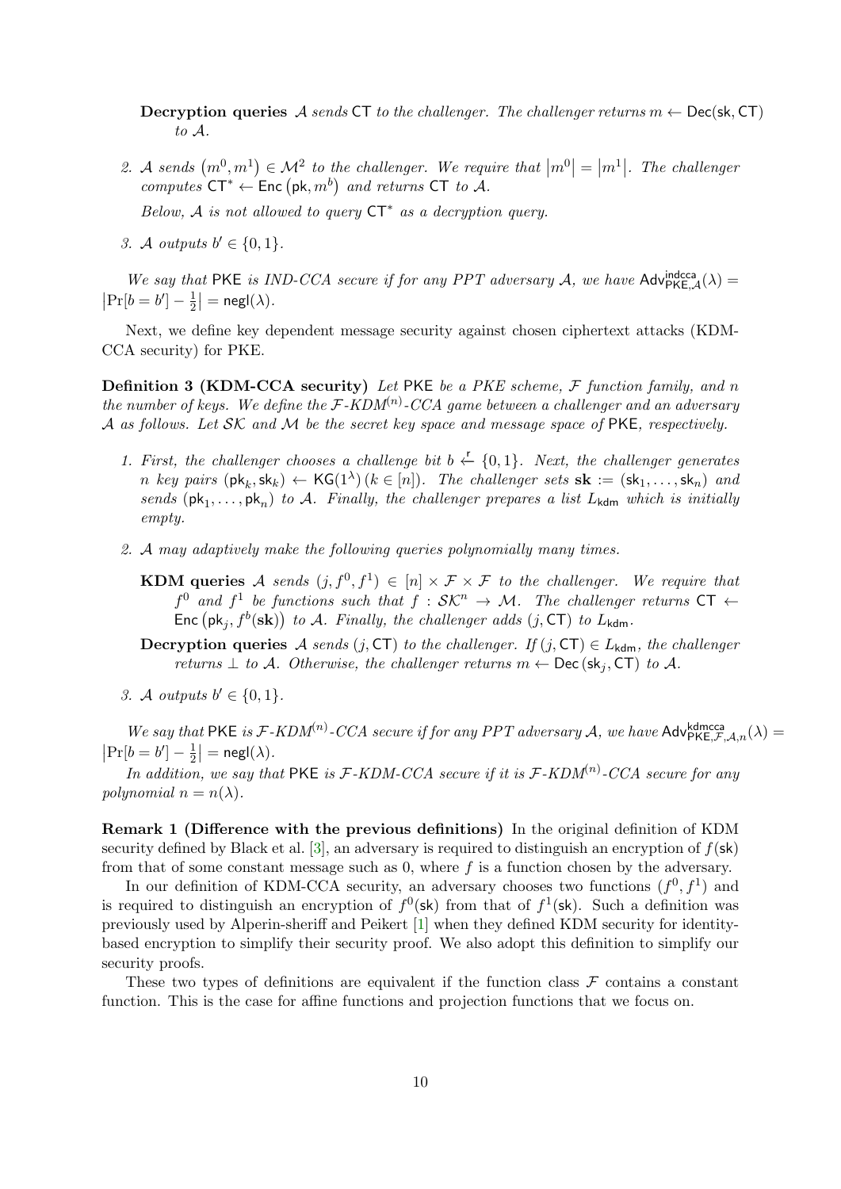**Decryption queries** $\mathcal{A}$ *sends* $\mathsf{CT}$ *to the challenger. The challenger returns* $m \leftarrow \mathsf{Dec}(\mathsf{sk}, \mathsf{CT})$ *to* $\mathcal{A}$*.*

2. *$\mathcal{A}$ sends $(m^0, m^1) \in \mathcal{M}^2$ to the challenger. We require that $|m^0| = |m^1|$. The challenger computes $\mathsf{CT}^* \leftarrow \mathsf{Enc}(\mathsf{pk}, m^b)$ and returns $\mathsf{CT}$ to $\mathcal{A}$.*

   *Below, $\mathcal{A}$ is not allowed to query $\mathsf{CT}^*$ as a decryption query.*

3. *$\mathcal{A}$ outputs $b' \in \{0, 1\}$.*

*We say that* $\mathsf{PKE}$ *is IND-CCA secure if for any PPT adversary* $\mathcal{A}$*, we have* $\mathsf{Adv}^{\mathsf{indcca}}_{\mathsf{PKE},\mathcal{A}}(\lambda) = \left|\Pr[b = b'] - \frac{1}{2}\right| = \mathsf{negl}(\lambda)$*.*

Next, we define key dependent message security against chosen ciphertext attacks (KDM-CCA security) for PKE.

**Definition 3 (KDM-CCA security)** *Let* $\mathsf{PKE}$ *be a PKE scheme,* $\mathcal{F}$ *function family, and* $n$ *the number of keys. We define the* $\mathcal{F}$*-KDM*$^{(n)}$*-CCA game between a challenger and an adversary* $\mathcal{A}$ *as follows. Let* $\mathcal{SK}$ *and* $\mathcal{M}$ *be the secret key space and message space of* $\mathsf{PKE}$*, respectively.*

1. *First, the challenger chooses a challenge bit $b \xleftarrow{r} \{0, 1\}$. Next, the challenger generates $n$ key pairs $(\mathsf{pk}_k, \mathsf{sk}_k) \leftarrow \mathsf{KG}(1^\lambda)\,(k \in [n])$. The challenger sets $\mathbf{sk} := (\mathsf{sk}_1, \ldots, \mathsf{sk}_n)$ and sends $(\mathsf{pk}_1, \ldots, \mathsf{pk}_n)$ to $\mathcal{A}$. Finally, the challenger prepares a list $L_{\mathsf{kdm}}$ which is initially empty.*

2. *$\mathcal{A}$ may adaptively make the following queries polynomially many times.*

   **KDM queries** $\mathcal{A}$ *sends* $(j, f^0, f^1) \in [n] \times \mathcal{F} \times \mathcal{F}$ *to the challenger. We require that* $f^0$ *and* $f^1$ *be functions such that* $f : \mathcal{SK}^n \to \mathcal{M}$*. The challenger returns* $\mathsf{CT} \leftarrow \mathsf{Enc}\left(\mathsf{pk}_j, f^b(\mathbf{sk})\right)$ *to* $\mathcal{A}$*. Finally, the challenger adds* $(j, \mathsf{CT})$ *to* $L_{\mathsf{kdm}}$*.*

   **Decryption queries** $\mathcal{A}$ *sends* $(j, \mathsf{CT})$ *to the challenger. If* $(j, \mathsf{CT}) \in L_{\mathsf{kdm}}$*, the challenger returns* $\bot$ *to* $\mathcal{A}$*. Otherwise, the challenger returns* $m \leftarrow \mathsf{Dec}(\mathsf{sk}_j, \mathsf{CT})$ *to* $\mathcal{A}$*.*

3. *$\mathcal{A}$ outputs $b' \in \{0, 1\}$.*

*We say that* $\mathsf{PKE}$ *is* $\mathcal{F}$*-KDM*$^{(n)}$*-CCA secure if for any PPT adversary* $\mathcal{A}$*, we have* $\mathsf{Adv}^{\mathsf{kdmcca}}_{\mathsf{PKE},\mathcal{F},\mathcal{A},n}(\lambda) = \left|\Pr[b = b'] - \frac{1}{2}\right| = \mathsf{negl}(\lambda)$*.*

*In addition, we say that* $\mathsf{PKE}$ *is* $\mathcal{F}$*-KDM-CCA secure if it is* $\mathcal{F}$*-KDM*$^{(n)}$*-CCA secure for any polynomial* $n = n(\lambda)$*.*

**Remark 1 (Difference with the previous definitions)** In the original definition of KDM security defined by Black et al. [3], an adversary is required to distinguish an encryption of $f(\mathsf{sk})$ from that of some constant message such as 0, where $f$ is a function chosen by the adversary.

In our definition of KDM-CCA security, an adversary chooses two functions $(f^0, f^1)$ and is required to distinguish an encryption of $f^0(\mathsf{sk})$ from that of $f^1(\mathsf{sk})$. Such a definition was previously used by Alperin-sheriff and Peikert [1] when they defined KDM security for identity-based encryption to simplify their security proof. We also adopt this definition to simplify our security proofs.

These two types of definitions are equivalent if the function class $\mathcal{F}$ contains a constant function. This is the case for affine functions and projection functions that we focus on.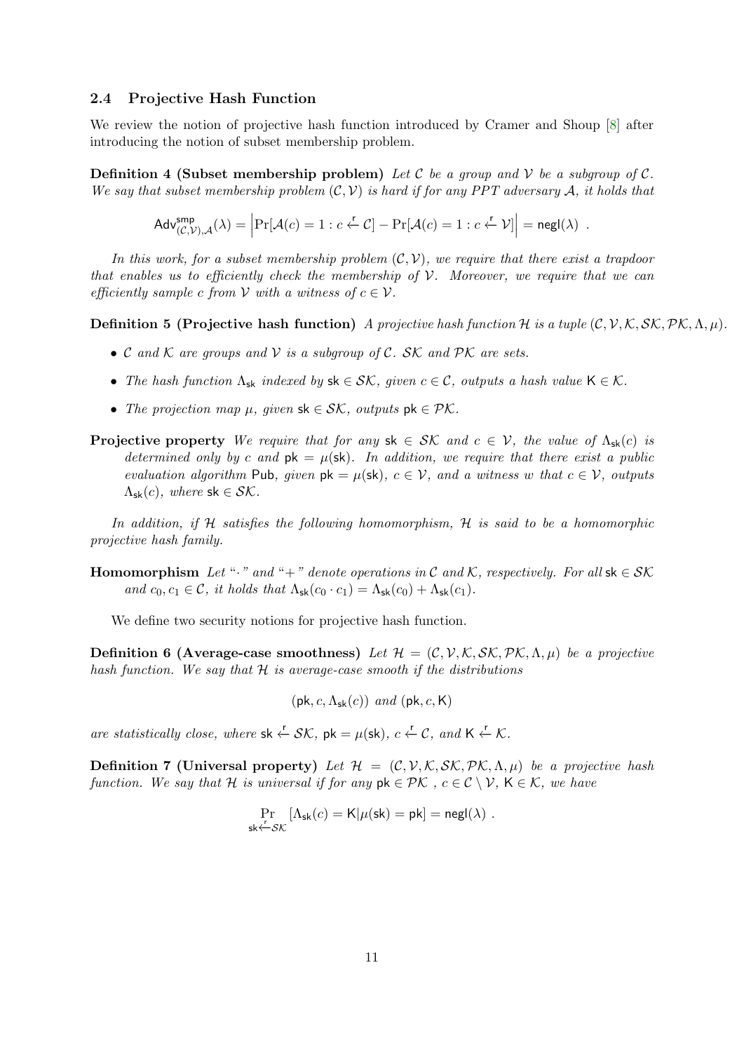### 2.4 Projective Hash Function

We review the notion of projective hash function introduced by Cramer and Shoup [8] after introducing the notion of subset membership problem.

**Definition 4 (Subset membership problem)** *Let $\mathcal{C}$ be a group and $\mathcal{V}$ be a subgroup of $\mathcal{C}$. We say that subset membership problem $(\mathcal{C}, \mathcal{V})$ is hard if for any PPT adversary $\mathcal{A}$, it holds that*

$$\mathsf{Adv}^{\mathsf{smp}}_{(\mathcal{C},\mathcal{V}),\mathcal{A}}(\lambda) = \left|\Pr[\mathcal{A}(c) = 1 : c \xleftarrow{\mathsf{r}} \mathcal{C}] - \Pr[\mathcal{A}(c) = 1 : c \xleftarrow{\mathsf{r}} \mathcal{V}]\right| = \mathsf{negl}(\lambda) \enspace .$$

*In this work, for a subset membership problem $(\mathcal{C}, \mathcal{V})$, we require that there exist a trapdoor that enables us to efficiently check the membership of $\mathcal{V}$. Moreover, we require that we can efficiently sample $c$ from $\mathcal{V}$ with a witness of $c \in \mathcal{V}$.*

**Definition 5 (Projective hash function)** *A projective hash function $\mathcal{H}$ is a tuple $(\mathcal{C}, \mathcal{V}, \mathcal{K}, \mathcal{SK}, \mathcal{PK}, \Lambda, \mu)$.*

- *$\mathcal{C}$ and $\mathcal{K}$ are groups and $\mathcal{V}$ is a subgroup of $\mathcal{C}$. $\mathcal{SK}$ and $\mathcal{PK}$ are sets.*
- *The hash function $\Lambda_{\mathsf{sk}}$ indexed by $\mathsf{sk} \in \mathcal{SK}$, given $c \in \mathcal{C}$, outputs a hash value $\mathsf{K} \in \mathcal{K}$.*
- *The projection map $\mu$, given $\mathsf{sk} \in \mathcal{SK}$, outputs $\mathsf{pk} \in \mathcal{PK}$.*

**Projective property** *We require that for any $\mathsf{sk} \in \mathcal{SK}$ and $c \in \mathcal{V}$, the value of $\Lambda_{\mathsf{sk}}(c)$ is determined only by $c$ and $\mathsf{pk} = \mu(\mathsf{sk})$. In addition, we require that there exist a public evaluation algorithm $\mathsf{Pub}$, given $\mathsf{pk} = \mu(\mathsf{sk})$, $c \in \mathcal{V}$, and a witness $w$ that $c \in \mathcal{V}$, outputs $\Lambda_{\mathsf{sk}}(c)$, where $\mathsf{sk} \in \mathcal{SK}$.*

*In addition, if $\mathcal{H}$ satisfies the following homomorphism, $\mathcal{H}$ is said to be a homomorphic projective hash family.*

**Homomorphism** *Let "$\cdot$" and "$+$" denote operations in $\mathcal{C}$ and $\mathcal{K}$, respectively. For all $\mathsf{sk} \in \mathcal{SK}$ and $c_0, c_1 \in \mathcal{C}$, it holds that $\Lambda_{\mathsf{sk}}(c_0 \cdot c_1) = \Lambda_{\mathsf{sk}}(c_0) + \Lambda_{\mathsf{sk}}(c_1)$.*

We define two security notions for projective hash function.

**Definition 6 (Average-case smoothness)** *Let $\mathcal{H} = (\mathcal{C}, \mathcal{V}, \mathcal{K}, \mathcal{SK}, \mathcal{PK}, \Lambda, \mu)$ be a projective hash function. We say that $\mathcal{H}$ is average-case smooth if the distributions*

$$(\mathsf{pk}, c, \Lambda_{\mathsf{sk}}(c)) \text{ and } (\mathsf{pk}, c, \mathsf{K})$$

*are statistically close, where $\mathsf{sk} \xleftarrow{\mathsf{r}} \mathcal{SK}$, $\mathsf{pk} = \mu(\mathsf{sk})$, $c \xleftarrow{\mathsf{r}} \mathcal{C}$, and $\mathsf{K} \xleftarrow{\mathsf{r}} \mathcal{K}$.*

**Definition 7 (Universal property)** *Let $\mathcal{H} = (\mathcal{C}, \mathcal{V}, \mathcal{K}, \mathcal{SK}, \mathcal{PK}, \Lambda, \mu)$ be a projective hash function. We say that $\mathcal{H}$ is universal if for any $\mathsf{pk} \in \mathcal{PK}$ , $c \in \mathcal{C} \setminus \mathcal{V}$, $\mathsf{K} \in \mathcal{K}$, we have*

$$\Pr_{\mathsf{sk} \xleftarrow{\mathsf{r}} \mathcal{SK}}[\Lambda_{\mathsf{sk}}(c) = \mathsf{K} | \mu(\mathsf{sk}) = \mathsf{pk}] = \mathsf{negl}(\lambda) \enspace .$$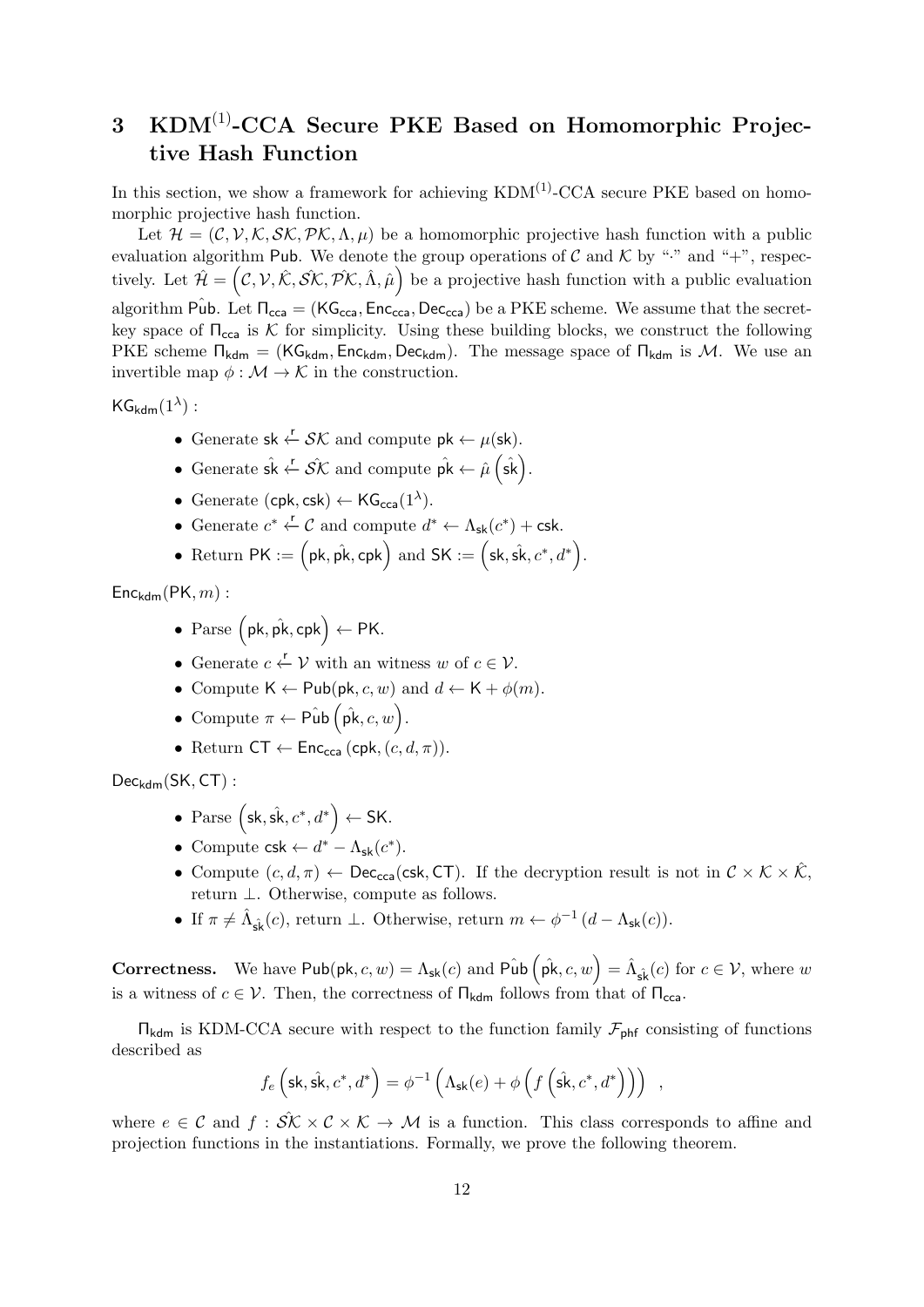# 3 KDM$^{(1)}$-CCA Secure PKE Based on Homomorphic Projective Hash Function

In this section, we show a framework for achieving KDM$^{(1)}$-CCA secure PKE based on homomorphic projective hash function.

Let $\mathcal{H} = (\mathcal{C}, \mathcal{V}, \mathcal{K}, \mathcal{SK}, \mathcal{PK}, \Lambda, \mu)$ be a homomorphic projective hash function with a public evaluation algorithm $\mathsf{Pub}$. We denote the group operations of $\mathcal{C}$ and $\mathcal{K}$ by "$\cdot$" and "$+$", respectively. Let $\hat{\mathcal{H}} = \left(\mathcal{C}, \mathcal{V}, \hat{\mathcal{K}}, \hat{\mathcal{SK}}, \hat{\mathcal{PK}}, \hat{\Lambda}, \hat{\mu}\right)$ be a projective hash function with a public evaluation algorithm $\hat{\mathsf{Pub}}$. Let $\Pi_{\mathsf{cca}} = (\mathsf{KG}_{\mathsf{cca}}, \mathsf{Enc}_{\mathsf{cca}}, \mathsf{Dec}_{\mathsf{cca}})$ be a PKE scheme. We assume that the secret-key space of $\Pi_{\mathsf{cca}}$ is $\mathcal{K}$ for simplicity. Using these building blocks, we construct the following PKE scheme $\Pi_{\mathsf{kdm}} = (\mathsf{KG}_{\mathsf{kdm}}, \mathsf{Enc}_{\mathsf{kdm}}, \mathsf{Dec}_{\mathsf{kdm}})$. The message space of $\Pi_{\mathsf{kdm}}$ is $\mathcal{M}$. We use an invertible map $\phi : \mathcal{M} \to \mathcal{K}$ in the construction.

$\mathsf{KG}_{\mathsf{kdm}}(1^\lambda)$ :

- Generate $\mathsf{sk} \xleftarrow{\mathsf{r}} \mathcal{SK}$ and compute $\mathsf{pk} \leftarrow \mu(\mathsf{sk})$.
- Generate $\hat{\mathsf{sk}} \xleftarrow{\mathsf{r}} \hat{\mathcal{SK}}$ and compute $\hat{\mathsf{pk}} \leftarrow \hat{\mu}\left(\hat{\mathsf{sk}}\right)$.
- Generate $(\mathsf{cpk}, \mathsf{csk}) \leftarrow \mathsf{KG}_{\mathsf{cca}}(1^\lambda)$.
- Generate $c^* \xleftarrow{\mathsf{r}} \mathcal{C}$ and compute $d^* \leftarrow \Lambda_{\mathsf{sk}}(c^*) + \mathsf{csk}$.
- Return $\mathsf{PK} := \left(\mathsf{pk}, \hat{\mathsf{pk}}, \mathsf{cpk}\right)$ and $\mathsf{SK} := \left(\mathsf{sk}, \hat{\mathsf{sk}}, c^*, d^*\right)$.

$\mathsf{Enc}_{\mathsf{kdm}}(\mathsf{PK}, m)$ :

- Parse $\left(\mathsf{pk}, \hat{\mathsf{pk}}, \mathsf{cpk}\right) \leftarrow \mathsf{PK}$.
- Generate $c \xleftarrow{\mathsf{r}} \mathcal{V}$ with an witness $w$ of $c \in \mathcal{V}$.
- Compute $\mathsf{K} \leftarrow \mathsf{Pub}(\mathsf{pk}, c, w)$ and $d \leftarrow \mathsf{K} + \phi(m)$.
- Compute $\pi \leftarrow \hat{\mathsf{Pub}}\left(\hat{\mathsf{pk}}, c, w\right)$.
- Return $\mathsf{CT} \leftarrow \mathsf{Enc}_{\mathsf{cca}}\left(\mathsf{cpk}, (c, d, \pi)\right)$.

$\mathsf{Dec}_{\mathsf{kdm}}(\mathsf{SK}, \mathsf{CT})$ :

- Parse $\left(\mathsf{sk}, \hat{\mathsf{sk}}, c^*, d^*\right) \leftarrow \mathsf{SK}$.
- Compute $\mathsf{csk} \leftarrow d^* - \Lambda_{\mathsf{sk}}(c^*)$.
- Compute $(c, d, \pi) \leftarrow \mathsf{Dec}_{\mathsf{cca}}(\mathsf{csk}, \mathsf{CT})$. If the decryption result is not in $\mathcal{C} \times \mathcal{K} \times \hat{\mathcal{K}}$, return $\bot$. Otherwise, compute as follows.
- If $\pi \neq \hat{\Lambda}_{\hat{\mathsf{sk}}}(c)$, return $\bot$. Otherwise, return $m \leftarrow \phi^{-1}\left(d - \Lambda_{\mathsf{sk}}(c)\right)$.

**Correctness.** We have $\mathsf{Pub}(\mathsf{pk}, c, w) = \Lambda_{\mathsf{sk}}(c)$ and $\hat{\mathsf{Pub}}\left(\hat{\mathsf{pk}}, c, w\right) = \hat{\Lambda}_{\hat{\mathsf{sk}}}(c)$ for $c \in \mathcal{V}$, where $w$ is a witness of $c \in \mathcal{V}$. Then, the correctness of $\Pi_{\mathsf{kdm}}$ follows from that of $\Pi_{\mathsf{cca}}$.

$\Pi_{\mathsf{kdm}}$ is KDM-CCA secure with respect to the function family $\mathcal{F}_{\mathsf{phf}}$ consisting of functions described as

$$f_e\left(\mathsf{sk}, \hat{\mathsf{sk}}, c^*, d^*\right) = \phi^{-1}\left(\Lambda_{\mathsf{sk}}(e) + \phi\left(f\left(\hat{\mathsf{sk}}, c^*, d^*\right)\right)\right) \quad ,$$

where $e \in \mathcal{C}$ and $f : \hat{\mathcal{SK}} \times \mathcal{C} \times \mathcal{K} \to \mathcal{M}$ is a function. This class corresponds to affine and projection functions in the instantiations. Formally, we prove the following theorem.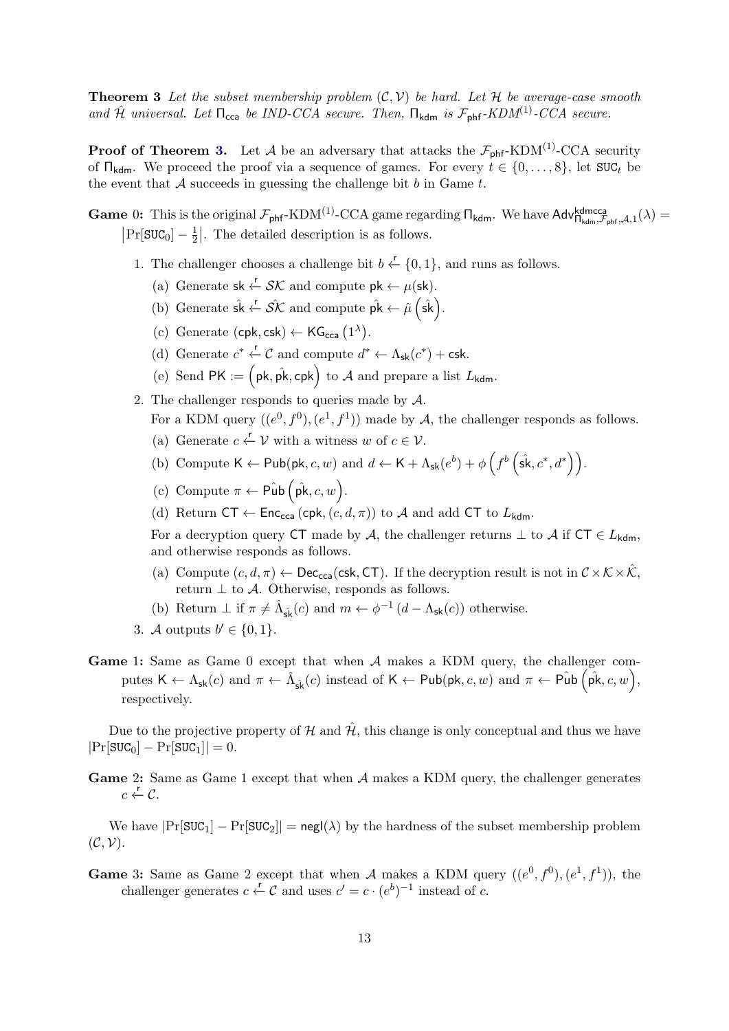**Theorem 3** *Let the subset membership problem $(\mathcal{C}, \mathcal{V})$ be hard. Let $\mathcal{H}$ be average-case smooth and $\hat{\mathcal{H}}$ universal. Let $\Pi_{\mathsf{cca}}$ be IND-CCA secure. Then, $\Pi_{\mathsf{kdm}}$ is $\mathcal{F}_{\mathsf{phf}}$-KDM$^{(1)}$-CCA secure.*

**Proof of Theorem 3.** Let $\mathcal{A}$ be an adversary that attacks the $\mathcal{F}_{\mathsf{phf}}$-KDM$^{(1)}$-CCA security of $\Pi_{\mathsf{kdm}}$. We proceed the proof via a sequence of games. For every $t \in \{0, \ldots, 8\}$, let $\mathtt{SUC}_t$ be the event that $\mathcal{A}$ succeeds in guessing the challenge bit $b$ in Game $t$.

**Game 0:** This is the original $\mathcal{F}_{\mathsf{phf}}$-KDM$^{(1)}$-CCA game regarding $\Pi_{\mathsf{kdm}}$. We have $\mathsf{Adv}^{\mathsf{kdmcca}}_{\Pi_{\mathsf{kdm}}, \mathcal{F}_{\mathsf{phf}}, \mathcal{A}, 1}(\lambda) = \left|\Pr[\mathtt{SUC}_0] - \frac{1}{2}\right|$. The detailed description is as follows.

1. The challenger chooses a challenge bit $b \xleftarrow{\mathsf{r}} \{0, 1\}$, and runs as follows.
   (a) Generate $\mathsf{sk} \xleftarrow{\mathsf{r}} \mathcal{SK}$ and compute $\mathsf{pk} \leftarrow \mu(\mathsf{sk})$.
   (b) Generate $\hat{\mathsf{sk}} \xleftarrow{\mathsf{r}} \hat{\mathcal{SK}}$ and compute $\hat{\mathsf{pk}} \leftarrow \hat{\mu}\left(\hat{\mathsf{sk}}\right)$.
   (c) Generate $(\mathsf{cpk}, \mathsf{csk}) \leftarrow \mathsf{KG}_{\mathsf{cca}}\left(1^\lambda\right)$.
   (d) Generate $c^* \xleftarrow{\mathsf{r}} \mathcal{C}$ and compute $d^* \leftarrow \Lambda_{\mathsf{sk}}(c^*) + \mathsf{csk}$.
   (e) Send $\mathsf{PK} := \left(\mathsf{pk}, \hat{\mathsf{pk}}, \mathsf{cpk}\right)$ to $\mathcal{A}$ and prepare a list $L_{\mathsf{kdm}}$.
2. The challenger responds to queries made by $\mathcal{A}$.
   For a KDM query $((e^0, f^0), (e^1, f^1))$ made by $\mathcal{A}$, the challenger responds as follows.
   (a) Generate $c \xleftarrow{\mathsf{r}} \mathcal{V}$ with a witness $w$ of $c \in \mathcal{V}$.
   (b) Compute $\mathsf{K} \leftarrow \mathsf{Pub}(\mathsf{pk}, c, w)$ and $d \leftarrow \mathsf{K} + \Lambda_{\mathsf{sk}}(e^b) + \phi\left(f^b\left(\hat{\mathsf{sk}}, c^*, d^*\right)\right)$.
   (c) Compute $\pi \leftarrow \hat{\mathsf{Pub}}\left(\hat{\mathsf{pk}}, c, w\right)$.
   (d) Return $\mathsf{CT} \leftarrow \mathsf{Enc}_{\mathsf{cca}}(\mathsf{cpk}, (c, d, \pi))$ to $\mathcal{A}$ and add $\mathsf{CT}$ to $L_{\mathsf{kdm}}$.

   For a decryption query $\mathsf{CT}$ made by $\mathcal{A}$, the challenger returns $\perp$ to $\mathcal{A}$ if $\mathsf{CT} \in L_{\mathsf{kdm}}$, and otherwise responds as follows.
   (a) Compute $(c, d, \pi) \leftarrow \mathsf{Dec}_{\mathsf{cca}}(\mathsf{csk}, \mathsf{CT})$. If the decryption result is not in $\mathcal{C} \times \mathcal{K} \times \hat{\mathcal{K}}$, return $\perp$ to $\mathcal{A}$. Otherwise, responds as follows.
   (b) Return $\perp$ if $\pi \neq \hat{\Lambda}_{\hat{\mathsf{sk}}}(c)$ and $m \leftarrow \phi^{-1}(d - \Lambda_{\mathsf{sk}}(c))$ otherwise.
3. $\mathcal{A}$ outputs $b' \in \{0, 1\}$.

**Game 1:** Same as Game 0 except that when $\mathcal{A}$ makes a KDM query, the challenger computes $\mathsf{K} \leftarrow \Lambda_{\mathsf{sk}}(c)$ and $\pi \leftarrow \hat{\Lambda}_{\hat{\mathsf{sk}}}(c)$ instead of $\mathsf{K} \leftarrow \mathsf{Pub}(\mathsf{pk}, c, w)$ and $\pi \leftarrow \hat{\mathsf{Pub}}\left(\hat{\mathsf{pk}}, c, w\right)$, respectively.

Due to the projective property of $\mathcal{H}$ and $\hat{\mathcal{H}}$, this change is only conceptual and thus we have $|\Pr[\mathtt{SUC}_0] - \Pr[\mathtt{SUC}_1]| = 0$.

**Game 2:** Same as Game 1 except that when $\mathcal{A}$ makes a KDM query, the challenger generates $c \xleftarrow{\mathsf{r}} \mathcal{C}$.

We have $|\Pr[\mathtt{SUC}_1] - \Pr[\mathtt{SUC}_2]| = \mathsf{negl}(\lambda)$ by the hardness of the subset membership problem $(\mathcal{C}, \mathcal{V})$.

**Game 3:** Same as Game 2 except that when $\mathcal{A}$ makes a KDM query $((e^0, f^0), (e^1, f^1))$, the challenger generates $c \xleftarrow{\mathsf{r}} \mathcal{C}$ and uses $c' = c \cdot (e^b)^{-1}$ instead of $c$.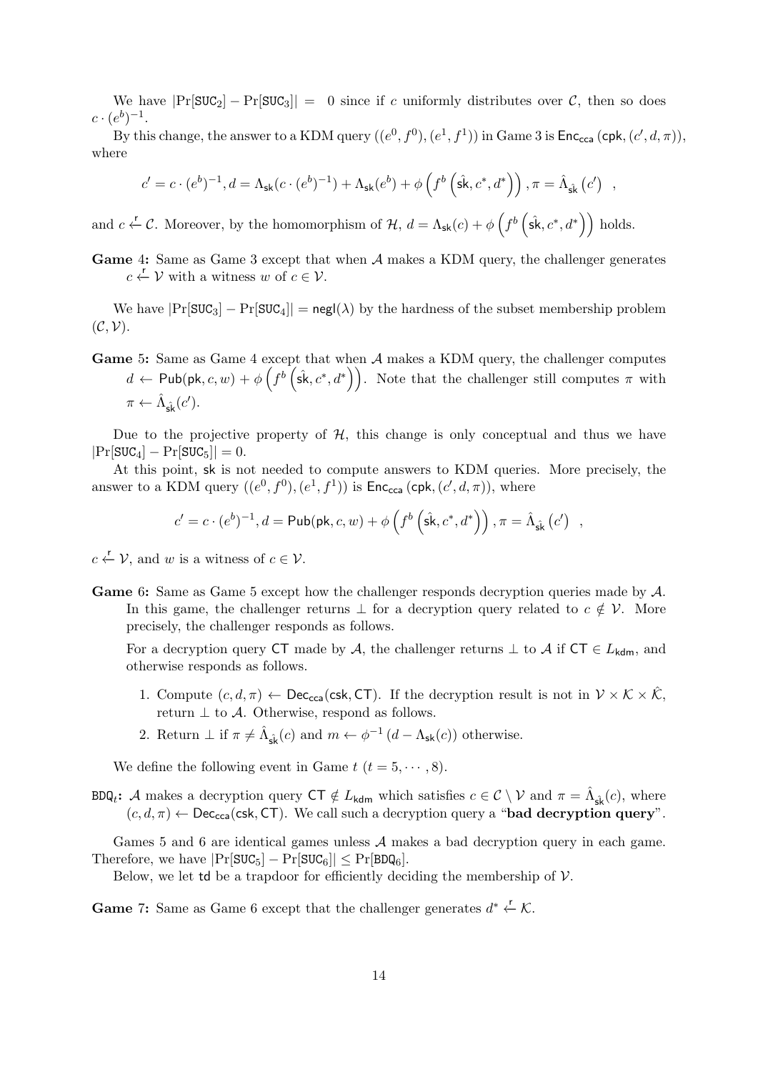We have $|\Pr[\mathtt{SUC}_2] - \Pr[\mathtt{SUC}_3]| = 0$ since if $c$ uniformly distributes over $\mathcal{C}$, then so does $c \cdot (e^b)^{-1}$.

By this change, the answer to a KDM query $((e^0, f^0), (e^1, f^1))$ in Game 3 is $\mathsf{Enc}_{\mathsf{cca}}(\mathsf{cpk}, (c', d, \pi))$, where

$$c' = c \cdot (e^b)^{-1}, d = \Lambda_{\mathsf{sk}}(c \cdot (e^b)^{-1}) + \Lambda_{\mathsf{sk}}(e^b) + \phi\left(f^b\left(\hat{\mathsf{sk}}, c^*, d^*\right)\right), \pi = \hat{\Lambda}_{\hat{\mathsf{sk}}}\left(c'\right) \quad ,$$

and $c \xleftarrow{\mathsf{r}} \mathcal{C}$. Moreover, by the homomorphism of $\mathcal{H}$, $d = \Lambda_{\mathsf{sk}}(c) + \phi\left(f^b\left(\hat{\mathsf{sk}}, c^*, d^*\right)\right)$ holds.

**Game 4:** Same as Game 3 except that when $\mathcal{A}$ makes a KDM query, the challenger generates $c \xleftarrow{\mathsf{r}} \mathcal{V}$ with a witness $w$ of $c \in \mathcal{V}$.

We have $|\Pr[\mathtt{SUC}_3] - \Pr[\mathtt{SUC}_4]| = \mathsf{negl}(\lambda)$ by the hardness of the subset membership problem $(\mathcal{C}, \mathcal{V})$.

**Game 5:** Same as Game 4 except that when $\mathcal{A}$ makes a KDM query, the challenger computes $d \leftarrow \mathsf{Pub}(\mathsf{pk}, c, w) + \phi\left(f^b\left(\hat{\mathsf{sk}}, c^*, d^*\right)\right)$. Note that the challenger still computes $\pi$ with $\pi \leftarrow \hat{\Lambda}_{\hat{\mathsf{sk}}}(c')$.

Due to the projective property of $\mathcal{H}$, this change is only conceptual and thus we have $|\Pr[\mathtt{SUC}_4] - \Pr[\mathtt{SUC}_5]| = 0$.

At this point, $\mathsf{sk}$ is not needed to compute answers to KDM queries. More precisely, the answer to a KDM query $((e^0, f^0), (e^1, f^1))$ is $\mathsf{Enc}_{\mathsf{cca}}(\mathsf{cpk}, (c', d, \pi))$, where

$$c' = c \cdot (e^b)^{-1}, d = \mathsf{Pub}(\mathsf{pk}, c, w) + \phi\left(f^b\left(\hat{\mathsf{sk}}, c^*, d^*\right)\right), \pi = \hat{\Lambda}_{\hat{\mathsf{sk}}}\left(c'\right) \quad ,$$

$c \xleftarrow{\mathsf{r}} \mathcal{V}$, and $w$ is a witness of $c \in \mathcal{V}$.

**Game 6:** Same as Game 5 except how the challenger responds decryption queries made by $\mathcal{A}$. In this game, the challenger returns $\perp$ for a decryption query related to $c \notin \mathcal{V}$. More precisely, the challenger responds as follows.

For a decryption query $\mathsf{CT}$ made by $\mathcal{A}$, the challenger returns $\perp$ to $\mathcal{A}$ if $\mathsf{CT} \in L_{\mathsf{kdm}}$, and otherwise responds as follows.

1. Compute $(c, d, \pi) \leftarrow \mathsf{Dec}_{\mathsf{cca}}(\mathsf{csk}, \mathsf{CT})$. If the decryption result is not in $\mathcal{V} \times \mathcal{K} \times \hat{\mathcal{K}}$, return $\perp$ to $\mathcal{A}$. Otherwise, respond as follows.
2. Return $\perp$ if $\pi \neq \hat{\Lambda}_{\hat{\mathsf{sk}}}(c)$ and $m \leftarrow \phi^{-1}\left(d - \Lambda_{\mathsf{sk}}(c)\right)$ otherwise.

We define the following event in Game $t$ $(t = 5, \cdots, 8)$.

$\mathtt{BDQ}_t$**:** $\mathcal{A}$ makes a decryption query $\mathsf{CT} \notin L_{\mathsf{kdm}}$ which satisfies $c \in \mathcal{C} \setminus \mathcal{V}$ and $\pi = \hat{\Lambda}_{\hat{\mathsf{sk}}}(c)$, where $(c, d, \pi) \leftarrow \mathsf{Dec}_{\mathsf{cca}}(\mathsf{csk}, \mathsf{CT})$. We call such a decryption query a "**bad decryption query**".

Games 5 and 6 are identical games unless $\mathcal{A}$ makes a bad decryption query in each game. Therefore, we have $|\Pr[\mathtt{SUC}_5] - \Pr[\mathtt{SUC}_6]| \leq \Pr[\mathtt{BDQ}_6]$.

Below, we let $\mathsf{td}$ be a trapdoor for efficiently deciding the membership of $\mathcal{V}$.

**Game 7:** Same as Game 6 except that the challenger generates $d^* \xleftarrow{\mathsf{r}} \mathcal{K}$.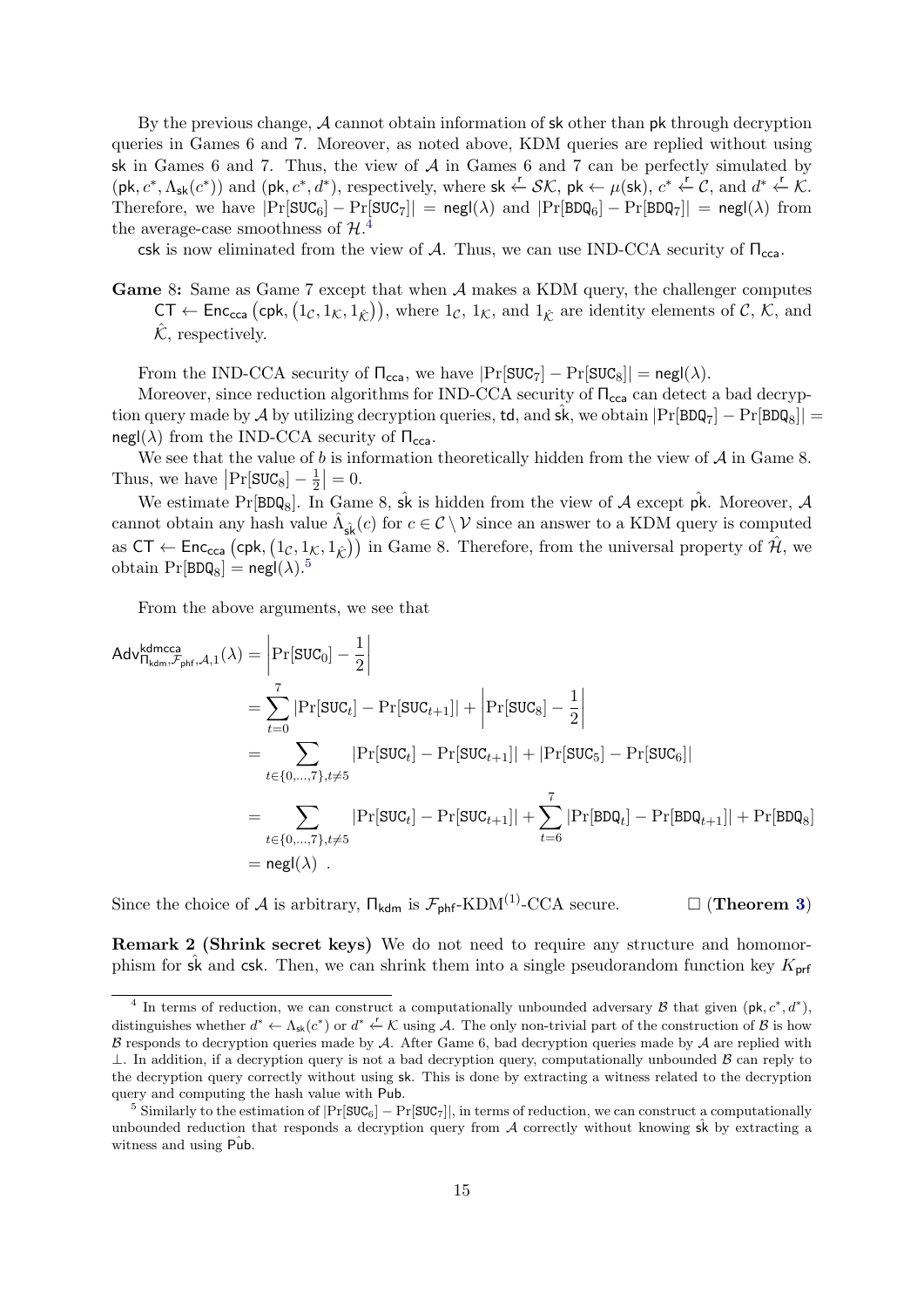By the previous change, $\mathcal{A}$ cannot obtain information of $\mathsf{sk}$ other than $\mathsf{pk}$ through decryption queries in Games 6 and 7. Moreover, as noted above, KDM queries are replied without using $\mathsf{sk}$ in Games 6 and 7. Thus, the view of $\mathcal{A}$ in Games 6 and 7 can be perfectly simulated by $(\mathsf{pk}, c^*, \Lambda_{\mathsf{sk}}(c^*))$ and $(\mathsf{pk}, c^*, d^*)$, respectively, where $\mathsf{sk} \xleftarrow{\mathsf{r}} \mathcal{SK}$, $\mathsf{pk} \leftarrow \mu(\mathsf{sk})$, $c^* \xleftarrow{\mathsf{r}} \mathcal{C}$, and $d^* \xleftarrow{\mathsf{r}} \mathcal{K}$. Therefore, we have $|\Pr[\mathtt{SUC}_6] - \Pr[\mathtt{SUC}_7]| = \mathsf{negl}(\lambda)$ and $|\Pr[\mathtt{BDQ}_6] - \Pr[\mathtt{BDQ}_7]| = \mathsf{negl}(\lambda)$ from the average-case smoothness of $\mathcal{H}$.[4]

$\mathsf{csk}$ is now eliminated from the view of $\mathcal{A}$. Thus, we can use IND-CCA security of $\Pi_{\mathsf{cca}}$.

**Game** 8**:** Same as Game 7 except that when $\mathcal{A}$ makes a KDM query, the challenger computes $\mathsf{CT} \leftarrow \mathsf{Enc}_{\mathsf{cca}}\left(\mathsf{cpk}, \left(1_{\mathcal{C}}, 1_{\mathcal{K}}, 1_{\hat{\mathcal{K}}}\right)\right)$, where $1_{\mathcal{C}}$, $1_{\mathcal{K}}$, and $1_{\hat{\mathcal{K}}}$ are identity elements of $\mathcal{C}$, $\mathcal{K}$, and $\hat{\mathcal{K}}$, respectively.

From the IND-CCA security of $\Pi_{\mathsf{cca}}$, we have $|\Pr[\mathtt{SUC}_7] - \Pr[\mathtt{SUC}_8]| = \mathsf{negl}(\lambda)$.

Moreover, since reduction algorithms for IND-CCA security of $\Pi_{\mathsf{cca}}$ can detect a bad decryption query made by $\mathcal{A}$ by utilizing decryption queries, $\mathsf{td}$, and $\hat{\mathsf{sk}}$, we obtain $|\Pr[\mathtt{BDQ}_7] - \Pr[\mathtt{BDQ}_8]| = \mathsf{negl}(\lambda)$ from the IND-CCA security of $\Pi_{\mathsf{cca}}$.

We see that the value of $b$ is information theoretically hidden from the view of $\mathcal{A}$ in Game 8. Thus, we have $\left|\Pr[\mathtt{SUC}_8] - \frac{1}{2}\right| = 0$.

We estimate $\Pr[\mathtt{BDQ}_8]$. In Game 8, $\hat{\mathsf{sk}}$ is hidden from the view of $\mathcal{A}$ except $\hat{\mathsf{pk}}$. Moreover, $\mathcal{A}$ cannot obtain any hash value $\hat{\Lambda}_{\hat{\mathsf{sk}}}(c)$ for $c \in \mathcal{C} \setminus \mathcal{V}$ since an answer to a KDM query is computed as $\mathsf{CT} \leftarrow \mathsf{Enc}_{\mathsf{cca}}\left(\mathsf{cpk}, \left(1_{\mathcal{C}}, 1_{\mathcal{K}}, 1_{\hat{\mathcal{K}}}\right)\right)$ in Game 8. Therefore, from the universal property of $\hat{\mathcal{H}}$, we obtain $\Pr[\mathtt{BDQ}_8] = \mathsf{negl}(\lambda)$.[5]

From the above arguments, we see that

$$
\begin{aligned}
\mathsf{Adv}^{\mathsf{kdmcca}}_{\Pi_{\mathsf{kdm}}, \mathcal{F}_{\mathsf{phf}}, \mathcal{A}, 1}(\lambda) &= \left|\Pr[\mathtt{SUC}_0] - \frac{1}{2}\right| \\
&= \sum_{t=0}^{7} |\Pr[\mathtt{SUC}_t] - \Pr[\mathtt{SUC}_{t+1}]| + \left|\Pr[\mathtt{SUC}_8] - \frac{1}{2}\right| \\
&= \sum_{t \in \{0,\dots,7\}, t \neq 5} |\Pr[\mathtt{SUC}_t] - \Pr[\mathtt{SUC}_{t+1}]| + |\Pr[\mathtt{SUC}_5] - \Pr[\mathtt{SUC}_6]| \\
&= \sum_{t \in \{0,\dots,7\}, t \neq 5} |\Pr[\mathtt{SUC}_t] - \Pr[\mathtt{SUC}_{t+1}]| + \sum_{t=6}^{7} |\Pr[\mathtt{BDQ}_t] - \Pr[\mathtt{BDQ}_{t+1}]| + \Pr[\mathtt{BDQ}_8] \\
&= \mathsf{negl}(\lambda) \ .
\end{aligned}
$$

Since the choice of $\mathcal{A}$ is arbitrary, $\Pi_{\mathsf{kdm}}$ is $\mathcal{F}_{\mathsf{phf}}$-KDM$^{(1)}$-CCA secure. $\square$ (**Theorem 3**)

**Remark 2 (Shrink secret keys)** We do not need to require any structure and homomorphism for $\hat{\mathsf{sk}}$ and $\mathsf{csk}$. Then, we can shrink them into a single pseudorandom function key $K_{\mathsf{prf}}$

---

[4] In terms of reduction, we can construct a computationally unbounded adversary $\mathcal{B}$ that given $(\mathsf{pk}, c^*, d^*)$, distinguishes whether $d^* \leftarrow \Lambda_{\mathsf{sk}}(c^*)$ or $d^* \xleftarrow{\mathsf{r}} \mathcal{K}$ using $\mathcal{A}$. The only non-trivial part of the construction of $\mathcal{B}$ is how $\mathcal{B}$ responds to decryption queries made by $\mathcal{A}$. After Game 6, bad decryption queries made by $\mathcal{A}$ are replied with $\bot$. In addition, if a decryption query is not a bad decryption query, computationally unbounded $\mathcal{B}$ can reply to the decryption query correctly without using $\mathsf{sk}$. This is done by extracting a witness related to the decryption query and computing the hash value with $\mathsf{Pub}$.

[5] Similarly to the estimation of $|\Pr[\mathtt{SUC}_6] - \Pr[\mathtt{SUC}_7]|$, in terms of reduction, we can construct a computationally unbounded reduction that responds a decryption query from $\mathcal{A}$ correctly without knowing $\hat{\mathsf{sk}}$ by extracting a witness and using $\hat{\mathsf{Pub}}$.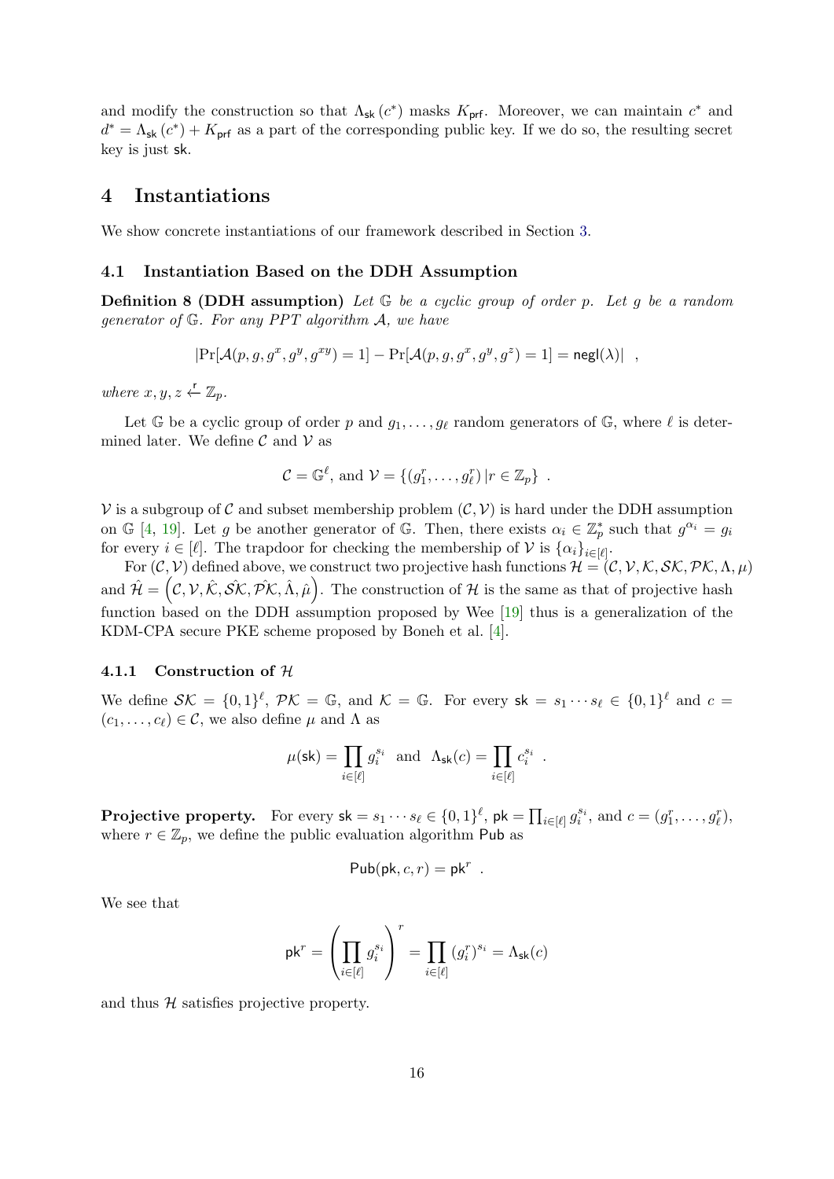and modify the construction so that $\Lambda_{\mathsf{sk}}(c^*)$ masks $K_{\mathsf{prf}}$. Moreover, we can maintain $c^*$ and $d^* = \Lambda_{\mathsf{sk}}(c^*) + K_{\mathsf{prf}}$ as a part of the corresponding public key. If we do so, the resulting secret key is just $\mathsf{sk}$.

# 4 Instantiations

We show concrete instantiations of our framework described in Section 3.

## 4.1 Instantiation Based on the DDH Assumption

**Definition 8 (DDH assumption)** *Let $\mathbb{G}$ be a cyclic group of order $p$. Let $g$ be a random generator of $\mathbb{G}$. For any PPT algorithm $\mathcal{A}$, we have*

$$|\Pr[\mathcal{A}(p, g, g^x, g^y, g^{xy}) = 1] - \Pr[\mathcal{A}(p, g, g^x, g^y, g^z) = 1] = \mathsf{negl}(\lambda)| \enspace ,$$

*where $x, y, z \xleftarrow{\mathsf{r}} \mathbb{Z}_p$.*

Let $\mathbb{G}$ be a cyclic group of order $p$ and $g_1, \ldots, g_\ell$ random generators of $\mathbb{G}$, where $\ell$ is determined later. We define $\mathcal{C}$ and $\mathcal{V}$ as

$$\mathcal{C} = \mathbb{G}^\ell, \text{ and } \mathcal{V} = \{(g_1^r, \ldots, g_\ell^r) \,|\, r \in \mathbb{Z}_p\} \enspace .$$

$\mathcal{V}$ is a subgroup of $\mathcal{C}$ and subset membership problem $(\mathcal{C}, \mathcal{V})$ is hard under the DDH assumption on $\mathbb{G}$ [4, 19]. Let $g$ be another generator of $\mathbb{G}$. Then, there exists $\alpha_i \in \mathbb{Z}_p^*$ such that $g^{\alpha_i} = g_i$ for every $i \in [\ell]$. The trapdoor for checking the membership of $\mathcal{V}$ is $\{\alpha_i\}_{i \in [\ell]}$.

For $(\mathcal{C}, \mathcal{V})$ defined above, we construct two projective hash functions $\mathcal{H} = (\mathcal{C}, \mathcal{V}, \mathcal{K}, \mathcal{SK}, \mathcal{PK}, \Lambda, \mu)$ and $\hat{\mathcal{H}} = \left(\mathcal{C}, \mathcal{V}, \hat{\mathcal{K}}, \hat{\mathcal{SK}}, \hat{\mathcal{PK}}, \hat{\Lambda}, \hat{\mu}\right)$. The construction of $\mathcal{H}$ is the same as that of projective hash function based on the DDH assumption proposed by Wee [19] thus is a generalization of the KDM-CPA secure PKE scheme proposed by Boneh et al. [4].

### 4.1.1 Construction of $\mathcal{H}$

We define $\mathcal{SK} = \{0,1\}^\ell$, $\mathcal{PK} = \mathbb{G}$, and $\mathcal{K} = \mathbb{G}$. For every $\mathsf{sk} = s_1 \cdots s_\ell \in \{0,1\}^\ell$ and $c = (c_1, \ldots, c_\ell) \in \mathcal{C}$, we also define $\mu$ and $\Lambda$ as

$$\mu(\mathsf{sk}) = \prod_{i \in [\ell]} g_i^{s_i} \text{ and } \Lambda_{\mathsf{sk}}(c) = \prod_{i \in [\ell]} c_i^{s_i} \enspace .$$

**Projective property.** For every $\mathsf{sk} = s_1 \cdots s_\ell \in \{0,1\}^\ell$, $\mathsf{pk} = \prod_{i \in [\ell]} g_i^{s_i}$, and $c = (g_1^r, \ldots, g_\ell^r)$, where $r \in \mathbb{Z}_p$, we define the public evaluation algorithm $\mathsf{Pub}$ as

$$\mathsf{Pub}(\mathsf{pk}, c, r) = \mathsf{pk}^r \enspace .$$

We see that

$$\mathsf{pk}^r = \left(\prod_{i \in [\ell]} g_i^{s_i}\right)^r = \prod_{i \in [\ell]} (g_i^r)^{s_i} = \Lambda_{\mathsf{sk}}(c)$$

and thus $\mathcal{H}$ satisfies projective property.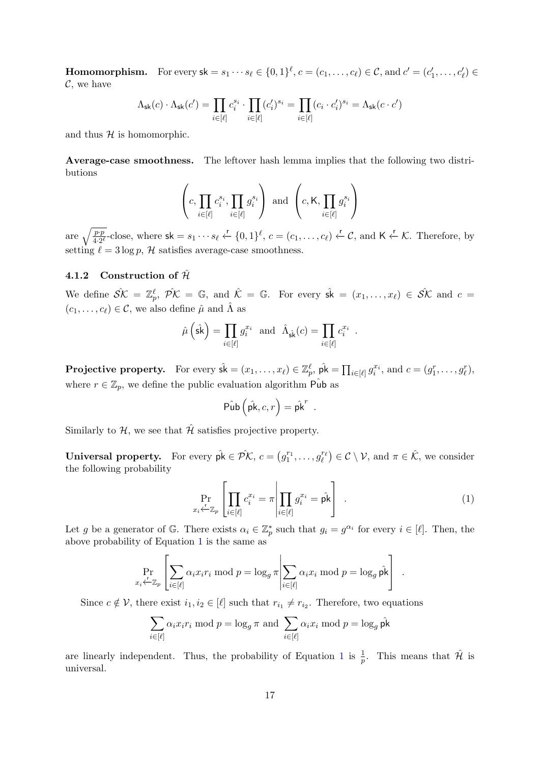**Homomorphism.** For every $\mathsf{sk} = s_1 \cdots s_\ell \in \{0,1\}^\ell$, $c = (c_1, \ldots, c_\ell) \in \mathcal{C}$, and $c' = (c'_1, \ldots, c'_\ell) \in \mathcal{C}$, we have

$$\Lambda_{\mathsf{sk}}(c) \cdot \Lambda_{\mathsf{sk}}(c') = \prod_{i \in [\ell]} c_i^{s_i} \cdot \prod_{i \in [\ell]} (c'_i)^{s_i} = \prod_{i \in [\ell]} (c_i \cdot c'_i)^{s_i} = \Lambda_{\mathsf{sk}}(c \cdot c')$$

and thus $\mathcal{H}$ is homomorphic.

**Average-case smoothness.** The leftover hash lemma implies that the following two distributions

$$\left( c, \prod_{i \in [\ell]} c_i^{s_i}, \prod_{i \in [\ell]} g_i^{s_i} \right) \text{ and } \left( c, \mathsf{K}, \prod_{i \in [\ell]} g_i^{s_i} \right)$$

are $\sqrt{\frac{p \cdot p}{4 \cdot 2^\ell}}$-close, where $\mathsf{sk} = s_1 \cdots s_\ell \xleftarrow{r} \{0,1\}^\ell$, $c = (c_1, \ldots, c_\ell) \xleftarrow{r} \mathcal{C}$, and $\mathsf{K} \xleftarrow{r} \mathcal{K}$. Therefore, by setting $\ell = 3 \log p$, $\mathcal{H}$ satisfies average-case smoothness.

### 4.1.2 Construction of $\hat{\mathcal{H}}$

We define $\hat{\mathcal{SK}} = \mathbb{Z}_p^\ell$, $\hat{\mathcal{PK}} = \mathbb{G}$, and $\hat{\mathcal{K}} = \mathbb{G}$. For every $\hat{\mathsf{sk}} = (x_1, \ldots, x_\ell) \in \hat{\mathcal{SK}}$ and $c = (c_1, \ldots, c_\ell) \in \mathcal{C}$, we also define $\hat{\mu}$ and $\hat{\Lambda}$ as

$$\hat{\mu}\left(\hat{\mathsf{sk}}\right) = \prod_{i \in [\ell]} g_i^{x_i} \text{ and } \hat{\Lambda}_{\hat{\mathsf{sk}}}(c) = \prod_{i \in [\ell]} c_i^{x_i} .$$

**Projective property.** For every $\hat{\mathsf{sk}} = (x_1, \ldots, x_\ell) \in \mathbb{Z}_p^\ell$, $\hat{\mathsf{pk}} = \prod_{i \in [\ell]} g_i^{x_i}$, and $c = (g_1^r, \ldots, g_\ell^r)$, where $r \in \mathbb{Z}_p$, we define the public evaluation algorithm $\hat{\mathsf{Pub}}$ as

$$\hat{\mathsf{Pub}}\left(\hat{\mathsf{pk}}, c, r\right) = \hat{\mathsf{pk}}^r .$$

Similarly to $\mathcal{H}$, we see that $\hat{\mathcal{H}}$ satisfies projective property.

**Universal property.** For every $\hat{\mathsf{pk}} \in \hat{\mathcal{PK}}$, $c = \left(g_1^{r_1}, \ldots, g_\ell^{r_\ell}\right) \in \mathcal{C} \setminus \mathcal{V}$, and $\pi \in \hat{\mathcal{K}}$, we consider the following probability

$$\Pr_{x_i \xleftarrow{r} \mathbb{Z}_p} \left[ \prod_{i \in [\ell]} c_i^{x_i} = \pi \middle| \prod_{i \in [\ell]} g_i^{x_i} = \hat{\mathsf{pk}} \right] . \tag{1}$$

Let $g$ be a generator of $\mathbb{G}$. There exists $\alpha_i \in \mathbb{Z}_p^*$ such that $g_i = g^{\alpha_i}$ for every $i \in [\ell]$. Then, the above probability of Equation 1 is the same as

$$\Pr_{x_i \xleftarrow{r} \mathbb{Z}_p} \left[ \sum_{i \in [\ell]} \alpha_i x_i r_i \bmod p = \log_g \pi \middle| \sum_{i \in [\ell]} \alpha_i x_i \bmod p = \log_g \hat{\mathsf{pk}} \right] .$$

Since $c \notin \mathcal{V}$, there exist $i_1, i_2 \in [\ell]$ such that $r_{i_1} \neq r_{i_2}$. Therefore, two equations

$$\sum_{i \in [\ell]} \alpha_i x_i r_i \bmod p = \log_g \pi \text{ and } \sum_{i \in [\ell]} \alpha_i x_i \bmod p = \log_g \hat{\mathsf{pk}}$$

are linearly independent. Thus, the probability of Equation 1 is $\frac{1}{p}$. This means that $\hat{\mathcal{H}}$ is universal.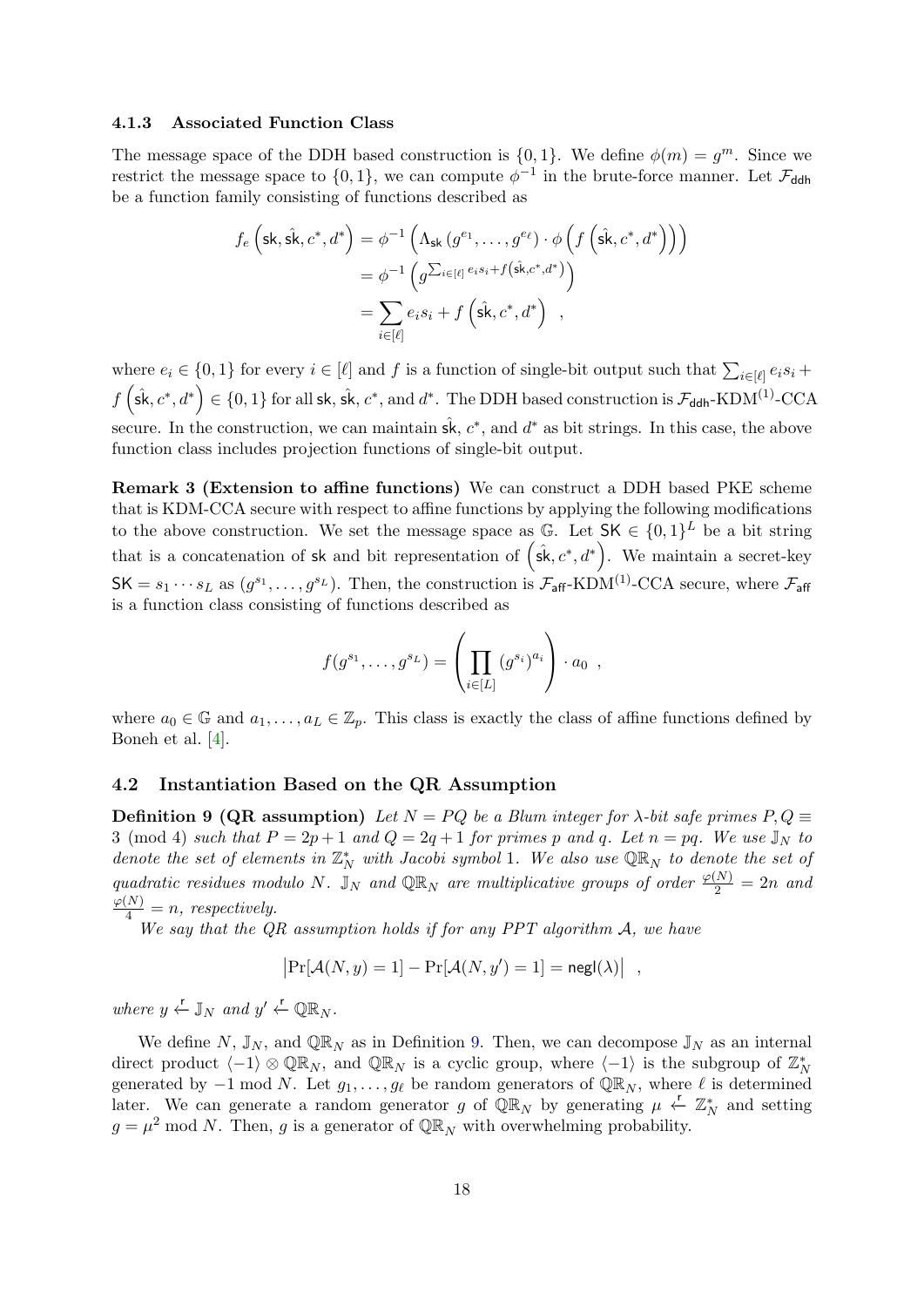#### 4.1.3 Associated Function Class

The message space of the DDH based construction is $\{0,1\}$. We define $\phi(m) = g^m$. Since we restrict the message space to $\{0,1\}$, we can compute $\phi^{-1}$ in the brute-force manner. Let $\mathcal{F}_{\mathsf{ddh}}$ be a function family consisting of functions described as

$$
\begin{aligned}
f_e\left(\mathsf{sk}, \hat{\mathsf{sk}}, c^*, d^*\right) &= \phi^{-1}\left(\Lambda_{\mathsf{sk}}\left(g^{e_1}, \ldots, g^{e_\ell}\right) \cdot \phi\left(f\left(\hat{\mathsf{sk}}, c^*, d^*\right)\right)\right) \\
&= \phi^{-1}\left(g^{\sum_{i\in[\ell]} e_i s_i + f\left(\hat{\mathsf{sk}}, c^*, d^*\right)}\right) \\
&= \sum_{i\in[\ell]} e_i s_i + f\left(\hat{\mathsf{sk}}, c^*, d^*\right) \quad ,
\end{aligned}
$$

where $e_i \in \{0,1\}$ for every $i \in [\ell]$ and $f$ is a function of single-bit output such that $\sum_{i\in[\ell]} e_i s_i + f\left(\hat{\mathsf{sk}}, c^*, d^*\right) \in \{0,1\}$ for all $\mathsf{sk}$, $\hat{\mathsf{sk}}$, $c^*$, and $d^*$. The DDH based construction is $\mathcal{F}_{\mathsf{ddh}}$-KDM$^{(1)}$-CCA secure. In the construction, we can maintain $\hat{\mathsf{sk}}$, $c^*$, and $d^*$ as bit strings. In this case, the above function class includes projection functions of single-bit output.

**Remark 3 (Extension to affine functions)** We can construct a DDH based PKE scheme that is KDM-CCA secure with respect to affine functions by applying the following modifications to the above construction. We set the message space as $\mathbb{G}$. Let $\mathsf{SK} \in \{0,1\}^L$ be a bit string that is a concatenation of $\mathsf{sk}$ and bit representation of $\left(\hat{\mathsf{sk}}, c^*, d^*\right)$. We maintain a secret-key $\mathsf{SK} = s_1 \cdots s_L$ as $(g^{s_1}, \ldots, g^{s_L})$. Then, the construction is $\mathcal{F}_{\mathsf{aff}}$-KDM$^{(1)}$-CCA secure, where $\mathcal{F}_{\mathsf{aff}}$ is a function class consisting of functions described as

$$
f(g^{s_1}, \ldots, g^{s_L}) = \left(\prod_{i\in[L]} (g^{s_i})^{a_i}\right) \cdot a_0 \quad ,
$$

where $a_0 \in \mathbb{G}$ and $a_1, \ldots, a_L \in \mathbb{Z}_p$. This class is exactly the class of affine functions defined by Boneh et al. [4].

### 4.2 Instantiation Based on the QR Assumption

**Definition 9 (QR assumption)** *Let $N = PQ$ be a Blum integer for $\lambda$-bit safe primes $P, Q \equiv 3 \pmod 4$ such that $P = 2p+1$ and $Q = 2q+1$ for primes $p$ and $q$. Let $n = pq$. We use $\mathbb{J}_N$ to denote the set of elements in $\mathbb{Z}_N^*$ with Jacobi symbol 1. We also use $\mathbb{QR}_N$ to denote the set of quadratic residues modulo $N$. $\mathbb{J}_N$ and $\mathbb{QR}_N$ are multiplicative groups of order $\frac{\varphi(N)}{2} = 2n$ and $\frac{\varphi(N)}{4} = n$, respectively.*

*We say that the QR assumption holds if for any PPT algorithm $\mathcal{A}$, we have*

$$
\left|\Pr[\mathcal{A}(N, y) = 1] - \Pr[\mathcal{A}(N, y') = 1] = \mathsf{negl}(\lambda)\right| \quad ,
$$

*where $y \xleftarrow{\mathsf{r}} \mathbb{J}_N$ and $y' \xleftarrow{\mathsf{r}} \mathbb{QR}_N$.*

We define $N$, $\mathbb{J}_N$, and $\mathbb{QR}_N$ as in Definition 9. Then, we can decompose $\mathbb{J}_N$ as an internal direct product $\langle -1 \rangle \otimes \mathbb{QR}_N$, and $\mathbb{QR}_N$ is a cyclic group, where $\langle -1 \rangle$ is the subgroup of $\mathbb{Z}_N^*$ generated by $-1 \bmod N$. Let $g_1, \ldots, g_\ell$ be random generators of $\mathbb{QR}_N$, where $\ell$ is determined later. We can generate a random generator $g$ of $\mathbb{QR}_N$ by generating $\mu \xleftarrow{\mathsf{r}} \mathbb{Z}_N^*$ and setting $g = \mu^2 \bmod N$. Then, $g$ is a generator of $\mathbb{QR}_N$ with overwhelming probability.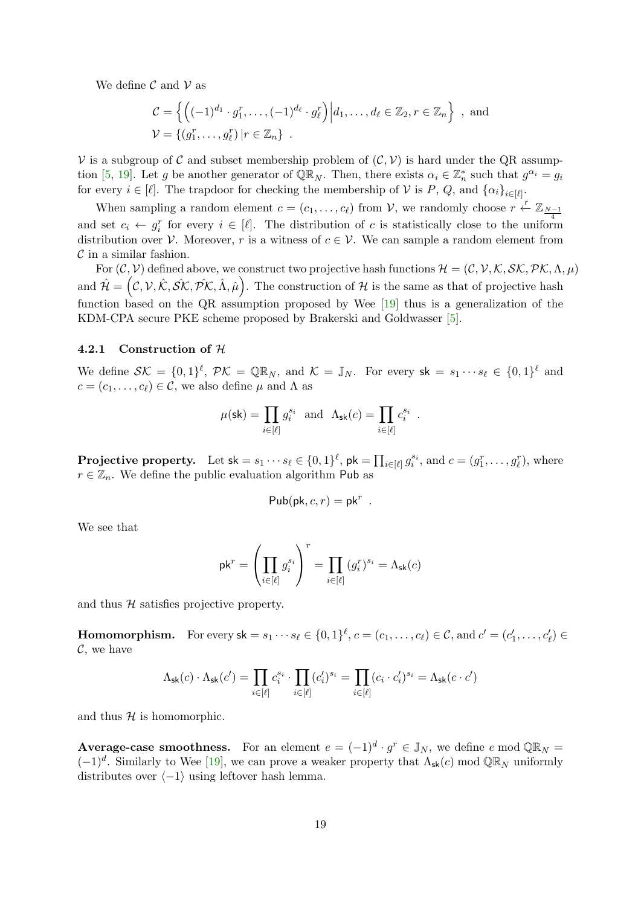We define $\mathcal{C}$ and $\mathcal{V}$ as

$$\mathcal{C} = \left\{ \left((-1)^{d_1} \cdot g_1^r, \ldots, (-1)^{d_\ell} \cdot g_\ell^r\right) \middle| d_1, \ldots, d_\ell \in \mathbb{Z}_2, r \in \mathbb{Z}_n \right\} \text{ , and}$$
$$\mathcal{V} = \{(g_1^r, \ldots, g_\ell^r) \,|r \in \mathbb{Z}_n\} \text{ .}$$

$\mathcal{V}$ is a subgroup of $\mathcal{C}$ and subset membership problem of $(\mathcal{C}, \mathcal{V})$ is hard under the QR assumption [5, 19]. Let $g$ be another generator of $\mathbb{QR}_N$. Then, there exists $\alpha_i \in \mathbb{Z}_n^*$ such that $g^{\alpha_i} = g_i$ for every $i \in [\ell]$. The trapdoor for checking the membership of $\mathcal{V}$ is $P$, $Q$, and $\{\alpha_i\}_{i \in [\ell]}$.

When sampling a random element $c = (c_1, \ldots, c_\ell)$ from $\mathcal{V}$, we randomly choose $r \xleftarrow{r} \mathbb{Z}_{\frac{N-1}{4}}$ and set $c_i \leftarrow g_i^r$ for every $i \in [\ell]$. The distribution of $c$ is statistically close to the uniform distribution over $\mathcal{V}$. Moreover, $r$ is a witness of $c \in \mathcal{V}$. We can sample a random element from $\mathcal{C}$ in a similar fashion.

For $(\mathcal{C}, \mathcal{V})$ defined above, we construct two projective hash functions $\mathcal{H} = (\mathcal{C}, \mathcal{V}, \mathcal{K}, \mathcal{SK}, \mathcal{PK}, \Lambda, \mu)$ and $\hat{\mathcal{H}} = \left(\mathcal{C}, \mathcal{V}, \hat{\mathcal{K}}, \hat{\mathcal{SK}}, \hat{\mathcal{PK}}, \hat{\Lambda}, \hat{\mu}\right)$. The construction of $\mathcal{H}$ is the same as that of projective hash function based on the QR assumption proposed by Wee [19] thus is a generalization of the KDM-CPA secure PKE scheme proposed by Brakerski and Goldwasser [5].

### 4.2.1 Construction of $\mathcal{H}$

We define $\mathcal{SK} = \{0,1\}^\ell$, $\mathcal{PK} = \mathbb{QR}_N$, and $\mathcal{K} = \mathbb{J}_N$. For every $\mathsf{sk} = s_1 \cdots s_\ell \in \{0,1\}^\ell$ and $c = (c_1, \ldots, c_\ell) \in \mathcal{C}$, we also define $\mu$ and $\Lambda$ as

$$\mu(\mathsf{sk}) = \prod_{i \in [\ell]} g_i^{s_i} \quad \text{and} \quad \Lambda_{\mathsf{sk}}(c) = \prod_{i \in [\ell]} c_i^{s_i} \text{ .}$$

**Projective property.** Let $\mathsf{sk} = s_1 \cdots s_\ell \in \{0,1\}^\ell$, $\mathsf{pk} = \prod_{i \in [\ell]} g_i^{s_i}$, and $c = (g_1^r, \ldots, g_\ell^r)$, where $r \in \mathbb{Z}_n$. We define the public evaluation algorithm $\mathsf{Pub}$ as

$$\mathsf{Pub}(\mathsf{pk}, c, r) = \mathsf{pk}^r \text{ .}$$

We see that

$$\mathsf{pk}^r = \left(\prod_{i \in [\ell]} g_i^{s_i}\right)^r = \prod_{i \in [\ell]} (g_i^r)^{s_i} = \Lambda_{\mathsf{sk}}(c)$$

and thus $\mathcal{H}$ satisfies projective property.

**Homomorphism.** For every $\mathsf{sk} = s_1 \cdots s_\ell \in \{0,1\}^\ell$, $c = (c_1, \ldots, c_\ell) \in \mathcal{C}$, and $c' = (c'_1, \ldots, c'_\ell) \in \mathcal{C}$, we have

$$\Lambda_{\mathsf{sk}}(c) \cdot \Lambda_{\mathsf{sk}}(c') = \prod_{i \in [\ell]} c_i^{s_i} \cdot \prod_{i \in [\ell]} (c'_i)^{s_i} = \prod_{i \in [\ell]} (c_i \cdot c'_i)^{s_i} = \Lambda_{\mathsf{sk}}(c \cdot c')$$

and thus $\mathcal{H}$ is homomorphic.

**Average-case smoothness.** For an element $e = (-1)^d \cdot g^r \in \mathbb{J}_N$, we define $e \bmod \mathbb{QR}_N = (-1)^d$. Similarly to Wee [19], we can prove a weaker property that $\Lambda_{\mathsf{sk}}(c) \bmod \mathbb{QR}_N$ uniformly distributes over $\langle -1 \rangle$ using leftover hash lemma.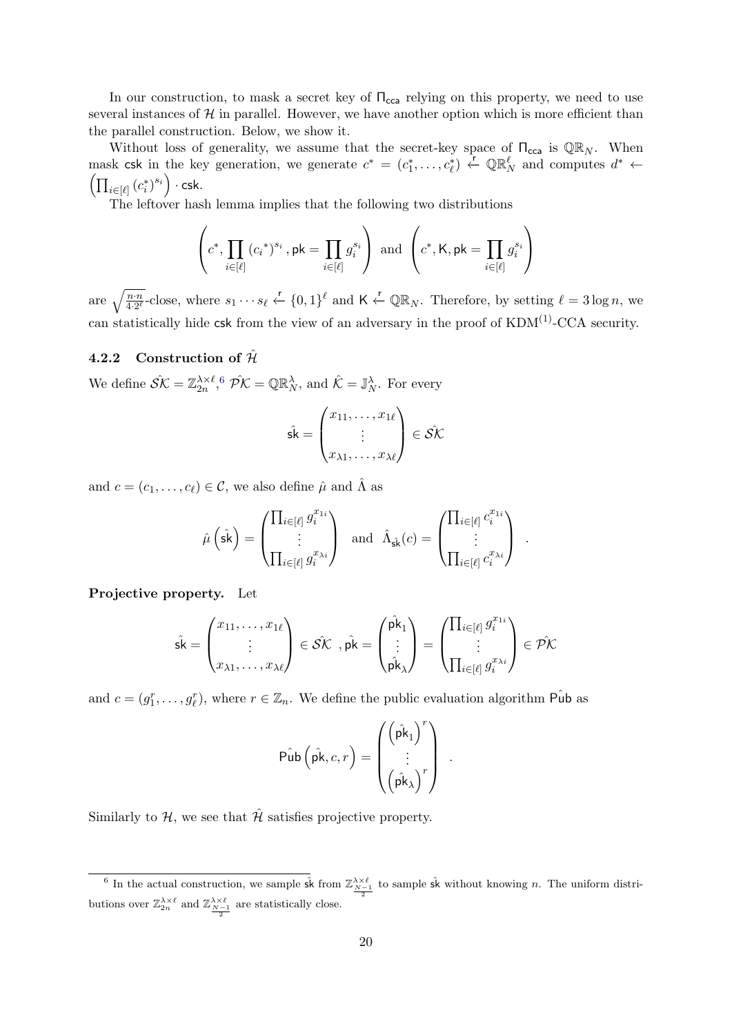In our construction, to mask a secret key of $\Pi_{\mathsf{cca}}$ relying on this property, we need to use several instances of $\mathcal{H}$ in parallel. However, we have another option which is more efficient than the parallel construction. Below, we show it.

Without loss of generality, we assume that the secret-key space of $\Pi_{\mathsf{cca}}$ is $\mathbb{QR}_N$. When mask $\mathsf{csk}$ in the key generation, we generate $c^* = (c_1^*, \ldots, c_\ell^*) \xleftarrow{\mathsf{r}} \mathbb{QR}_N^\ell$ and computes $d^* \leftarrow \left(\prod_{i\in[\ell]} (c_i^*)^{s_i}\right) \cdot \mathsf{csk}$.

The leftover hash lemma implies that the following two distributions

$$\left(c^*, \prod_{i\in[\ell]} (c_i{}^*)^{s_i}, \mathsf{pk} = \prod_{i\in[\ell]} g_i^{s_i}\right) \text{ and } \left(c^*, \mathsf{K}, \mathsf{pk} = \prod_{i\in[\ell]} g_i^{s_i}\right)$$

are $\sqrt{\frac{n\cdot n}{4\cdot 2^\ell}}$-close, where $s_1 \cdots s_\ell \xleftarrow{\mathsf{r}} \{0,1\}^\ell$ and $\mathsf{K} \xleftarrow{\mathsf{r}} \mathbb{QR}_N$. Therefore, by setting $\ell = 3\log n$, we can statistically hide $\mathsf{csk}$ from the view of an adversary in the proof of KDM$^{(1)}$-CCA security.

### 4.2.2 Construction of $\hat{\mathcal{H}}$

We define $\hat{\mathcal{SK}} = \mathbb{Z}_{2n}^{\lambda\times\ell}$,[6] $\hat{\mathcal{PK}} = \mathbb{QR}_N^\lambda$, and $\hat{\mathcal{K}} = \mathbb{J}_N^\lambda$. For every

$$\hat{\mathsf{sk}} = \begin{pmatrix} x_{11}, \ldots, x_{1\ell} \\ \vdots \\ x_{\lambda 1}, \ldots, x_{\lambda\ell} \end{pmatrix} \in \hat{\mathcal{SK}}$$

and $c = (c_1, \ldots, c_\ell) \in \mathcal{C}$, we also define $\hat{\mu}$ and $\hat{\Lambda}$ as

$$\hat{\mu}\left(\hat{\mathsf{sk}}\right) = \begin{pmatrix} \prod_{i\in[\ell]} g_i^{x_{1i}} \\ \vdots \\ \prod_{i\in[\ell]} g_i^{x_{\lambda i}} \end{pmatrix} \text{ and } \hat{\Lambda}_{\hat{\mathsf{sk}}}(c) = \begin{pmatrix} \prod_{i\in[\ell]} c_i^{x_{1i}} \\ \vdots \\ \prod_{i\in[\ell]} c_i^{x_{\lambda i}} \end{pmatrix} .$$

**Projective property.** Let

$$\hat{\mathsf{sk}} = \begin{pmatrix} x_{11}, \ldots, x_{1\ell} \\ \vdots \\ x_{\lambda 1}, \ldots, x_{\lambda\ell} \end{pmatrix} \in \hat{\mathcal{SK}} \ , \hat{\mathsf{pk}} = \begin{pmatrix} \hat{\mathsf{pk}}_1 \\ \vdots \\ \hat{\mathsf{pk}}_\lambda \end{pmatrix} = \begin{pmatrix} \prod_{i\in[\ell]} g_i^{x_{1i}} \\ \vdots \\ \prod_{i\in[\ell]} g_i^{x_{\lambda i}} \end{pmatrix} \in \hat{\mathcal{PK}}$$

and $c = (g_1^r, \ldots, g_\ell^r)$, where $r \in \mathbb{Z}_n$. We define the public evaluation algorithm $\hat{\mathsf{Pub}}$ as

$$\hat{\mathsf{Pub}}\left(\hat{\mathsf{pk}}, c, r\right) = \begin{pmatrix} \left(\hat{\mathsf{pk}}_1\right)^r \\ \vdots \\ \left(\hat{\mathsf{pk}}_\lambda\right)^r \end{pmatrix} .$$

Similarly to $\mathcal{H}$, we see that $\hat{\mathcal{H}}$ satisfies projective property.

---

[6] In the actual construction, we sample $\hat{\mathsf{sk}}$ from $\mathbb{Z}_{\frac{N-1}{2}}^{\lambda\times\ell}$ to sample $\hat{\mathsf{sk}}$ without knowing $n$. The uniform distributions over $\mathbb{Z}_{2n}^{\lambda\times\ell}$ and $\mathbb{Z}_{\frac{N-1}{2}}^{\lambda\times\ell}$ are statistically close.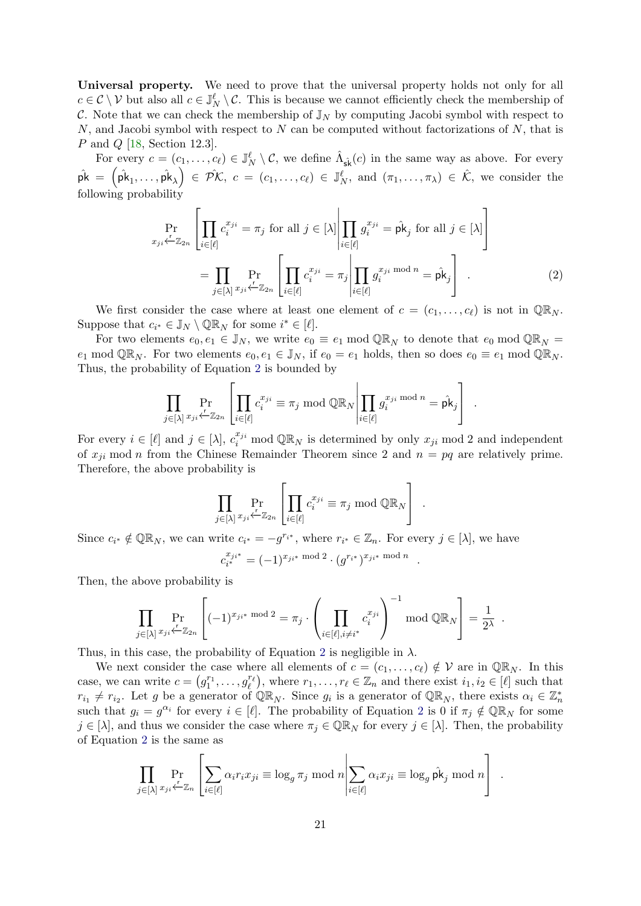**Universal property.** We need to prove that the universal property holds not only for all $c \in \mathcal{C} \setminus \mathcal{V}$ but also all $c \in \mathbb{J}_N^\ell \setminus \mathcal{C}$. This is because we cannot efficiently check the membership of $\mathcal{C}$. Note that we can check the membership of $\mathbb{J}_N$ by computing Jacobi symbol with respect to $N$, and Jacobi symbol with respect to $N$ can be computed without factorizations of $N$, that is $P$ and $Q$ [18, Section 12.3].

For every $c = (c_1, \ldots, c_\ell) \in \mathbb{J}_N^\ell \setminus \mathcal{C}$, we define $\hat{\Lambda}_{\hat{\mathsf{sk}}}(c)$ in the same way as above. For every $\hat{\mathsf{pk}} = \left(\hat{\mathsf{pk}}_1, \ldots, \hat{\mathsf{pk}}_\lambda\right) \in \hat{\mathcal{PK}}$, $c = (c_1, \ldots, c_\ell) \in \mathbb{J}_N^\ell$, and $(\pi_1, \ldots, \pi_\lambda) \in \hat{\mathcal{K}}$, we consider the following probability

$$
\begin{aligned}
&\Pr_{x_{ji} \xleftarrow{r} \mathbb{Z}_{2n}} \left[ \prod_{i \in [\ell]} c_i^{x_{ji}} = \pi_j \text{ for all } j \in [\lambda] \middle| \prod_{i \in [\ell]} g_i^{x_{ji}} = \hat{\mathsf{pk}}_j \text{ for all } j \in [\lambda] \right] \\
&\quad = \prod_{j \in [\lambda]} \Pr_{x_{ji} \xleftarrow{r} \mathbb{Z}_{2n}} \left[ \prod_{i \in [\ell]} c_i^{x_{ji}} = \pi_j \middle| \prod_{i \in [\ell]} g_i^{x_{ji} \bmod n} = \hat{\mathsf{pk}}_j \right] \quad . \qquad (2)
\end{aligned}
$$

We first consider the case where at least one element of $c = (c_1, \ldots, c_\ell)$ is not in $\mathbb{QR}_N$. Suppose that $c_{i^*} \in \mathbb{J}_N \setminus \mathbb{QR}_N$ for some $i^* \in [\ell]$.

For two elements $e_0, e_1 \in \mathbb{J}_N$, we write $e_0 \equiv e_1 \bmod \mathbb{QR}_N$ to denote that $e_0 \bmod \mathbb{QR}_N = e_1 \bmod \mathbb{QR}_N$. For two elements $e_0, e_1 \in \mathbb{J}_N$, if $e_0 = e_1$ holds, then so does $e_0 \equiv e_1 \bmod \mathbb{QR}_N$. Thus, the probability of Equation 2 is bounded by

$$
\prod_{j \in [\lambda]} \Pr_{x_{ji} \xleftarrow{r} \mathbb{Z}_{2n}} \left[ \prod_{i \in [\ell]} c_i^{x_{ji}} \equiv \pi_j \bmod \mathbb{QR}_N \middle| \prod_{i \in [\ell]} g_i^{x_{ji} \bmod n} = \hat{\mathsf{pk}}_j \right] \quad .
$$

For every $i \in [\ell]$ and $j \in [\lambda]$, $c_i^{x_{ji}} \bmod \mathbb{QR}_N$ is determined by only $x_{ji} \bmod 2$ and independent of $x_{ji} \bmod n$ from the Chinese Remainder Theorem since 2 and $n = pq$ are relatively prime. Therefore, the above probability is

$$
\prod_{j \in [\lambda]} \Pr_{x_{ji} \xleftarrow{r} \mathbb{Z}_{2n}} \left[ \prod_{i \in [\ell]} c_i^{x_{ji}} \equiv \pi_j \bmod \mathbb{QR}_N \right] \quad .
$$

Since $c_{i^*} \notin \mathbb{QR}_N$, we can write $c_{i^*} = -g^{r_{i^*}}$, where $r_{i^*} \in \mathbb{Z}_n$. For every $j \in [\lambda]$, we have

$$
c_{i^*}^{x_{ji^*}} = (-1)^{x_{ji^*} \bmod 2} \cdot (g^{r_{i^*}})^{x_{ji^*} \bmod n} \quad .
$$

Then, the above probability is

$$
\prod_{j \in [\lambda]} \Pr_{x_{ji} \xleftarrow{r} \mathbb{Z}_{2n}} \left[ (-1)^{x_{ji^*} \bmod 2} = \pi_j \cdot \left( \prod_{i \in [\ell], i \neq i^*} c_i^{x_{ji}} \right)^{-1} \bmod \mathbb{QR}_N \right] = \frac{1}{2^\lambda} \quad .
$$

Thus, in this case, the probability of Equation 2 is negligible in $\lambda$.

We next consider the case where all elements of $c = (c_1, \ldots, c_\ell) \notin \mathcal{V}$ are in $\mathbb{QR}_N$. In this case, we can write $c = \left(g_1^{r_1}, \ldots, g_\ell^{r_\ell}\right)$, where $r_1, \ldots, r_\ell \in \mathbb{Z}_n$ and there exist $i_1, i_2 \in [\ell]$ such that $r_{i_1} \neq r_{i_2}$. Let $g$ be a generator of $\mathbb{QR}_N$. Since $g_i$ is a generator of $\mathbb{QR}_N$, there exists $\alpha_i \in \mathbb{Z}_n^*$ such that $g_i = g^{\alpha_i}$ for every $i \in [\ell]$. The probability of Equation 2 is 0 if $\pi_j \notin \mathbb{QR}_N$ for some $j \in [\lambda]$, and thus we consider the case where $\pi_j \in \mathbb{QR}_N$ for every $j \in [\lambda]$. Then, the probability of Equation 2 is the same as

$$
\prod_{j \in [\lambda]} \Pr_{x_{ji} \xleftarrow{r} \mathbb{Z}_n} \left[ \sum_{i \in [\ell]} \alpha_i r_i x_{ji} \equiv \log_g \pi_j \bmod n \middle| \sum_{i \in [\ell]} \alpha_i x_{ji} \equiv \log_g \hat{\mathsf{pk}}_j \bmod n \right] \quad .
$$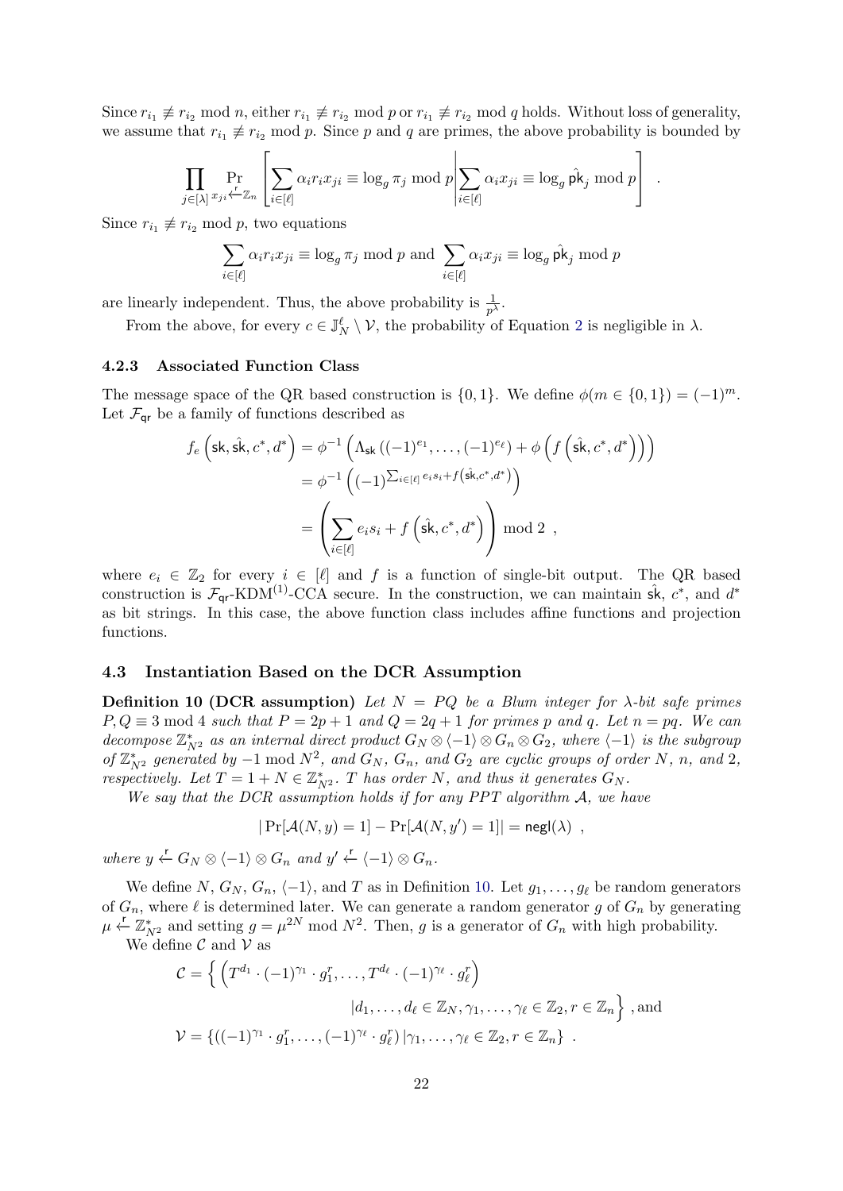Since $r_{i_1} \not\equiv r_{i_2} \bmod n$, either $r_{i_1} \not\equiv r_{i_2} \bmod p$ or $r_{i_1} \not\equiv r_{i_2} \bmod q$ holds. Without loss of generality, we assume that $r_{i_1} \not\equiv r_{i_2} \bmod p$. Since $p$ and $q$ are primes, the above probability is bounded by

$$\prod_{j \in [\lambda]} \Pr_{x_{ji} \xleftarrow{r} \mathbb{Z}_n} \left[ \sum_{i \in [\ell]} \alpha_i r_i x_{ji} \equiv \log_g \pi_j \bmod p \middle| \sum_{i \in [\ell]} \alpha_i x_{ji} \equiv \log_g \hat{\mathsf{pk}}_j \bmod p \right] .$$

Since $r_{i_1} \not\equiv r_{i_2} \bmod p$, two equations

$$\sum_{i \in [\ell]} \alpha_i r_i x_{ji} \equiv \log_g \pi_j \bmod p \text{ and } \sum_{i \in [\ell]} \alpha_i x_{ji} \equiv \log_g \hat{\mathsf{pk}}_j \bmod p$$

are linearly independent. Thus, the above probability is $\frac{1}{p^\lambda}$.

From the above, for every $c \in \mathbb{J}_N^\ell \setminus \mathcal{V}$, the probability of Equation 2 is negligible in $\lambda$.

### 4.2.3 Associated Function Class

The message space of the QR based construction is $\{0, 1\}$. We define $\phi(m \in \{0, 1\}) = (-1)^m$. Let $\mathcal{F}_{\mathsf{qr}}$ be a family of functions described as

$$\begin{aligned}
f_e\left(\mathsf{sk}, \hat{\mathsf{sk}}, c^*, d^*\right) &= \phi^{-1}\left(\Lambda_{\mathsf{sk}}\left((-1)^{e_1}, \ldots, (-1)^{e_\ell}\right) + \phi\left(f\left(\hat{\mathsf{sk}}, c^*, d^*\right)\right)\right) \\
&= \phi^{-1}\left((-1)^{\sum_{i \in [\ell]} e_i s_i + f\left(\hat{\mathsf{sk}}, c^*, d^*\right)}\right) \\
&= \left(\sum_{i \in [\ell]} e_i s_i + f\left(\hat{\mathsf{sk}}, c^*, d^*\right)\right) \bmod 2 \ ,
\end{aligned}$$

where $e_i \in \mathbb{Z}_2$ for every $i \in [\ell]$ and $f$ is a function of single-bit output. The QR based construction is $\mathcal{F}_{\mathsf{qr}}$-KDM$^{(1)}$-CCA secure. In the construction, we can maintain $\hat{\mathsf{sk}}$, $c^*$, and $d^*$ as bit strings. In this case, the above function class includes affine functions and projection functions.

## 4.3 Instantiation Based on the DCR Assumption

**Definition 10 (DCR assumption)** *Let $N = PQ$ be a Blum integer for $\lambda$-bit safe primes $P, Q \equiv 3 \bmod 4$ such that $P = 2p + 1$ and $Q = 2q + 1$ for primes $p$ and $q$. Let $n = pq$. We can decompose $\mathbb{Z}_{N^2}^*$ as an internal direct product $G_N \otimes \langle -1 \rangle \otimes G_n \otimes G_2$, where $\langle -1 \rangle$ is the subgroup of $\mathbb{Z}_{N^2}^*$ generated by $-1 \bmod N^2$, and $G_N$, $G_n$, and $G_2$ are cyclic groups of order $N$, $n$, and $2$, respectively. Let $T = 1 + N \in \mathbb{Z}_{N^2}^*$. $T$ has order $N$, and thus it generates $G_N$.*

*We say that the DCR assumption holds if for any PPT algorithm $\mathcal{A}$, we have*

$$|\Pr[\mathcal{A}(N, y) = 1] - \Pr[\mathcal{A}(N, y') = 1]| = \mathsf{negl}(\lambda) \ ,$$

*where $y \xleftarrow{r} G_N \otimes \langle -1 \rangle \otimes G_n$ and $y' \xleftarrow{r} \langle -1 \rangle \otimes G_n$.*

We define $N$, $G_N$, $G_n$, $\langle -1 \rangle$, and $T$ as in Definition 10. Let $g_1, \ldots, g_\ell$ be random generators of $G_n$, where $\ell$ is determined later. We can generate a random generator $g$ of $G_n$ by generating $\mu \xleftarrow{r} \mathbb{Z}_{N^2}^*$ and setting $g = \mu^{2N} \bmod N^2$. Then, $g$ is a generator of $G_n$ with high probability.

We define $\mathcal{C}$ and $\mathcal{V}$ as

$$\begin{aligned}
\mathcal{C} = \Big\{ &\left(T^{d_1} \cdot (-1)^{\gamma_1} \cdot g_1^r, \ldots, T^{d_\ell} \cdot (-1)^{\gamma_\ell} \cdot g_\ell^r\right) \\
&\qquad |d_1, \ldots, d_\ell \in \mathbb{Z}_N, \gamma_1, \ldots, \gamma_\ell \in \mathbb{Z}_2, r \in \mathbb{Z}_n \Big\} \text{, and} \\
\mathcal{V} = \{ &\left((-1)^{\gamma_1} \cdot g_1^r, \ldots, (-1)^{\gamma_\ell} \cdot g_\ell^r\right) | \gamma_1, \ldots, \gamma_\ell \in \mathbb{Z}_2, r \in \mathbb{Z}_n \} \ .
\end{aligned}$$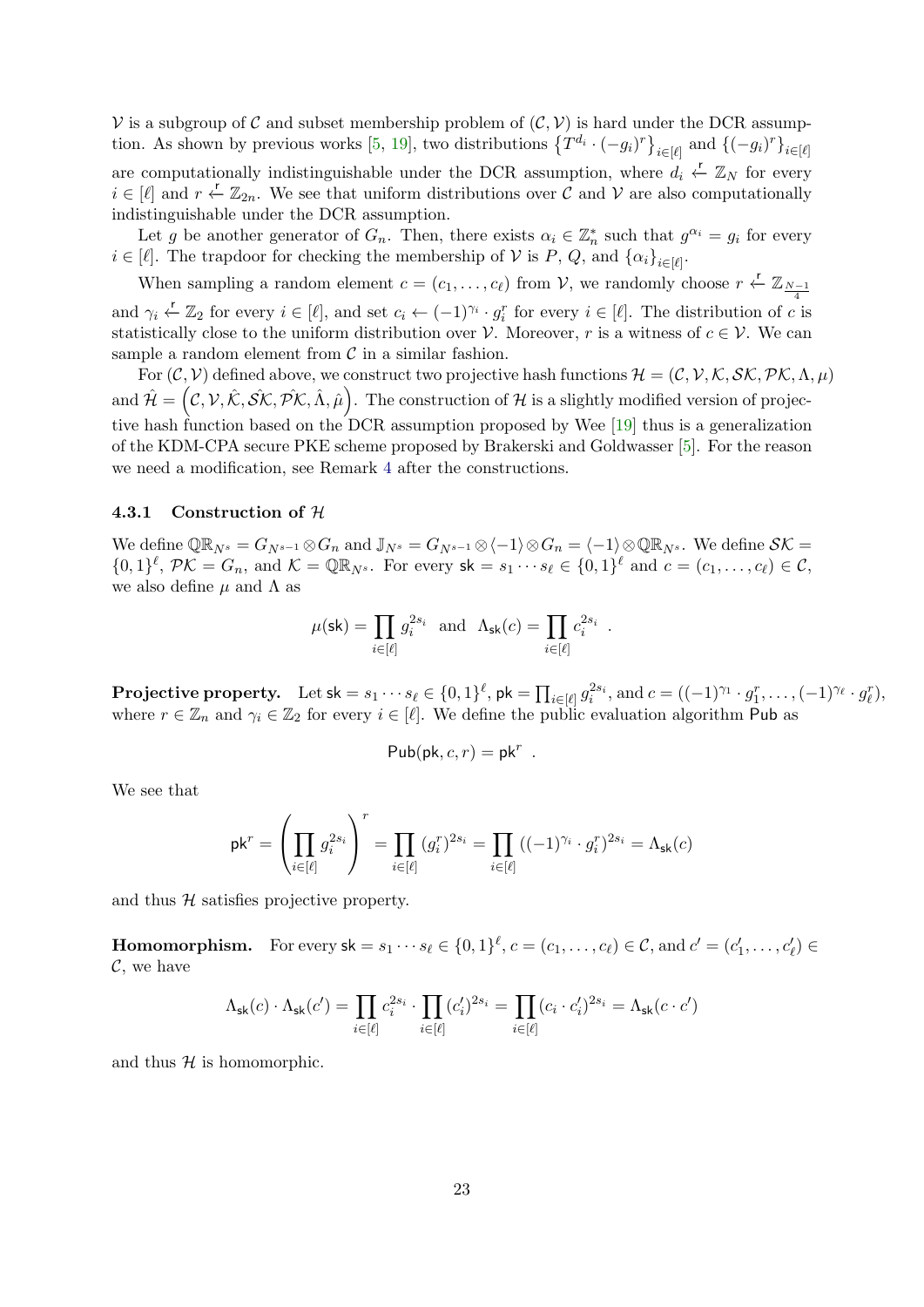$\mathcal{V}$ is a subgroup of $\mathcal{C}$ and subset membership problem of $(\mathcal{C}, \mathcal{V})$ is hard under the DCR assumption. As shown by previous works [5, 19], two distributions $\left\{T^{d_i} \cdot (-g_i)^r\right\}_{i\in[\ell]}$ and $\left\{(-g_i)^r\right\}_{i\in[\ell]}$ are computationally indistinguishable under the DCR assumption, where $d_i \xleftarrow{\mathsf{r}} \mathbb{Z}_N$ for every $i \in [\ell]$ and $r \xleftarrow{\mathsf{r}} \mathbb{Z}_{2n}$. We see that uniform distributions over $\mathcal{C}$ and $\mathcal{V}$ are also computationally indistinguishable under the DCR assumption.

Let $g$ be another generator of $G_n$. Then, there exists $\alpha_i \in \mathbb{Z}_n^*$ such that $g^{\alpha_i} = g_i$ for every $i \in [\ell]$. The trapdoor for checking the membership of $\mathcal{V}$ is $P$, $Q$, and $\{\alpha_i\}_{i\in[\ell]}$.

When sampling a random element $c = (c_1, \ldots, c_\ell)$ from $\mathcal{V}$, we randomly choose $r \xleftarrow{\mathsf{r}} \mathbb{Z}_{\frac{N-1}{4}}$ and $\gamma_i \xleftarrow{\mathsf{r}} \mathbb{Z}_2$ for every $i \in [\ell]$, and set $c_i \leftarrow (-1)^{\gamma_i} \cdot g_i^r$ for every $i \in [\ell]$. The distribution of $c$ is statistically close to the uniform distribution over $\mathcal{V}$. Moreover, $r$ is a witness of $c \in \mathcal{V}$. We can sample a random element from $\mathcal{C}$ in a similar fashion.

For $(\mathcal{C}, \mathcal{V})$ defined above, we construct two projective hash functions $\mathcal{H} = (\mathcal{C}, \mathcal{V}, \mathcal{K}, \mathcal{SK}, \mathcal{PK}, \Lambda, \mu)$ and $\hat{\mathcal{H}} = \left(\mathcal{C}, \mathcal{V}, \hat{\mathcal{K}}, \hat{\mathcal{SK}}, \hat{\mathcal{PK}}, \hat{\Lambda}, \hat{\mu}\right)$. The construction of $\mathcal{H}$ is a slightly modified version of projective hash function based on the DCR assumption proposed by Wee [19] thus is a generalization of the KDM-CPA secure PKE scheme proposed by Brakerski and Goldwasser [5]. For the reason we need a modification, see Remark 4 after the constructions.

### 4.3.1 Construction of $\mathcal{H}$

We define $\mathbb{QR}_{N^s} = G_{N^{s-1}} \otimes G_n$ and $\mathbb{J}_{N^s} = G_{N^{s-1}} \otimes \langle -1 \rangle \otimes G_n = \langle -1 \rangle \otimes \mathbb{QR}_{N^s}$. We define $\mathcal{SK} = \{0,1\}^\ell$, $\mathcal{PK} = G_n$, and $\mathcal{K} = \mathbb{QR}_{N^s}$. For every $\mathsf{sk} = s_1 \cdots s_\ell \in \{0,1\}^\ell$ and $c = (c_1, \ldots, c_\ell) \in \mathcal{C}$, we also define $\mu$ and $\Lambda$ as

$$\mu(\mathsf{sk}) = \prod_{i\in[\ell]} g_i^{2s_i} \quad \text{and} \quad \Lambda_{\mathsf{sk}}(c) = \prod_{i\in[\ell]} c_i^{2s_i} \ .$$

**Projective property.** Let $\mathsf{sk} = s_1 \cdots s_\ell \in \{0,1\}^\ell$, $\mathsf{pk} = \prod_{i\in[\ell]} g_i^{2s_i}$, and $c = ((-1)^{\gamma_1} \cdot g_1^r, \ldots, (-1)^{\gamma_\ell} \cdot g_\ell^r)$, where $r \in \mathbb{Z}_n$ and $\gamma_i \in \mathbb{Z}_2$ for every $i \in [\ell]$. We define the public evaluation algorithm $\mathsf{Pub}$ as

$$\mathsf{Pub}(\mathsf{pk}, c, r) = \mathsf{pk}^r \ .$$

We see that

$$\mathsf{pk}^r = \left(\prod_{i\in[\ell]} g_i^{2s_i}\right)^r = \prod_{i\in[\ell]} (g_i^r)^{2s_i} = \prod_{i\in[\ell]} ((-1)^{\gamma_i} \cdot g_i^r)^{2s_i} = \Lambda_{\mathsf{sk}}(c)$$

and thus $\mathcal{H}$ satisfies projective property.

**Homomorphism.** For every $\mathsf{sk} = s_1 \cdots s_\ell \in \{0,1\}^\ell$, $c = (c_1, \ldots, c_\ell) \in \mathcal{C}$, and $c' = (c'_1, \ldots, c'_\ell) \in \mathcal{C}$, we have

$$\Lambda_{\mathsf{sk}}(c) \cdot \Lambda_{\mathsf{sk}}(c') = \prod_{i\in[\ell]} c_i^{2s_i} \cdot \prod_{i\in[\ell]} (c'_i)^{2s_i} = \prod_{i\in[\ell]} (c_i \cdot c'_i)^{2s_i} = \Lambda_{\mathsf{sk}}(c \cdot c')$$

and thus $\mathcal{H}$ is homomorphic.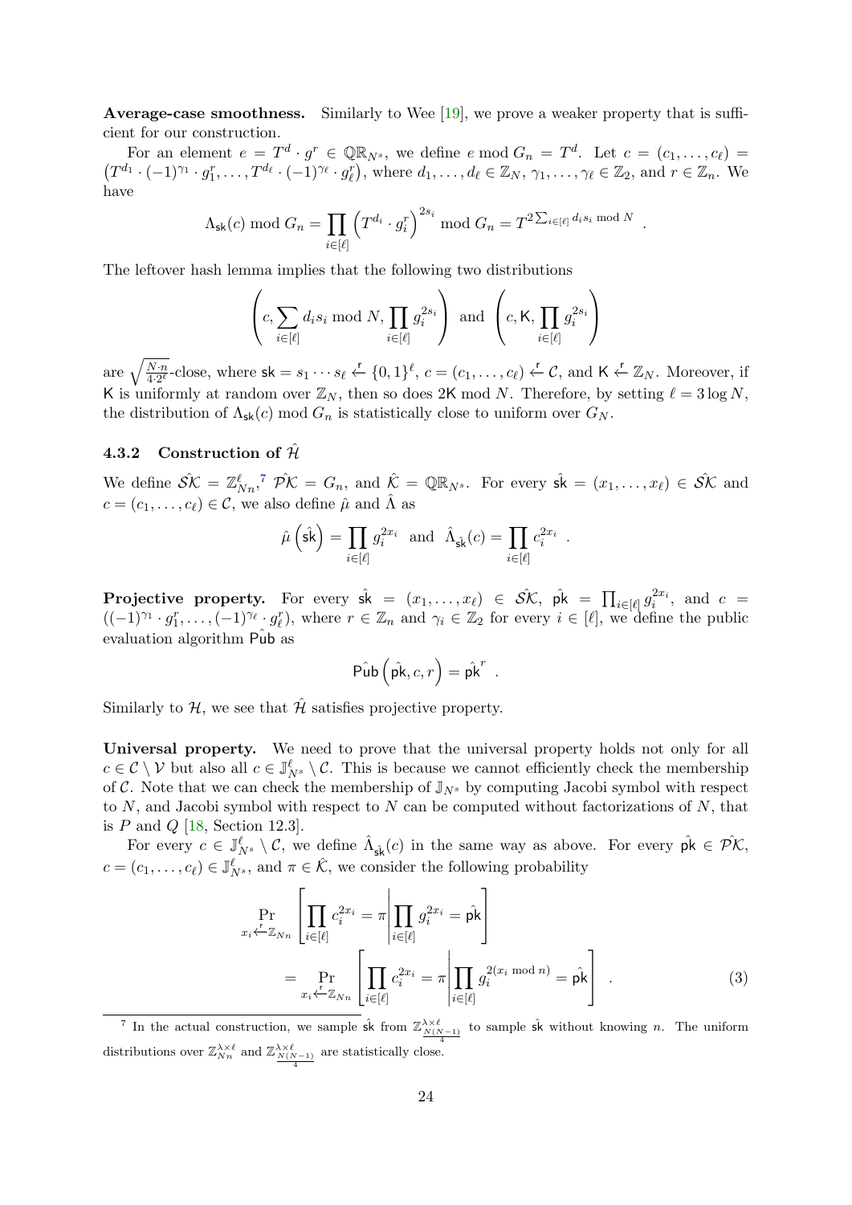**Average-case smoothness.** Similarly to Wee [19], we prove a weaker property that is sufficient for our construction.

For an element $e = T^d \cdot g^r \in \mathbb{QR}_{N^s}$, we define $e \bmod G_n = T^d$. Let $c = (c_1, \ldots, c_\ell) = \left(T^{d_1} \cdot (-1)^{\gamma_1} \cdot g_1^r, \ldots, T^{d_\ell} \cdot (-1)^{\gamma_\ell} \cdot g_\ell^r\right)$, where $d_1, \ldots, d_\ell \in \mathbb{Z}_N$, $\gamma_1, \ldots, \gamma_\ell \in \mathbb{Z}_2$, and $r \in \mathbb{Z}_n$. We have

$$\Lambda_{\mathsf{sk}}(c) \bmod G_n = \prod_{i \in [\ell]} \left(T^{d_i} \cdot g_i^r\right)^{2s_i} \bmod G_n = T^{2 \sum_{i \in [\ell]} d_i s_i \bmod N} \ .$$

The leftover hash lemma implies that the following two distributions

$$\left(c, \sum_{i \in [\ell]} d_i s_i \bmod N, \prod_{i \in [\ell]} g_i^{2s_i}\right) \text{ and } \left(c, \mathsf{K}, \prod_{i \in [\ell]} g_i^{2s_i}\right)$$

are $\sqrt{\frac{N \cdot n}{4 \cdot 2^\ell}}$-close, where $\mathsf{sk} = s_1 \cdots s_\ell \xleftarrow{r} \{0,1\}^\ell$, $c = (c_1, \ldots, c_\ell) \xleftarrow{r} \mathcal{C}$, and $\mathsf{K} \xleftarrow{r} \mathbb{Z}_N$. Moreover, if $\mathsf{K}$ is uniformly at random over $\mathbb{Z}_N$, then so does $2\mathsf{K} \bmod N$. Therefore, by setting $\ell = 3 \log N$, the distribution of $\Lambda_{\mathsf{sk}}(c) \bmod G_N$ is statistically close to uniform over $G_N$.

### 4.3.2 Construction of $\hat{\mathcal{H}}$

We define $\hat{\mathcal{SK}} = \mathbb{Z}_{Nn}^\ell$,[7] $\hat{\mathcal{PK}} = G_n$, and $\hat{\mathcal{K}} = \mathbb{QR}_{N^s}$. For every $\hat{\mathsf{sk}} = (x_1, \ldots, x_\ell) \in \hat{\mathcal{SK}}$ and $c = (c_1, \ldots, c_\ell) \in \mathcal{C}$, we also define $\hat{\mu}$ and $\hat{\Lambda}$ as

$$\hat{\mu}\left(\hat{\mathsf{sk}}\right) = \prod_{i \in [\ell]} g_i^{2x_i} \text{ and } \hat{\Lambda}_{\hat{\mathsf{sk}}}(c) = \prod_{i \in [\ell]} c_i^{2x_i} \ .$$

**Projective property.** For every $\hat{\mathsf{sk}} = (x_1, \ldots, x_\ell) \in \hat{\mathcal{SK}}$, $\hat{\mathsf{pk}} = \prod_{i \in [\ell]} g_i^{2x_i}$, and $c = ((-1)^{\gamma_1} \cdot g_1^r, \ldots, (-1)^{\gamma_\ell} \cdot g_\ell^r)$, where $r \in \mathbb{Z}_n$ and $\gamma_i \in \mathbb{Z}_2$ for every $i \in [\ell]$, we define the public evaluation algorithm $\hat{\mathsf{Pub}}$ as

$$\hat{\mathsf{Pub}}\left(\hat{\mathsf{pk}}, c, r\right) = \hat{\mathsf{pk}}^r \ .$$

Similarly to $\mathcal{H}$, we see that $\hat{\mathcal{H}}$ satisfies projective property.

**Universal property.** We need to prove that the universal property holds not only for all $c \in \mathcal{C} \setminus \mathcal{V}$ but also all $c \in \mathbb{J}_{N^s}^\ell \setminus \mathcal{C}$. This is because we cannot efficiently check the membership of $\mathcal{C}$. Note that we can check the membership of $\mathbb{J}_{N^s}$ by computing Jacobi symbol with respect to $N$, and Jacobi symbol with respect to $N$ can be computed without factorizations of $N$, that is $P$ and $Q$ [18, Section 12.3].

For every $c \in \mathbb{J}_{N^s}^\ell \setminus \mathcal{C}$, we define $\hat{\Lambda}_{\hat{\mathsf{sk}}}(c)$ in the same way as above. For every $\hat{\mathsf{pk}} \in \hat{\mathcal{PK}}$, $c = (c_1, \ldots, c_\ell) \in \mathbb{J}_{N^s}^\ell$, and $\pi \in \hat{\mathcal{K}}$, we consider the following probability

$$\begin{aligned} &\Pr_{x_i \xleftarrow{r} \mathbb{Z}_{Nn}}\left[\prod_{i \in [\ell]} c_i^{2x_i} = \pi \,\middle|\, \prod_{i \in [\ell]} g_i^{2x_i} = \hat{\mathsf{pk}}\right] \\ &= \Pr_{x_i \xleftarrow{r} \mathbb{Z}_{Nn}}\left[\prod_{i \in [\ell]} c_i^{2x_i} = \pi \,\middle|\, \prod_{i \in [\ell]} g_i^{2(x_i \bmod n)} = \hat{\mathsf{pk}}\right] \ . \end{aligned} \tag{3}$$

---

[7] In the actual construction, we sample $\hat{\mathsf{sk}}$ from $\mathbb{Z}_{\frac{N(N-1)}{4}}^{\lambda \times \ell}$ to sample $\hat{\mathsf{sk}}$ without knowing $n$. The uniform distributions over $\mathbb{Z}_{Nn}^{\lambda \times \ell}$ and $\mathbb{Z}_{\frac{N(N-1)}{4}}^{\lambda \times \ell}$ are statistically close.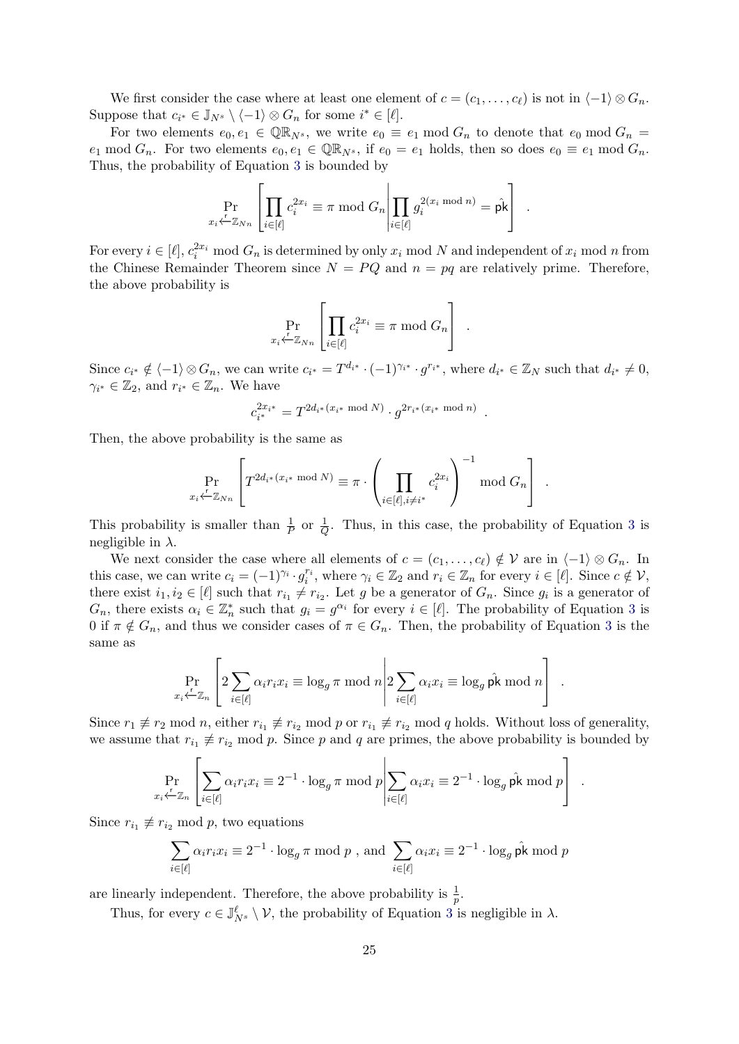We first consider the case where at least one element of $c = (c_1, \dots, c_\ell)$ is not in $\langle -1 \rangle \otimes G_n$. Suppose that $c_{i^*} \in \mathbb{J}_{N^s} \setminus \langle -1 \rangle \otimes G_n$ for some $i^* \in [\ell]$.

For two elements $e_0, e_1 \in \mathbb{QR}_{N^s}$, we write $e_0 \equiv e_1 \bmod G_n$ to denote that $e_0 \bmod G_n = e_1 \bmod G_n$. For two elements $e_0, e_1 \in \mathbb{QR}_{N^s}$, if $e_0 = e_1$ holds, then so does $e_0 \equiv e_1 \bmod G_n$. Thus, the probability of Equation 3 is bounded by

$$\Pr_{x_i \xleftarrow{r} \mathbb{Z}_{Nn}} \left[ \prod_{i \in [\ell]} c_i^{2x_i} \equiv \pi \bmod G_n \middle| \prod_{i \in [\ell]} g_i^{2(x_i \bmod n)} = \hat{\mathsf{pk}} \right] .$$

For every $i \in [\ell]$, $c_i^{2x_i} \bmod G_n$ is determined by only $x_i \bmod N$ and independent of $x_i \bmod n$ from the Chinese Remainder Theorem since $N = PQ$ and $n = pq$ are relatively prime. Therefore, the above probability is

$$\Pr_{x_i \xleftarrow{r} \mathbb{Z}_{Nn}} \left[ \prod_{i \in [\ell]} c_i^{2x_i} \equiv \pi \bmod G_n \right] .$$

Since $c_{i^*} \notin \langle -1 \rangle \otimes G_n$, we can write $c_{i^*} = T^{d_{i^*}} \cdot (-1)^{\gamma_{i^*}} \cdot g^{r_{i^*}}$, where $d_{i^*} \in \mathbb{Z}_N$ such that $d_{i^*} \neq 0$, $\gamma_{i^*} \in \mathbb{Z}_2$, and $r_{i^*} \in \mathbb{Z}_n$. We have

$$c_{i^*}^{2x_{i^*}} = T^{2d_{i^*}(x_{i^*} \bmod N)} \cdot g^{2r_{i^*}(x_{i^*} \bmod n)} .$$

Then, the above probability is the same as

$$\Pr_{x_i \xleftarrow{r} \mathbb{Z}_{Nn}} \left[ T^{2d_{i^*}(x_{i^*} \bmod N)} \equiv \pi \cdot \left( \prod_{i \in [\ell], i \neq i^*} c_i^{2x_i} \right)^{-1} \bmod G_n \right] .$$

This probability is smaller than $\frac{1}{P}$ or $\frac{1}{Q}$. Thus, in this case, the probability of Equation 3 is negligible in $\lambda$.

We next consider the case where all elements of $c = (c_1, \dots, c_\ell) \notin \mathcal{V}$ are in $\langle -1 \rangle \otimes G_n$. In this case, we can write $c_i = (-1)^{\gamma_i} \cdot g_i^{r_i}$, where $\gamma_i \in \mathbb{Z}_2$ and $r_i \in \mathbb{Z}_n$ for every $i \in [\ell]$. Since $c \notin \mathcal{V}$, there exist $i_1, i_2 \in [\ell]$ such that $r_{i_1} \neq r_{i_2}$. Let $g$ be a generator of $G_n$. Since $g_i$ is a generator of $G_n$, there exists $\alpha_i \in \mathbb{Z}_n^*$ such that $g_i = g^{\alpha_i}$ for every $i \in [\ell]$. The probability of Equation 3 is 0 if $\pi \notin G_n$, and thus we consider cases of $\pi \in G_n$. Then, the probability of Equation 3 is the same as

$$\Pr_{x_i \xleftarrow{r} \mathbb{Z}_n} \left[ 2 \sum_{i \in [\ell]} \alpha_i r_i x_i \equiv \log_g \pi \bmod n \middle| 2 \sum_{i \in [\ell]} \alpha_i x_i \equiv \log_g \hat{\mathsf{pk}} \bmod n \right] .$$

Since $r_1 \not\equiv r_2 \bmod n$, either $r_{i_1} \not\equiv r_{i_2} \bmod p$ or $r_{i_1} \not\equiv r_{i_2} \bmod q$ holds. Without loss of generality, we assume that $r_{i_1} \not\equiv r_{i_2} \bmod p$. Since $p$ and $q$ are primes, the above probability is bounded by

$$\Pr_{x_i \xleftarrow{r} \mathbb{Z}_n} \left[ \sum_{i \in [\ell]} \alpha_i r_i x_i \equiv 2^{-1} \cdot \log_g \pi \bmod p \middle| \sum_{i \in [\ell]} \alpha_i x_i \equiv 2^{-1} \cdot \log_g \hat{\mathsf{pk}} \bmod p \right] .$$

Since $r_{i_1} \not\equiv r_{i_2} \bmod p$, two equations

$$\sum_{i \in [\ell]} \alpha_i r_i x_i \equiv 2^{-1} \cdot \log_g \pi \bmod p \text{ , and } \sum_{i \in [\ell]} \alpha_i x_i \equiv 2^{-1} \cdot \log_g \hat{\mathsf{pk}} \bmod p$$

are linearly independent. Therefore, the above probability is $\frac{1}{p}$.

Thus, for every $c \in \mathbb{J}_{N^s}^\ell \setminus \mathcal{V}$, the probability of Equation 3 is negligible in $\lambda$.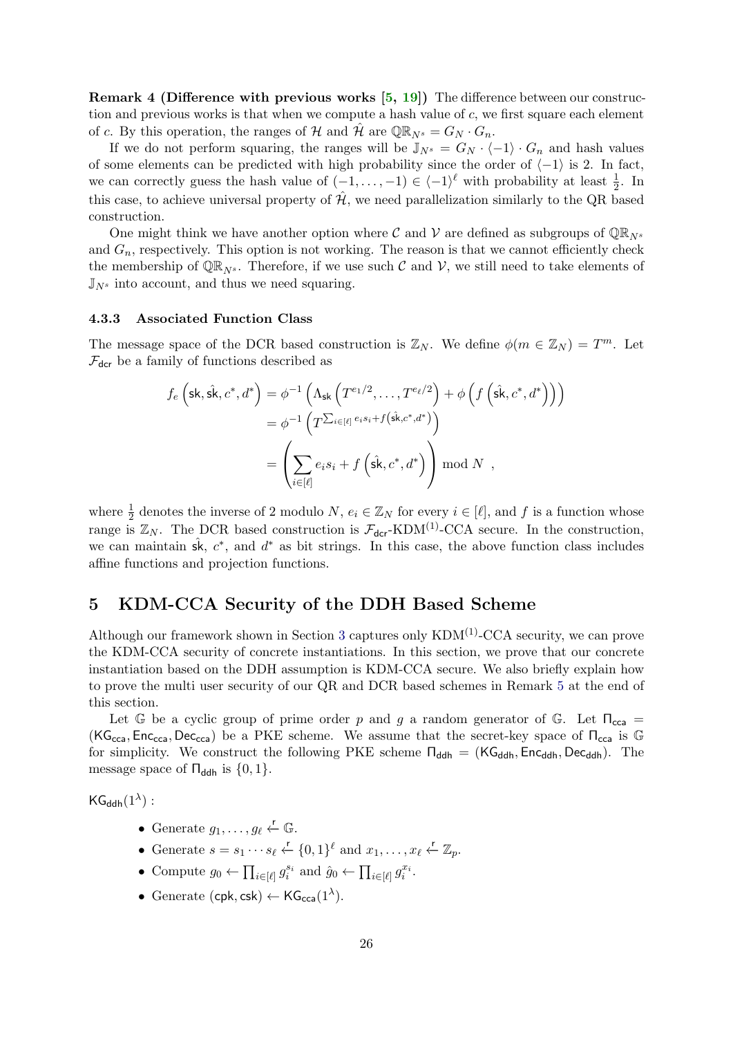**Remark 4 (Difference with previous works [5, 19])** The difference between our construction and previous works is that when we compute a hash value of $c$, we first square each element of $c$. By this operation, the ranges of $\mathcal{H}$ and $\hat{\mathcal{H}}$ are $\mathbb{QR}_{N^s} = G_N \cdot G_n$.

If we do not perform squaring, the ranges will be $\mathbb{J}_{N^s} = G_N \cdot \langle -1 \rangle \cdot G_n$ and hash values of some elements can be predicted with high probability since the order of $\langle -1 \rangle$ is 2. In fact, we can correctly guess the hash value of $(-1, \ldots, -1) \in \langle -1 \rangle^\ell$ with probability at least $\frac{1}{2}$. In this case, to achieve universal property of $\hat{\mathcal{H}}$, we need parallelization similarly to the QR based construction.

One might think we have another option where $\mathcal{C}$ and $\mathcal{V}$ are defined as subgroups of $\mathbb{QR}_{N^s}$ and $G_n$, respectively. This option is not working. The reason is that we cannot efficiently check the membership of $\mathbb{QR}_{N^s}$. Therefore, if we use such $\mathcal{C}$ and $\mathcal{V}$, we still need to take elements of $\mathbb{J}_{N^s}$ into account, and thus we need squaring.

### 4.3.3 Associated Function Class

The message space of the DCR based construction is $\mathbb{Z}_N$. We define $\phi(m \in \mathbb{Z}_N) = T^m$. Let $\mathcal{F}_{\mathsf{dcr}}$ be a family of functions described as

$$
\begin{aligned}
f_e\left(\mathsf{sk}, \hat{\mathsf{sk}}, c^*, d^*\right) &= \phi^{-1}\left(\Lambda_{\mathsf{sk}}\left(T^{e_1/2}, \ldots, T^{e_\ell/2}\right) + \phi\left(f\left(\hat{\mathsf{sk}}, c^*, d^*\right)\right)\right) \\
&= \phi^{-1}\left(T^{\sum_{i\in[\ell]} e_i s_i + f\left(\hat{\mathsf{sk}}, c^*, d^*\right)}\right) \\
&= \left(\sum_{i\in[\ell]} e_i s_i + f\left(\hat{\mathsf{sk}}, c^*, d^*\right)\right) \bmod N \ ,
\end{aligned}
$$

where $\frac{1}{2}$ denotes the inverse of 2 modulo $N$, $e_i \in \mathbb{Z}_N$ for every $i \in [\ell]$, and $f$ is a function whose range is $\mathbb{Z}_N$. The DCR based construction is $\mathcal{F}_{\mathsf{dcr}}$-KDM$^{(1)}$-CCA secure. In the construction, we can maintain $\hat{\mathsf{sk}}$, $c^*$, and $d^*$ as bit strings. In this case, the above function class includes affine functions and projection functions.

## 5 KDM-CCA Security of the DDH Based Scheme

Although our framework shown in Section 3 captures only KDM$^{(1)}$-CCA security, we can prove the KDM-CCA security of concrete instantiations. In this section, we prove that our concrete instantiation based on the DDH assumption is KDM-CCA secure. We also briefly explain how to prove the multi user security of our QR and DCR based schemes in Remark 5 at the end of this section.

Let $\mathbb{G}$ be a cyclic group of prime order $p$ and $g$ a random generator of $\mathbb{G}$. Let $\Pi_{\mathsf{cca}} = (\mathsf{KG}_{\mathsf{cca}}, \mathsf{Enc}_{\mathsf{cca}}, \mathsf{Dec}_{\mathsf{cca}})$ be a PKE scheme. We assume that the secret-key space of $\Pi_{\mathsf{cca}}$ is $\mathbb{G}$ for simplicity. We construct the following PKE scheme $\Pi_{\mathsf{ddh}} = (\mathsf{KG}_{\mathsf{ddh}}, \mathsf{Enc}_{\mathsf{ddh}}, \mathsf{Dec}_{\mathsf{ddh}})$. The message space of $\Pi_{\mathsf{ddh}}$ is $\{0, 1\}$.

$\mathsf{KG}_{\mathsf{ddh}}(1^\lambda)$ :

- Generate $g_1, \ldots, g_\ell \xleftarrow{\mathsf{r}} \mathbb{G}$.
- Generate $s = s_1 \cdots s_\ell \xleftarrow{\mathsf{r}} \{0,1\}^\ell$ and $x_1, \ldots, x_\ell \xleftarrow{\mathsf{r}} \mathbb{Z}_p$.
- Compute $g_0 \leftarrow \prod_{i\in[\ell]} g_i^{s_i}$ and $\hat{g}_0 \leftarrow \prod_{i\in[\ell]} g_i^{x_i}$.
- Generate $(\mathsf{cpk}, \mathsf{csk}) \leftarrow \mathsf{KG}_{\mathsf{cca}}(1^\lambda)$.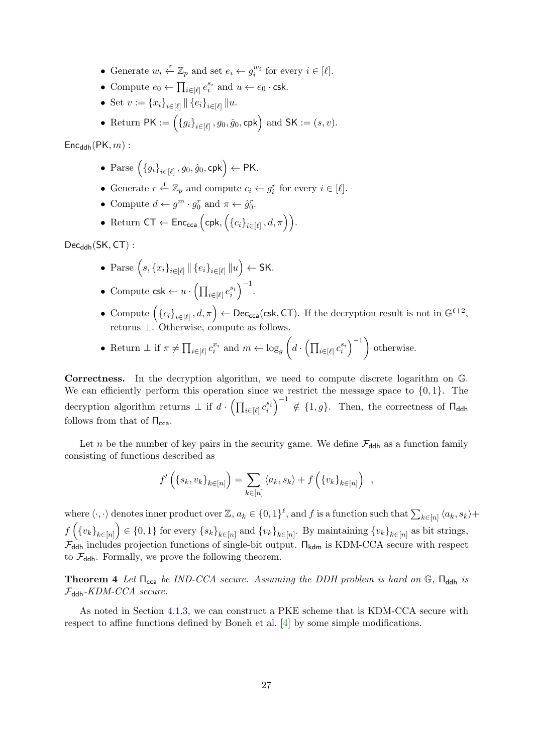- Generate $w_i \xleftarrow{\mathsf{r}} \mathbb{Z}_p$ and set $e_i \leftarrow g_i^{w_i}$ for every $i \in [\ell]$.
- Compute $e_0 \leftarrow \prod_{i\in[\ell]} e_i^{s_i}$ and $u \leftarrow e_0 \cdot \mathsf{csk}$.
- Set $v := \{x_i\}_{i\in[\ell]} \| \{e_i\}_{i\in[\ell]} \| u$.
- Return $\mathsf{PK} := \left(\{g_i\}_{i\in[\ell]}, g_0, \hat{g}_0, \mathsf{cpk}\right)$ and $\mathsf{SK} := (s, v)$.

$\mathsf{Enc}_{\mathsf{ddh}}(\mathsf{PK}, m)$ :

- Parse $\left(\{g_i\}_{i\in[\ell]}, g_0, \hat{g}_0, \mathsf{cpk}\right) \leftarrow \mathsf{PK}$.
- Generate $r \xleftarrow{\mathsf{r}} \mathbb{Z}_p$ and compute $c_i \leftarrow g_i^r$ for every $i \in [\ell]$.
- Compute $d \leftarrow g^m \cdot g_0^r$ and $\pi \leftarrow \hat{g}_0^r$.
- Return $\mathsf{CT} \leftarrow \mathsf{Enc}_{\mathsf{cca}}\left(\mathsf{cpk}, \left(\{c_i\}_{i\in[\ell]}, d, \pi\right)\right)$.

$\mathsf{Dec}_{\mathsf{ddh}}(\mathsf{SK}, \mathsf{CT})$ :

- Parse $\left(s, \{x_i\}_{i\in[\ell]} \| \{e_i\}_{i\in[\ell]} \| u\right) \leftarrow \mathsf{SK}$.
- Compute $\mathsf{csk} \leftarrow u \cdot \left(\prod_{i\in[\ell]} e_i^{s_i}\right)^{-1}$.
- Compute $\left(\{c_i\}_{i\in[\ell]}, d, \pi\right) \leftarrow \mathsf{Dec}_{\mathsf{cca}}(\mathsf{csk}, \mathsf{CT})$. If the decryption result is not in $\mathbb{G}^{\ell+2}$, returns $\perp$. Otherwise, compute as follows.
- Return $\perp$ if $\pi \neq \prod_{i\in[\ell]} c_i^{x_i}$ and $m \leftarrow \log_g \left(d \cdot \left(\prod_{i\in[\ell]} c_i^{s_i}\right)^{-1}\right)$ otherwise.

**Correctness.** In the decryption algorithm, we need to compute discrete logarithm on $\mathbb{G}$. We can efficiently perform this operation since we restrict the message space to $\{0, 1\}$. The decryption algorithm returns $\perp$ if $d \cdot \left(\prod_{i\in[\ell]} c_i^{s_i}\right)^{-1} \notin \{1, g\}$. Then, the correctness of $\Pi_{\mathsf{ddh}}$ follows from that of $\Pi_{\mathsf{cca}}$.

Let $n$ be the number of key pairs in the security game. We define $\mathcal{F}_{\mathsf{ddh}}$ as a function family consisting of functions described as

$$f'\left(\{s_k, v_k\}_{k\in[n]}\right) = \sum_{k\in[n]} \langle a_k, s_k\rangle + f\left(\{v_k\}_{k\in[n]}\right) \quad ,$$

where $\langle\cdot,\cdot\rangle$ denotes inner product over $\mathbb{Z}$, $a_k \in \{0, 1\}^\ell$, and $f$ is a function such that $\sum_{k\in[n]} \langle a_k, s_k\rangle + f\left(\{v_k\}_{k\in[n]}\right) \in \{0, 1\}$ for every $\{s_k\}_{k\in[n]}$ and $\{v_k\}_{k\in[n]}$. By maintaining $\{v_k\}_{k\in[n]}$ as bit strings, $\mathcal{F}_{\mathsf{ddh}}$ includes projection functions of single-bit output. $\Pi_{\mathsf{kdm}}$ is KDM-CCA secure with respect to $\mathcal{F}_{\mathsf{ddh}}$. Formally, we prove the following theorem.

**Theorem 4** *Let $\Pi_{\mathsf{cca}}$ be IND-CCA secure. Assuming the DDH problem is hard on $\mathbb{G}$, $\Pi_{\mathsf{ddh}}$ is $\mathcal{F}_{\mathsf{ddh}}$-KDM-CCA secure.*

As noted in Section 4.1.3, we can construct a PKE scheme that is KDM-CCA secure with respect to affine functions defined by Boneh et al. [4] by some simple modifications.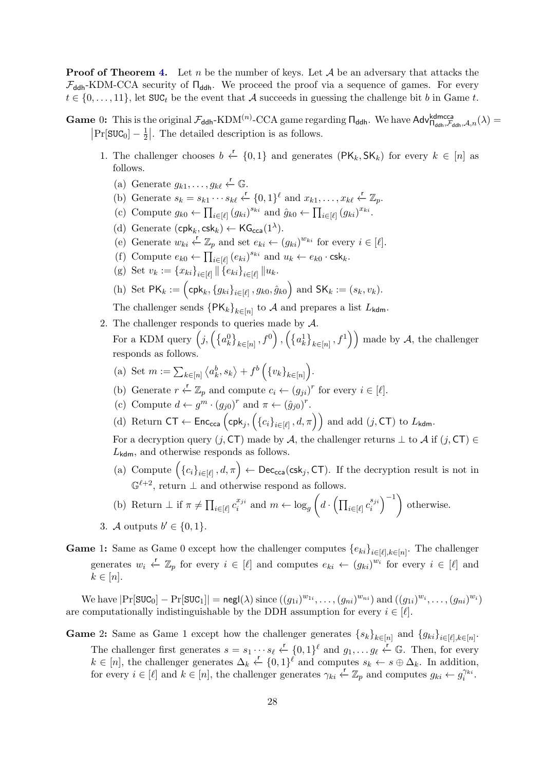**Proof of Theorem 4.** Let $n$ be the number of keys. Let $\mathcal{A}$ be an adversary that attacks the $\mathcal{F}_{\mathsf{ddh}}$-KDM-CCA security of $\Pi_{\mathsf{ddh}}$. We proceed the proof via a sequence of games. For every $t \in \{0, \ldots, 11\}$, let $\mathtt{SUC}_t$ be the event that $\mathcal{A}$ succeeds in guessing the challenge bit $b$ in Game $t$.

**Game 0:** This is the original $\mathcal{F}_{\mathsf{ddh}}$-KDM$^{(n)}$-CCA game regarding $\Pi_{\mathsf{ddh}}$. We have $\mathsf{Adv}^{\mathsf{kdmcca}}_{\Pi_{\mathsf{ddh}},\mathcal{F}_{\mathsf{ddh}},\mathcal{A},n}(\lambda) = \left|\Pr[\mathtt{SUC}_0] - \frac{1}{2}\right|$. The detailed description is as follows.

1. The challenger chooses $b \xleftarrow{\mathsf{r}} \{0,1\}$ and generates $(\mathsf{PK}_k, \mathsf{SK}_k)$ for every $k \in [n]$ as follows.
   (a) Generate $g_{k1}, \ldots, g_{k\ell} \xleftarrow{\mathsf{r}} \mathbb{G}$.
   (b) Generate $s_k = s_{k1} \cdots s_{k\ell} \xleftarrow{\mathsf{r}} \{0,1\}^\ell$ and $x_{k1}, \ldots, x_{k\ell} \xleftarrow{\mathsf{r}} \mathbb{Z}_p$.
   (c) Compute $g_{k0} \leftarrow \prod_{i \in [\ell]} (g_{ki})^{s_{ki}}$ and $\hat{g}_{k0} \leftarrow \prod_{i \in [\ell]} (g_{ki})^{x_{ki}}$.
   (d) Generate $(\mathsf{cpk}_k, \mathsf{csk}_k) \leftarrow \mathsf{KG}_{\mathsf{cca}}(1^\lambda)$.
   (e) Generate $w_{ki} \xleftarrow{\mathsf{r}} \mathbb{Z}_p$ and set $e_{ki} \leftarrow (g_{ki})^{w_{ki}}$ for every $i \in [\ell]$.
   (f) Compute $e_{k0} \leftarrow \prod_{i \in [\ell]} (e_{ki})^{s_{ki}}$ and $u_k \leftarrow e_{k0} \cdot \mathsf{csk}_k$.
   (g) Set $v_k := \{x_{ki}\}_{i \in [\ell]} \| \{e_{ki}\}_{i \in [\ell]} \| u_k$.
   (h) Set $\mathsf{PK}_k := \left(\mathsf{cpk}_k, \{g_{ki}\}_{i \in [\ell]}, g_{k0}, \hat{g}_{k0}\right)$ and $\mathsf{SK}_k := (s_k, v_k)$.

   The challenger sends $\{\mathsf{PK}_k\}_{k \in [n]}$ to $\mathcal{A}$ and prepares a list $L_{\mathsf{kdm}}$.
2. The challenger responds to queries made by $\mathcal{A}$.
   For a KDM query $\left(j, \left(\{a_k^0\}_{k \in [n]}, f^0\right), \left(\{a_k^1\}_{k \in [n]}, f^1\right)\right)$ made by $\mathcal{A}$, the challenger responds as follows.
   (a) Set $m := \sum_{k \in [n]} \langle a_k^b, s_k \rangle + f^b\left(\{v_k\}_{k \in [n]}\right)$.
   (b) Generate $r \xleftarrow{\mathsf{r}} \mathbb{Z}_p$ and compute $c_i \leftarrow (g_{ji})^r$ for every $i \in [\ell]$.
   (c) Compute $d \leftarrow g^m \cdot (g_{j0})^r$ and $\pi \leftarrow (\hat{g}_{j0})^r$.
   (d) Return $\mathsf{CT} \leftarrow \mathsf{Enc}_{\mathsf{cca}}\left(\mathsf{cpk}_j, \left(\{c_i\}_{i \in [\ell]}, d, \pi\right)\right)$ and add $(j, \mathsf{CT})$ to $L_{\mathsf{kdm}}$.

   For a decryption query $(j, \mathsf{CT})$ made by $\mathcal{A}$, the challenger returns $\perp$ to $\mathcal{A}$ if $(j, \mathsf{CT}) \in L_{\mathsf{kdm}}$, and otherwise responds as follows.
   (a) Compute $\left(\{c_i\}_{i \in [\ell]}, d, \pi\right) \leftarrow \mathsf{Dec}_{\mathsf{cca}}(\mathsf{csk}_j, \mathsf{CT})$. If the decryption result is not in $\mathbb{G}^{\ell+2}$, return $\perp$ and otherwise respond as follows.
   (b) Return $\perp$ if $\pi \neq \prod_{i \in [\ell]} c_i^{x_{ji}}$ and $m \leftarrow \log_g \left(d \cdot \left(\prod_{i \in [\ell]} c_i^{s_{ji}}\right)^{-1}\right)$ otherwise.
3. $\mathcal{A}$ outputs $b' \in \{0,1\}$.

**Game 1:** Same as Game 0 except how the challenger computes $\{e_{ki}\}_{i \in [\ell], k \in [n]}$. The challenger generates $w_i \xleftarrow{\mathsf{r}} \mathbb{Z}_p$ for every $i \in [\ell]$ and computes $e_{ki} \leftarrow (g_{ki})^{w_i}$ for every $i \in [\ell]$ and $k \in [n]$.

We have $|\Pr[\mathtt{SUC}_0] - \Pr[\mathtt{SUC}_1]| = \mathsf{negl}(\lambda)$ since $((g_{1i})^{w_{1i}}, \ldots, (g_{ni})^{w_{ni}})$ and $((g_{1i})^{w_i}, \ldots, (g_{ni})^{w_i})$ are computationally indistinguishable by the DDH assumption for every $i \in [\ell]$.

**Game 2:** Same as Game 1 except how the challenger generates $\{s_k\}_{k \in [n]}$ and $\{g_{ki}\}_{i \in [\ell], k \in [n]}$. The challenger first generates $s = s_1 \cdots s_\ell \xleftarrow{\mathsf{r}} \{0,1\}^\ell$ and $g_1, \ldots g_\ell \xleftarrow{\mathsf{r}} \mathbb{G}$. Then, for every $k \in [n]$, the challenger generates $\Delta_k \xleftarrow{\mathsf{r}} \{0,1\}^\ell$ and computes $s_k \leftarrow s \oplus \Delta_k$. In addition, for every $i \in [\ell]$ and $k \in [n]$, the challenger generates $\gamma_{ki} \xleftarrow{\mathsf{r}} \mathbb{Z}_p$ and computes $g_{ki} \leftarrow g_i^{\gamma_{ki}}$.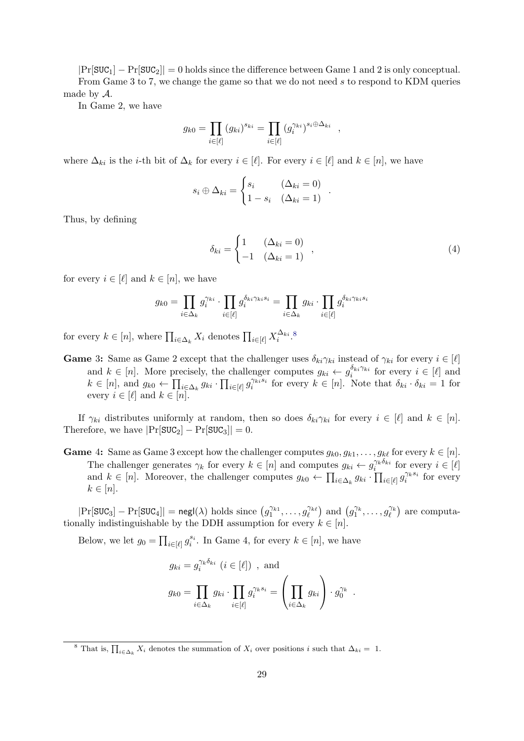$|\Pr[\mathtt{SUC}_1] - \Pr[\mathtt{SUC}_2]| = 0$ holds since the difference between Game 1 and 2 is only conceptual.

From Game 3 to 7, we change the game so that we do not need $s$ to respond to KDM queries made by $\mathcal{A}$.

In Game 2, we have

$$g_{k0} = \prod_{i\in[\ell]} (g_{ki})^{s_{ki}} = \prod_{i\in[\ell]} (g_i^{\gamma_{ki}})^{s_i \oplus \Delta_{ki}} \quad ,$$

where $\Delta_{ki}$ is the $i$-th bit of $\Delta_k$ for every $i \in [\ell]$. For every $i \in [\ell]$ and $k \in [n]$, we have

$$s_i \oplus \Delta_{ki} = \begin{cases} s_i & (\Delta_{ki} = 0) \\ 1 - s_i & (\Delta_{ki} = 1) \end{cases} \quad .$$

Thus, by defining

$$\delta_{ki} = \begin{cases} 1 & (\Delta_{ki} = 0) \\ -1 & (\Delta_{ki} = 1) \end{cases} \quad , \tag{4}$$

for every $i \in [\ell]$ and $k \in [n]$, we have

$$g_{k0} = \prod_{i\in\Delta_k} g_i^{\gamma_{ki}} \cdot \prod_{i\in[\ell]} g_i^{\delta_{ki}\gamma_{ki}s_i} = \prod_{i\in\Delta_k} g_{ki} \cdot \prod_{i\in[\ell]} g_i^{\delta_{ki}\gamma_{ki}s_i}$$

for every $k \in [n]$, where $\prod_{i\in\Delta_k} X_i$ denotes $\prod_{i\in[\ell]} X_i^{\Delta_{ki}}$.[8]

**Game 3:** Same as Game 2 except that the challenger uses $\delta_{ki}\gamma_{ki}$ instead of $\gamma_{ki}$ for every $i \in [\ell]$ and $k \in [n]$. More precisely, the challenger computes $g_{ki} \leftarrow g_i^{\delta_{ki}\gamma_{ki}}$ for every $i \in [\ell]$ and $k \in [n]$, and $g_{k0} \leftarrow \prod_{i\in\Delta_k} g_{ki} \cdot \prod_{i\in[\ell]} g_i^{\gamma_{ki}s_i}$ for every $k \in [n]$. Note that $\delta_{ki} \cdot \delta_{ki} = 1$ for every $i \in [\ell]$ and $k \in [n]$.

If $\gamma_{ki}$ distributes uniformly at random, then so does $\delta_{ki}\gamma_{ki}$ for every $i \in [\ell]$ and $k \in [n]$. Therefore, we have $|\Pr[\mathtt{SUC}_2] - \Pr[\mathtt{SUC}_3]| = 0$.

**Game 4:** Same as Game 3 except how the challenger computes $g_{k0}, g_{k1}, \ldots, g_{k\ell}$ for every $k \in [n]$. The challenger generates $\gamma_k$ for every $k \in [n]$ and computes $g_{ki} \leftarrow g_i^{\gamma_k\delta_{ki}}$ for every $i \in [\ell]$ and $k \in [n]$. Moreover, the challenger computes $g_{k0} \leftarrow \prod_{i\in\Delta_k} g_{ki} \cdot \prod_{i\in[\ell]} g_i^{\gamma_k s_i}$ for every $k \in [n]$.

$|\Pr[\mathtt{SUC}_3] - \Pr[\mathtt{SUC}_4]| = \mathsf{negl}(\lambda)$ holds since $\left(g_1^{\gamma_{k1}}, \ldots, g_\ell^{\gamma_{k\ell}}\right)$ and $\left(g_1^{\gamma_k}, \ldots, g_\ell^{\gamma_k}\right)$ are computationally indistinguishable by the DDH assumption for every $k \in [n]$.

Below, we let $g_0 = \prod_{i\in[\ell]} g_i^{s_i}$. In Game 4, for every $k \in [n]$, we have

$$g_{ki} = g_i^{\gamma_k\delta_{ki}} \ (i \in [\ell]) \ , \text{ and}$$

$$g_{k0} = \prod_{i\in\Delta_k} g_{ki} \cdot \prod_{i\in[\ell]} g_i^{\gamma_k s_i} = \left(\prod_{i\in\Delta_k} g_{ki}\right) \cdot g_0^{\gamma_k} \quad .$$

[8] That is, $\prod_{i\in\Delta_k} X_i$ denotes the summation of $X_i$ over positions $i$ such that $\Delta_{ki} = 1$.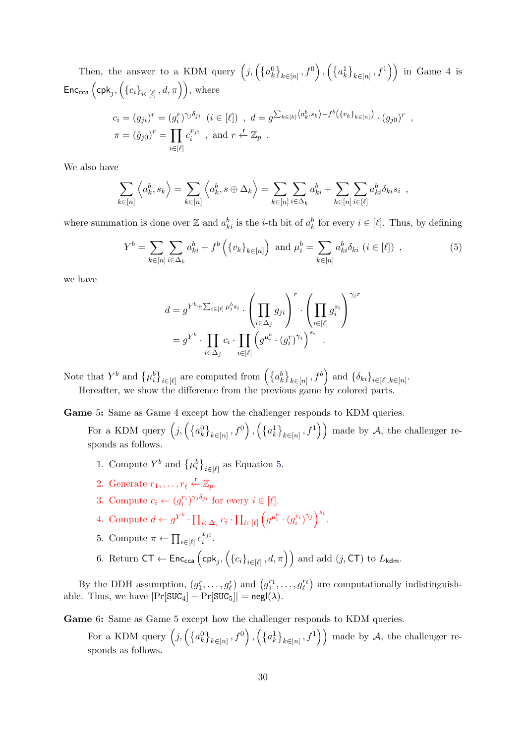Then, the answer to a KDM query $\left(j, \left(\left\{a_k^0\right\}_{k\in[n]}, f^0\right), \left(\left\{a_k^1\right\}_{k\in[n]}, f^1\right)\right)$ in Game 4 is $\mathsf{Enc}_{\mathsf{cca}}\left(\mathsf{cpk}_j, \left(\left\{c_i\right\}_{i\in[\ell]}, d, \pi\right)\right)$, where

$$c_i = (g_{ji})^r = (g_i^r)^{\gamma_j \delta_{ji}} \ \ (i \in [\ell]) \ \ , \ \ d = g^{\sum_{k\in[k]}\left\langle a_k^b, s_k\right\rangle + f^b\left(\{v_k\}_{k\in[n]}\right)} \cdot (g_{j0})^r \ \ ,$$
$$\pi = (\hat{g}_{j0})^r = \prod_{i\in[\ell]} c_i^{x_{ji}} \ \ , \text{ and } r \xleftarrow{\mathsf{r}} \mathbb{Z}_p \ \ .$$

We also have

$$\sum_{k\in[n]} \left\langle a_k^b, s_k \right\rangle = \sum_{k\in[n]} \left\langle a_k^b, s \oplus \Delta_k \right\rangle = \sum_{k\in[n]} \sum_{i\in\Delta_k} a_{ki}^b + \sum_{k\in[n]} \sum_{i\in[\ell]} a_{ki}^b \delta_{ki} s_i \ \ ,$$

where summation is done over $\mathbb{Z}$ and $a_{ki}^b$ is the $i$-th bit of $a_k^b$ for every $i \in [\ell]$. Thus, by defining

$$Y^b = \sum_{k\in[n]} \sum_{i\in\Delta_k} a_{ki}^b + f^b\left(\{v_k\}_{k\in[n]}\right) \ \text{ and } \ \mu_i^b = \sum_{k\in[n]} a_{ki}^b \delta_{ki} \ (i \in [\ell]) \ \ , \tag{5}$$

we have

$$\begin{aligned} d &= g^{Y^b + \sum_{i\in[\ell]} \mu_i^b s_i} \cdot \left(\prod_{i\in\Delta_j} g_{ji}\right)^r \cdot \left(\prod_{i\in[\ell]} g_i^{s_i}\right)^{\gamma_j r} \\ &= g^{Y^b} \cdot \prod_{i\in\Delta_j} c_i \cdot \prod_{i\in[\ell]} \left(g^{\mu_i^b} \cdot (g_i^r)^{\gamma_j}\right)^{s_i} \ \ . \end{aligned}$$

Note that $Y^b$ and $\left\{\mu_i^b\right\}_{i\in[\ell]}$ are computed from $\left(\left\{a_k^b\right\}_{k\in[n]}, f^b\right)$ and $\{\delta_{ki}\}_{i\in[\ell],k\in[n]}$.

Hereafter, we show the difference from the previous game by colored parts.

**Game 5:** Same as Game 4 except how the challenger responds to KDM queries.

For a KDM query $\left(j, \left(\left\{a_k^0\right\}_{k\in[n]}, f^0\right), \left(\left\{a_k^1\right\}_{k\in[n]}, f^1\right)\right)$ made by $\mathcal{A}$, the challenger responds as follows.

1. Compute $Y^b$ and $\left\{\mu_i^b\right\}_{i\in[\ell]}$ as Equation 5.
2. Generate $r_1, \ldots, r_\ell \xleftarrow{\mathsf{r}} \mathbb{Z}_p$.
3. Compute $c_i \leftarrow (g_i^{r_i})^{\gamma_j \delta_{ji}}$ for every $i \in [\ell]$.
4. Compute $d \leftarrow g^{Y^b} \cdot \prod_{i\in\Delta_j} c_i \cdot \prod_{i\in[\ell]} \left(g^{\mu_i^b} \cdot (g_i^{r_i})^{\gamma_j}\right)^{s_i}$.
5. Compute $\pi \leftarrow \prod_{i\in[\ell]} c_i^{x_{ji}}$.
6. Return $\mathsf{CT} \leftarrow \mathsf{Enc}_{\mathsf{cca}}\left(\mathsf{cpk}_j, \left(\left\{c_i\right\}_{i\in[\ell]}, d, \pi\right)\right)$ and add $(j, \mathsf{CT})$ to $L_{\mathsf{kdm}}$.

By the DDH assumption, $(g_1^r, \ldots, g_\ell^r)$ and $(g_1^{r_1}, \ldots, g_\ell^{r_\ell})$ are computationally indistinguishable. Thus, we have $|\Pr[\mathtt{SUC}_4] - \Pr[\mathtt{SUC}_5]| = \mathsf{negl}(\lambda)$.

**Game 6:** Same as Game 5 except how the challenger responds to KDM queries.

For a KDM query $\left(j, \left(\left\{a_k^0\right\}_{k\in[n]}, f^0\right), \left(\left\{a_k^1\right\}_{k\in[n]}, f^1\right)\right)$ made by $\mathcal{A}$, the challenger responds as follows.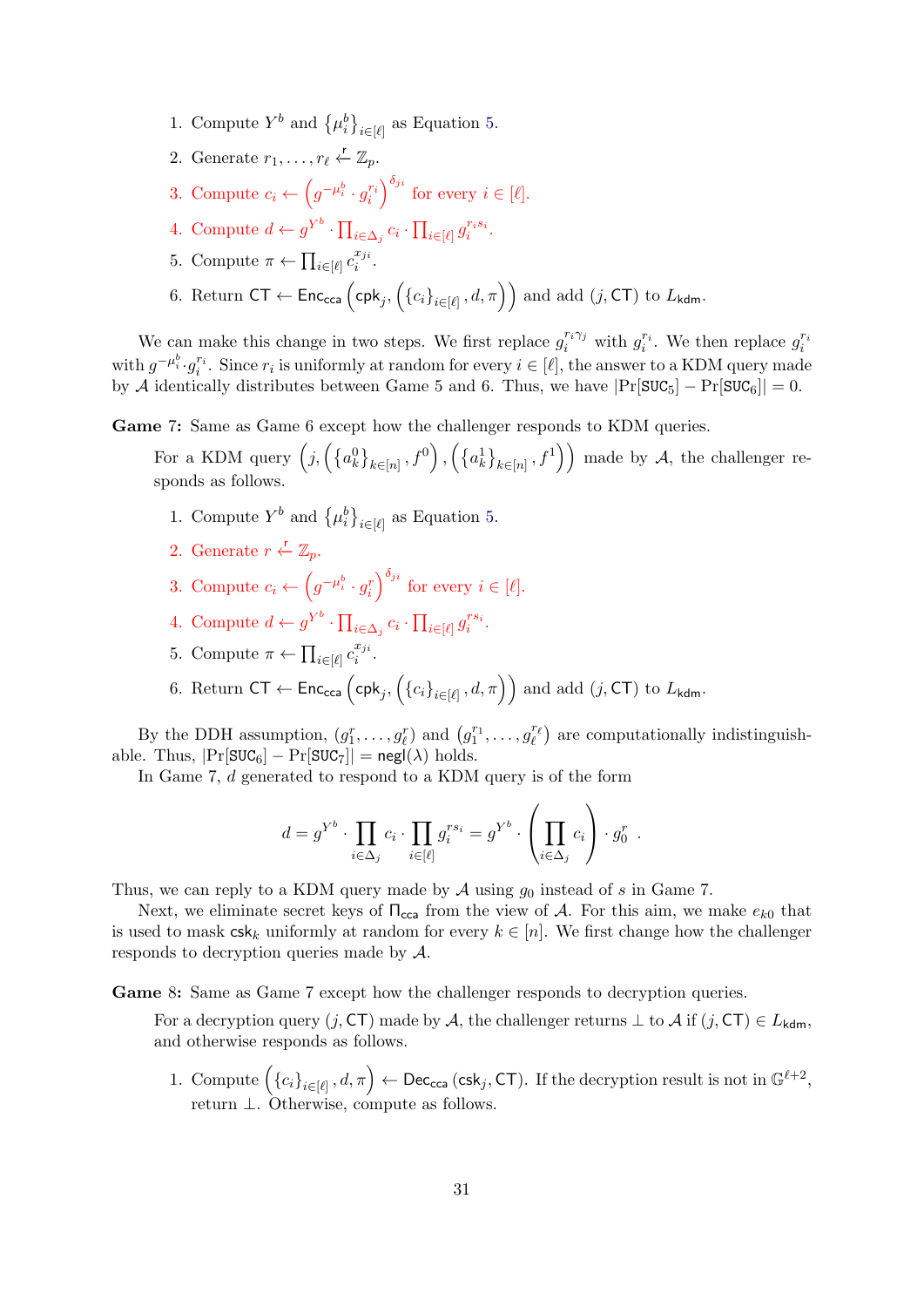1. Compute $Y^b$ and $\{\mu_i^b\}_{i\in[\ell]}$ as Equation 5.
2. Generate $r_1, \ldots, r_\ell \xleftarrow{\mathsf{r}} \mathbb{Z}_p$.
3. Compute $c_i \leftarrow \left(g^{-\mu_i^b} \cdot g_i^{r_i}\right)^{\delta_{ji}}$ for every $i \in [\ell]$.
4. Compute $d \leftarrow g^{Y^b} \cdot \prod_{i\in\Delta_j} c_i \cdot \prod_{i\in[\ell]} g_i^{r_i s_i}$.
5. Compute $\pi \leftarrow \prod_{i\in[\ell]} c_i^{x_{ji}}$.
6. Return $\mathsf{CT} \leftarrow \mathsf{Enc}_{\mathsf{cca}}\left(\mathsf{cpk}_j, \left(\{c_i\}_{i\in[\ell]}, d, \pi\right)\right)$ and add $(j, \mathsf{CT})$ to $L_{\mathsf{kdm}}$.

We can make this change in two steps. We first replace $g_i^{r_i\gamma_j}$ with $g_i^{r_i}$. We then replace $g_i^{r_i}$ with $g^{-\mu_i^b} \cdot g_i^{r_i}$. Since $r_i$ is uniformly at random for every $i \in [\ell]$, the answer to a KDM query made by $\mathcal{A}$ identically distributes between Game 5 and 6. Thus, we have $|\Pr[\mathsf{SUC}_5] - \Pr[\mathsf{SUC}_6]| = 0$.

**Game 7:** Same as Game 6 except how the challenger responds to KDM queries.

For a KDM query $\left(j, \left(\{a_k^0\}_{k\in[n]}, f^0\right), \left(\{a_k^1\}_{k\in[n]}, f^1\right)\right)$ made by $\mathcal{A}$, the challenger responds as follows.

1. Compute $Y^b$ and $\{\mu_i^b\}_{i\in[\ell]}$ as Equation 5.
2. Generate $r \xleftarrow{\mathsf{r}} \mathbb{Z}_p$.
3. Compute $c_i \leftarrow \left(g^{-\mu_i^b} \cdot g_i^{r}\right)^{\delta_{ji}}$ for every $i \in [\ell]$.
4. Compute $d \leftarrow g^{Y^b} \cdot \prod_{i\in\Delta_j} c_i \cdot \prod_{i\in[\ell]} g_i^{r s_i}$.
5. Compute $\pi \leftarrow \prod_{i\in[\ell]} c_i^{x_{ji}}$.
6. Return $\mathsf{CT} \leftarrow \mathsf{Enc}_{\mathsf{cca}}\left(\mathsf{cpk}_j, \left(\{c_i\}_{i\in[\ell]}, d, \pi\right)\right)$ and add $(j, \mathsf{CT})$ to $L_{\mathsf{kdm}}$.

By the DDH assumption, $(g_1^r, \ldots, g_\ell^r)$ and $\left(g_1^{r_1}, \ldots, g_\ell^{r_\ell}\right)$ are computationally indistinguishable. Thus, $|\Pr[\mathsf{SUC}_6] - \Pr[\mathsf{SUC}_7]| = \mathsf{negl}(\lambda)$ holds.

In Game 7, $d$ generated to respond to a KDM query is of the form

$$d = g^{Y^b} \cdot \prod_{i\in\Delta_j} c_i \cdot \prod_{i\in[\ell]} g_i^{rs_i} = g^{Y^b} \cdot \left(\prod_{i\in\Delta_j} c_i\right) \cdot g_0^r .$$

Thus, we can reply to a KDM query made by $\mathcal{A}$ using $g_0$ instead of $s$ in Game 7.

Next, we eliminate secret keys of $\Pi_{\mathsf{cca}}$ from the view of $\mathcal{A}$. For this aim, we make $e_{k0}$ that is used to mask $\mathsf{csk}_k$ uniformly at random for every $k \in [n]$. We first change how the challenger responds to decryption queries made by $\mathcal{A}$.

**Game 8:** Same as Game 7 except how the challenger responds to decryption queries.

For a decryption query $(j, \mathsf{CT})$ made by $\mathcal{A}$, the challenger returns $\bot$ to $\mathcal{A}$ if $(j, \mathsf{CT}) \in L_{\mathsf{kdm}}$, and otherwise responds as follows.

1. Compute $\left(\{c_i\}_{i\in[\ell]}, d, \pi\right) \leftarrow \mathsf{Dec}_{\mathsf{cca}}(\mathsf{csk}_j, \mathsf{CT})$. If the decryption result is not in $\mathbb{G}^{\ell+2}$, return $\bot$. Otherwise, compute as follows.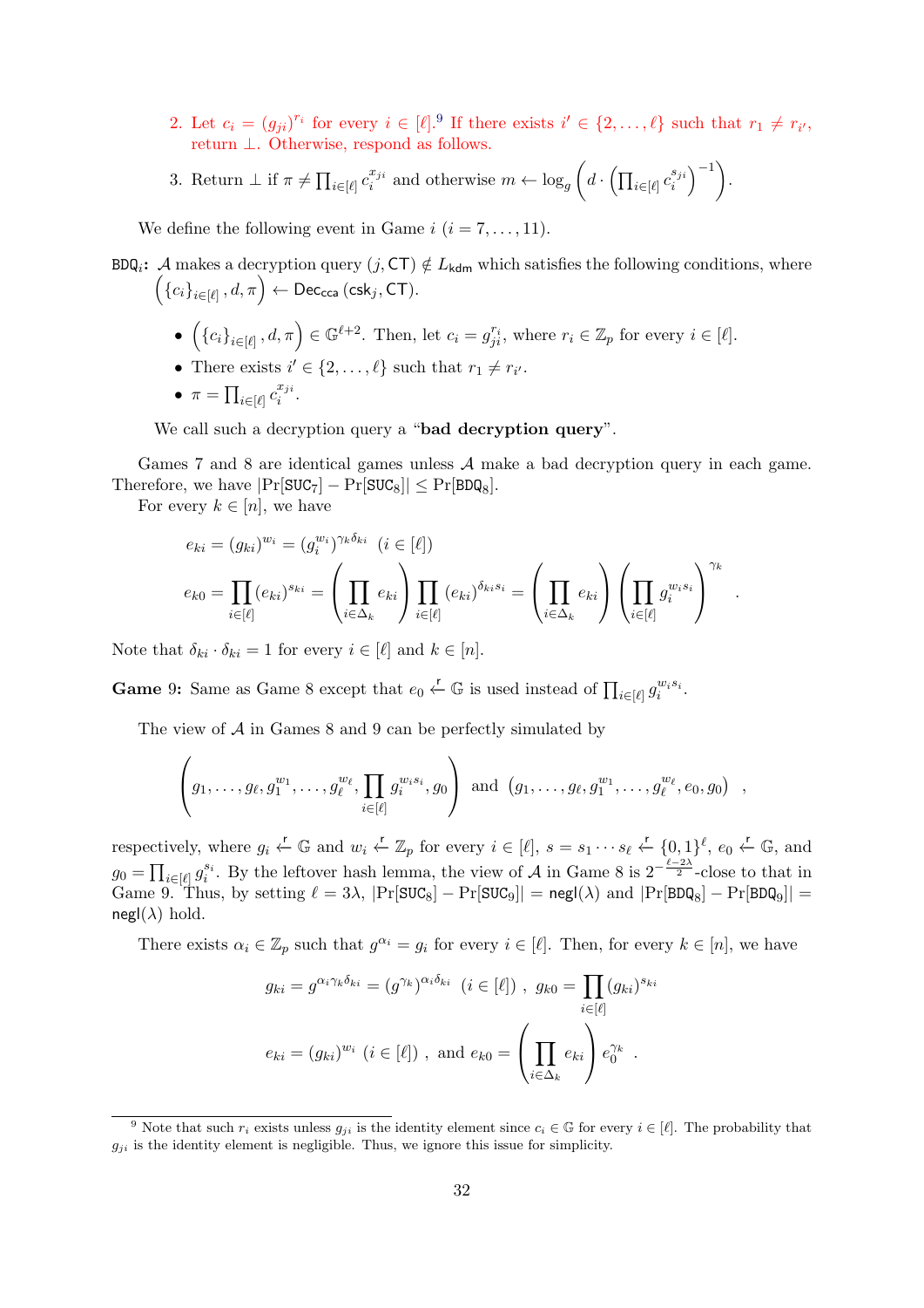2. Let $c_i = (g_{ji})^{r_i}$ for every $i \in [\ell]$.[9] If there exists $i' \in \{2, \ldots, \ell\}$ such that $r_1 \neq r_{i'}$, return $\bot$. Otherwise, respond as follows.

3. Return $\bot$ if $\pi \neq \prod_{i\in[\ell]} c_i^{x_{ji}}$ and otherwise $m \leftarrow \log_g \left( d \cdot \left( \prod_{i\in[\ell]} c_i^{s_{ji}} \right)^{-1} \right)$.

We define the following event in Game $i$ ($i = 7, \ldots, 11$).

$\mathtt{BDQ}_i$**:** $\mathcal{A}$ makes a decryption query $(j, \mathsf{CT}) \notin L_{\mathsf{kdm}}$ which satisfies the following conditions, where $\left( \{c_i\}_{i\in[\ell]}, d, \pi \right) \leftarrow \mathsf{Dec}_{\mathsf{cca}}(\mathsf{csk}_j, \mathsf{CT})$.

- $\left( \{c_i\}_{i\in[\ell]}, d, \pi \right) \in \mathbb{G}^{\ell+2}$. Then, let $c_i = g_{ji}^{r_i}$, where $r_i \in \mathbb{Z}_p$ for every $i \in [\ell]$.
- There exists $i' \in \{2, \ldots, \ell\}$ such that $r_1 \neq r_{i'}$.
- $\pi = \prod_{i\in[\ell]} c_i^{x_{ji}}$.

We call such a decryption query a "**bad decryption query**".

Games 7 and 8 are identical games unless $\mathcal{A}$ make a bad decryption query in each game. Therefore, we have $|\Pr[\mathtt{SUC}_7] - \Pr[\mathtt{SUC}_8]| \leq \Pr[\mathtt{BDQ}_8]$.

For every $k \in [n]$, we have

$$e_{ki} = (g_{ki})^{w_i} = (g_i^{w_i})^{\gamma_k \delta_{ki}} \quad (i \in [\ell])$$

$$e_{k0} = \prod_{i\in[\ell]} (e_{ki})^{s_{ki}} = \left( \prod_{i\in\Delta_k} e_{ki} \right) \prod_{i\in[\ell]} (e_{ki})^{\delta_{ki} s_i} = \left( \prod_{i\in\Delta_k} e_{ki} \right) \left( \prod_{i\in[\ell]} g_i^{w_i s_i} \right)^{\gamma_k} .$$

Note that $\delta_{ki} \cdot \delta_{ki} = 1$ for every $i \in [\ell]$ and $k \in [n]$.

**Game 9:** Same as Game 8 except that $e_0 \xleftarrow{r} \mathbb{G}$ is used instead of $\prod_{i\in[\ell]} g_i^{w_i s_i}$.

The view of $\mathcal{A}$ in Games 8 and 9 can be perfectly simulated by

$$\left( g_1, \ldots, g_\ell, g_1^{w_1}, \ldots, g_\ell^{w_\ell}, \prod_{i\in[\ell]} g_i^{w_i s_i}, g_0 \right) \text{ and } \left( g_1, \ldots, g_\ell, g_1^{w_1}, \ldots, g_\ell^{w_\ell}, e_0, g_0 \right) ,$$

respectively, where $g_i \xleftarrow{r} \mathbb{G}$ and $w_i \xleftarrow{r} \mathbb{Z}_p$ for every $i \in [\ell]$, $s = s_1 \cdots s_\ell \xleftarrow{r} \{0,1\}^\ell$, $e_0 \xleftarrow{r} \mathbb{G}$, and $g_0 = \prod_{i\in[\ell]} g_i^{s_i}$. By the leftover hash lemma, the view of $\mathcal{A}$ in Game 8 is $2^{-\frac{\ell-2\lambda}{2}}$-close to that in Game 9. Thus, by setting $\ell = 3\lambda$, $|\Pr[\mathtt{SUC}_8] - \Pr[\mathtt{SUC}_9]| = \mathsf{negl}(\lambda)$ and $|\Pr[\mathtt{BDQ}_8] - \Pr[\mathtt{BDQ}_9]| = \mathsf{negl}(\lambda)$ hold.

There exists $\alpha_i \in \mathbb{Z}_p$ such that $g^{\alpha_i} = g_i$ for every $i \in [\ell]$. Then, for every $k \in [n]$, we have

$$g_{ki} = g^{\alpha_i \gamma_k \delta_{ki}} = (g^{\gamma_k})^{\alpha_i \delta_{ki}} \quad (i \in [\ell]) \ , \ g_{k0} = \prod_{i\in[\ell]} (g_{ki})^{s_{ki}}$$

$$e_{ki} = (g_{ki})^{w_i} \ (i \in [\ell]) \ , \text{ and } e_{k0} = \left( \prod_{i\in\Delta_k} e_{ki} \right) e_0^{\gamma_k} .$$

[9] Note that such $r_i$ exists unless $g_{ji}$ is the identity element since $c_i \in \mathbb{G}$ for every $i \in [\ell]$. The probability that $g_{ji}$ is the identity element is negligible. Thus, we ignore this issue for simplicity.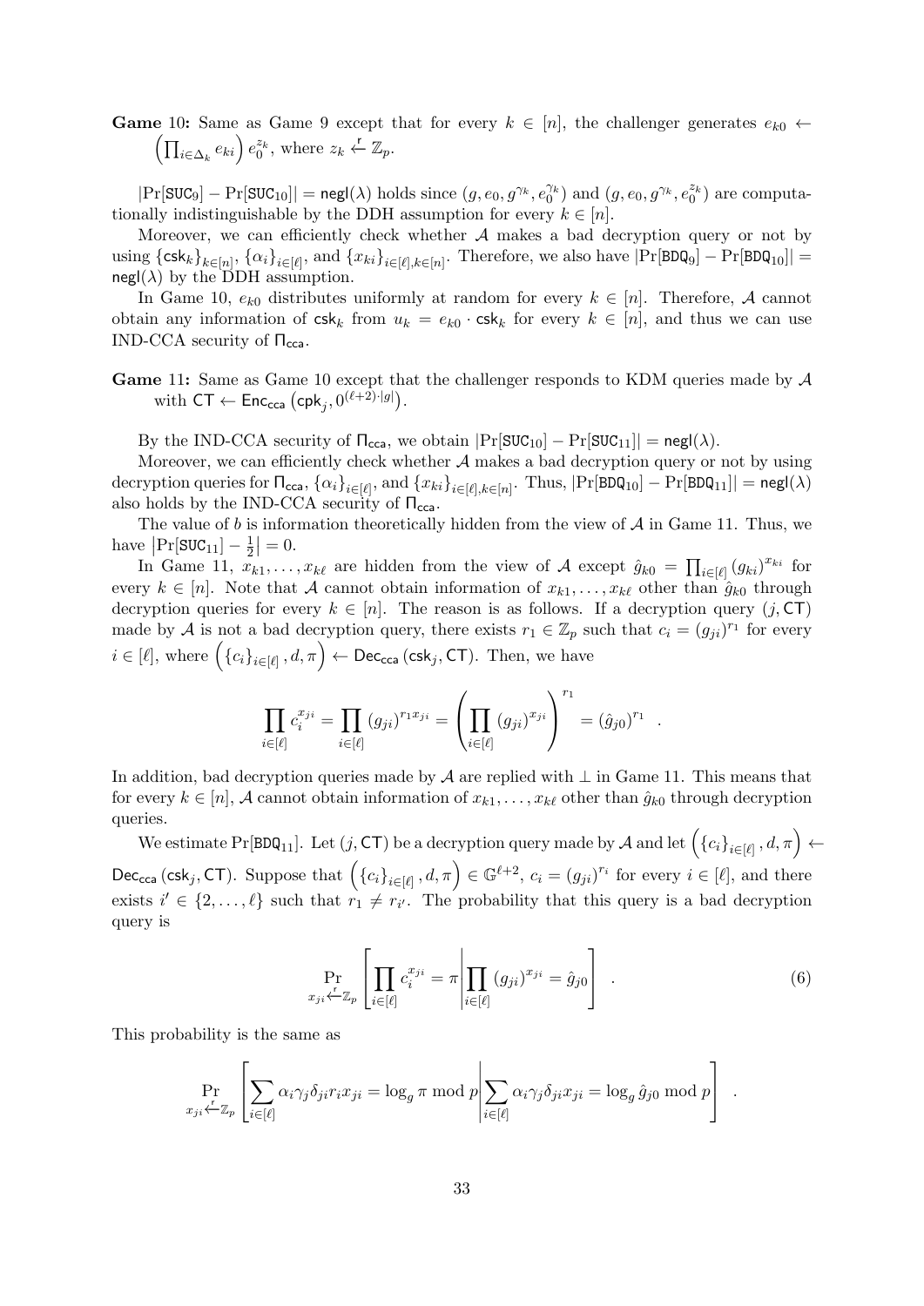**Game** 10**:** Same as Game 9 except that for every $k \in [n]$, the challenger generates $e_{k0} \leftarrow \left(\prod_{i \in \Delta_k} e_{ki}\right) e_0^{z_k}$, where $z_k \xleftarrow{\mathsf{r}} \mathbb{Z}_p$.

$|\Pr[\mathtt{SUC}_9] - \Pr[\mathtt{SUC}_{10}]| = \mathsf{negl}(\lambda)$ holds since $(g, e_0, g^{\gamma_k}, e_0^{\gamma_k})$ and $(g, e_0, g^{\gamma_k}, e_0^{z_k})$ are computationally indistinguishable by the DDH assumption for every $k \in [n]$.

Moreover, we can efficiently check whether $\mathcal{A}$ makes a bad decryption query or not by using $\{\mathsf{csk}_k\}_{k \in [n]}$, $\{\alpha_i\}_{i \in [\ell]}$, and $\{x_{ki}\}_{i \in [\ell], k \in [n]}$. Therefore, we also have $|\Pr[\mathtt{BDQ}_9] - \Pr[\mathtt{BDQ}_{10}]| = \mathsf{negl}(\lambda)$ by the DDH assumption.

In Game 10, $e_{k0}$ distributes uniformly at random for every $k \in [n]$. Therefore, $\mathcal{A}$ cannot obtain any information of $\mathsf{csk}_k$ from $u_k = e_{k0} \cdot \mathsf{csk}_k$ for every $k \in [n]$, and thus we can use IND-CCA security of $\Pi_{\mathsf{cca}}$.

**Game** 11**:** Same as Game 10 except that the challenger responds to KDM queries made by $\mathcal{A}$ with $\mathsf{CT} \leftarrow \mathsf{Enc}_{\mathsf{cca}}\left(\mathsf{cpk}_j, 0^{(\ell+2) \cdot |g|}\right)$.

By the IND-CCA security of $\Pi_{\mathsf{cca}}$, we obtain $|\Pr[\mathtt{SUC}_{10}] - \Pr[\mathtt{SUC}_{11}]| = \mathsf{negl}(\lambda)$.

Moreover, we can efficiently check whether $\mathcal{A}$ makes a bad decryption query or not by using decryption queries for $\Pi_{\mathsf{cca}}$, $\{\alpha_i\}_{i \in [\ell]}$, and $\{x_{ki}\}_{i \in [\ell], k \in [n]}$. Thus, $|\Pr[\mathtt{BDQ}_{10}] - \Pr[\mathtt{BDQ}_{11}]| = \mathsf{negl}(\lambda)$ also holds by the IND-CCA security of $\Pi_{\mathsf{cca}}$.

The value of $b$ is information theoretically hidden from the view of $\mathcal{A}$ in Game 11. Thus, we have $\left|\Pr[\mathtt{SUC}_{11}] - \frac{1}{2}\right| = 0$.

In Game 11, $x_{k1}, \ldots, x_{k\ell}$ are hidden from the view of $\mathcal{A}$ except $\hat{g}_{k0} = \prod_{i \in [\ell]} (g_{ki})^{x_{ki}}$ for every $k \in [n]$. Note that $\mathcal{A}$ cannot obtain information of $x_{k1}, \ldots, x_{k\ell}$ other than $\hat{g}_{k0}$ through decryption queries for every $k \in [n]$. The reason is as follows. If a decryption query $(j, \mathsf{CT})$ made by $\mathcal{A}$ is not a bad decryption query, there exists $r_1 \in \mathbb{Z}_p$ such that $c_i = (g_{ji})^{r_1}$ for every $i \in [\ell]$, where $\left(\{c_i\}_{i \in [\ell]}, d, \pi\right) \leftarrow \mathsf{Dec}_{\mathsf{cca}}(\mathsf{csk}_j, \mathsf{CT})$. Then, we have

$$\prod_{i \in [\ell]} c_i^{x_{ji}} = \prod_{i \in [\ell]} (g_{ji})^{r_1 x_{ji}} = \left(\prod_{i \in [\ell]} (g_{ji})^{x_{ji}}\right)^{r_1} = (\hat{g}_{j0})^{r_1} \quad .$$

In addition, bad decryption queries made by $\mathcal{A}$ are replied with $\perp$ in Game 11. This means that for every $k \in [n]$, $\mathcal{A}$ cannot obtain information of $x_{k1}, \ldots, x_{k\ell}$ other than $\hat{g}_{k0}$ through decryption queries.

We estimate $\Pr[\mathtt{BDQ}_{11}]$. Let $(j, \mathsf{CT})$ be a decryption query made by $\mathcal{A}$ and let $\left(\{c_i\}_{i \in [\ell]}, d, \pi\right) \leftarrow \mathsf{Dec}_{\mathsf{cca}}(\mathsf{csk}_j, \mathsf{CT})$. Suppose that $\left(\{c_i\}_{i \in [\ell]}, d, \pi\right) \in \mathbb{G}^{\ell+2}$, $c_i = (g_{ji})^{r_i}$ for every $i \in [\ell]$, and there exists $i' \in \{2, \ldots, \ell\}$ such that $r_1 \neq r_{i'}$. The probability that this query is a bad decryption query is

$$\Pr_{x_{ji} \xleftarrow{\mathsf{r}} \mathbb{Z}_p}\left[\prod_{i \in [\ell]} c_i^{x_{ji}} = \pi \,\middle|\, \prod_{i \in [\ell]} (g_{ji})^{x_{ji}} = \hat{g}_{j0}\right] \quad . \tag{6}$$

This probability is the same as

$$\Pr_{x_{ji} \xleftarrow{\mathsf{r}} \mathbb{Z}_p}\left[\sum_{i \in [\ell]} \alpha_i \gamma_j \delta_{ji} r_i x_{ji} = \log_g \pi \bmod p \,\middle|\, \sum_{i \in [\ell]} \alpha_i \gamma_j \delta_{ji} x_{ji} = \log_g \hat{g}_{j0} \bmod p\right] \quad .$$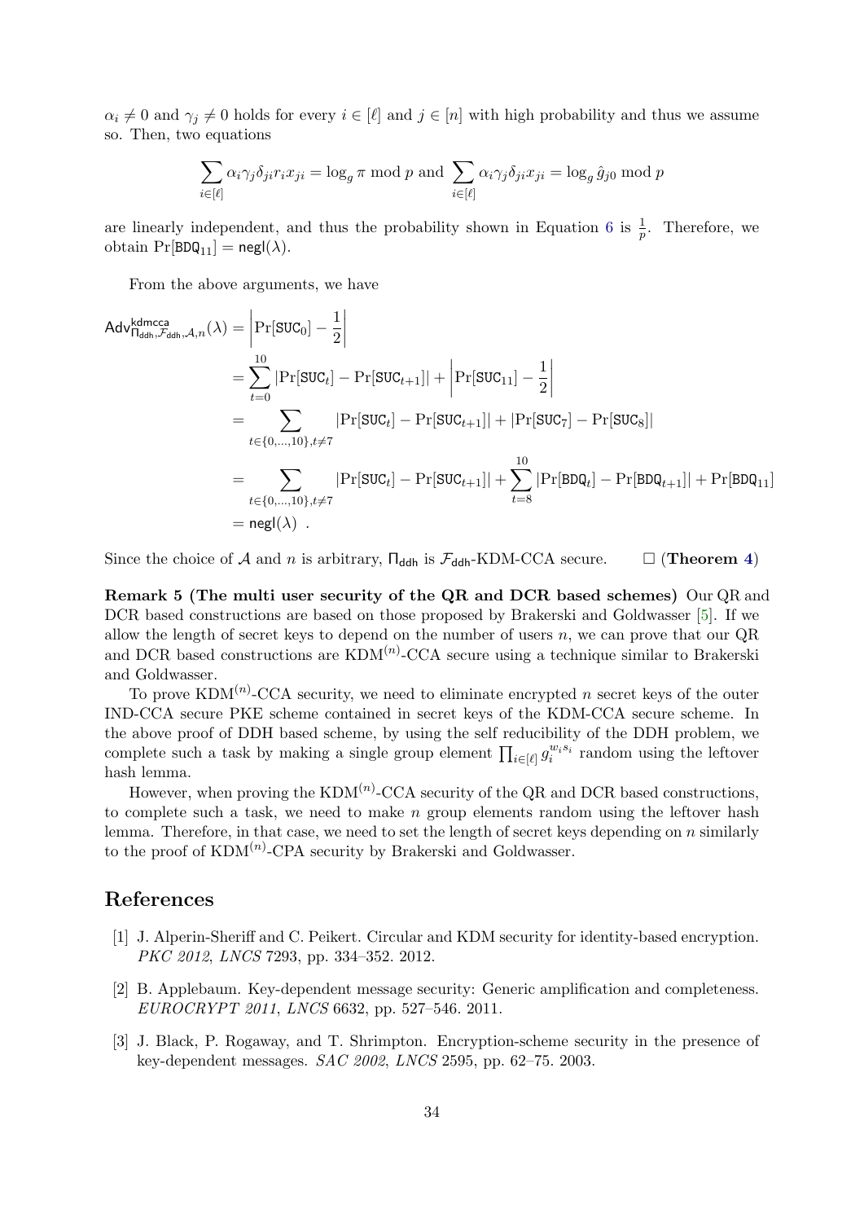$\alpha_i \neq 0$ and $\gamma_j \neq 0$ holds for every $i \in [\ell]$ and $j \in [n]$ with high probability and thus we assume so. Then, two equations

$$\sum_{i\in[\ell]} \alpha_i \gamma_j \delta_{ji} r_i x_{ji} = \log_g \pi \bmod p \text{ and } \sum_{i\in[\ell]} \alpha_i \gamma_j \delta_{ji} x_{ji} = \log_g \hat{g}_{j0} \bmod p$$

are linearly independent, and thus the probability shown in Equation 6 is $\frac{1}{p}$. Therefore, we obtain $\Pr[\mathtt{BDQ}_{11}] = \mathsf{negl}(\lambda)$.

From the above arguments, we have

$$\begin{aligned}
\mathsf{Adv}^{\mathsf{kdmcca}}_{\Pi_{\mathsf{ddh}},\mathcal{F}_{\mathsf{ddh}},\mathcal{A},n}(\lambda) &= \left|\Pr[\mathtt{SUC}_0] - \frac{1}{2}\right| \\
&= \sum_{t=0}^{10} |\Pr[\mathtt{SUC}_t] - \Pr[\mathtt{SUC}_{t+1}]| + \left|\Pr[\mathtt{SUC}_{11}] - \frac{1}{2}\right| \\
&= \sum_{t\in\{0,\ldots,10\},t\neq 7} |\Pr[\mathtt{SUC}_t] - \Pr[\mathtt{SUC}_{t+1}]| + |\Pr[\mathtt{SUC}_7] - \Pr[\mathtt{SUC}_8]| \\
&= \sum_{t\in\{0,\ldots,10\},t\neq 7} |\Pr[\mathtt{SUC}_t] - \Pr[\mathtt{SUC}_{t+1}]| + \sum_{t=8}^{10} |\Pr[\mathtt{BDQ}_t] - \Pr[\mathtt{BDQ}_{t+1}]| + \Pr[\mathtt{BDQ}_{11}] \\
&= \mathsf{negl}(\lambda) \ .
\end{aligned}$$

Since the choice of $\mathcal{A}$ and $n$ is arbitrary, $\Pi_{\mathsf{ddh}}$ is $\mathcal{F}_{\mathsf{ddh}}$-KDM-CCA secure. □ (**Theorem 4**)

**Remark 5 (The multi user security of the QR and DCR based schemes)** Our QR and DCR based constructions are based on those proposed by Brakerski and Goldwasser [5]. If we allow the length of secret keys to depend on the number of users $n$, we can prove that our QR and DCR based constructions are KDM$^{(n)}$-CCA secure using a technique similar to Brakerski and Goldwasser.

To prove KDM$^{(n)}$-CCA security, we need to eliminate encrypted $n$ secret keys of the outer IND-CCA secure PKE scheme contained in secret keys of the KDM-CCA secure scheme. In the above proof of DDH based scheme, by using the self reducibility of the DDH problem, we complete such a task by making a single group element $\prod_{i\in[\ell]} g_i^{w_i s_i}$ random using the leftover hash lemma.

However, when proving the KDM$^{(n)}$-CCA security of the QR and DCR based constructions, to complete such a task, we need to make $n$ group elements random using the leftover hash lemma. Therefore, in that case, we need to set the length of secret keys depending on $n$ similarly to the proof of KDM$^{(n)}$-CPA security by Brakerski and Goldwasser.

## References

[1] J. Alperin-Sheriff and C. Peikert. Circular and KDM security for identity-based encryption. *PKC 2012*, *LNCS* 7293, pp. 334–352. 2012.

[2] B. Applebaum. Key-dependent message security: Generic amplification and completeness. *EUROCRYPT 2011*, *LNCS* 6632, pp. 527–546. 2011.

[3] J. Black, P. Rogaway, and T. Shrimpton. Encryption-scheme security in the presence of key-dependent messages. *SAC 2002*, *LNCS* 2595, pp. 62–75. 2003.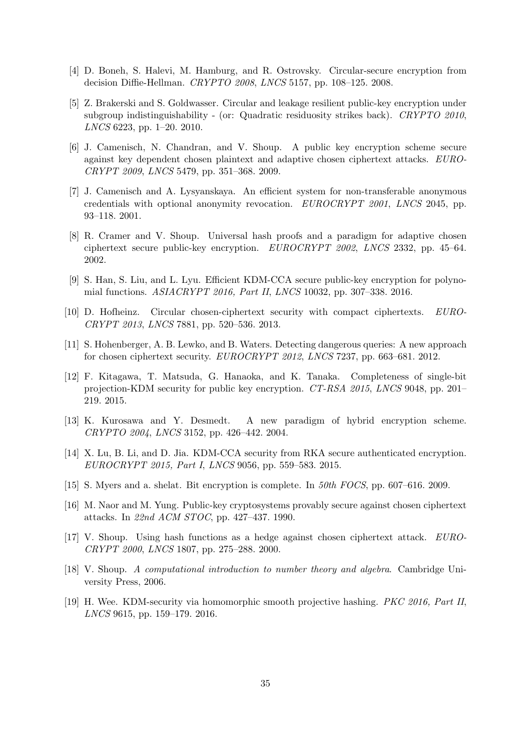[4] D. Boneh, S. Halevi, M. Hamburg, and R. Ostrovsky. Circular-secure encryption from decision Diffie-Hellman. *CRYPTO 2008*, *LNCS* 5157, pp. 108–125. 2008.

[5] Z. Brakerski and S. Goldwasser. Circular and leakage resilient public-key encryption under subgroup indistinguishability - (or: Quadratic residuosity strikes back). *CRYPTO 2010*, *LNCS* 6223, pp. 1–20. 2010.

[6] J. Camenisch, N. Chandran, and V. Shoup. A public key encryption scheme secure against key dependent chosen plaintext and adaptive chosen ciphertext attacks. *EUROCRYPT 2009*, *LNCS* 5479, pp. 351–368. 2009.

[7] J. Camenisch and A. Lysyanskaya. An efficient system for non-transferable anonymous credentials with optional anonymity revocation. *EUROCRYPT 2001*, *LNCS* 2045, pp. 93–118. 2001.

[8] R. Cramer and V. Shoup. Universal hash proofs and a paradigm for adaptive chosen ciphertext secure public-key encryption. *EUROCRYPT 2002*, *LNCS* 2332, pp. 45–64. 2002.

[9] S. Han, S. Liu, and L. Lyu. Efficient KDM-CCA secure public-key encryption for polynomial functions. *ASIACRYPT 2016, Part II*, *LNCS* 10032, pp. 307–338. 2016.

[10] D. Hofheinz. Circular chosen-ciphertext security with compact ciphertexts. *EUROCRYPT 2013*, *LNCS* 7881, pp. 520–536. 2013.

[11] S. Hohenberger, A. B. Lewko, and B. Waters. Detecting dangerous queries: A new approach for chosen ciphertext security. *EUROCRYPT 2012*, *LNCS* 7237, pp. 663–681. 2012.

[12] F. Kitagawa, T. Matsuda, G. Hanaoka, and K. Tanaka. Completeness of single-bit projection-KDM security for public key encryption. *CT-RSA 2015*, *LNCS* 9048, pp. 201–219. 2015.

[13] K. Kurosawa and Y. Desmedt. A new paradigm of hybrid encryption scheme. *CRYPTO 2004*, *LNCS* 3152, pp. 426–442. 2004.

[14] X. Lu, B. Li, and D. Jia. KDM-CCA security from RKA secure authenticated encryption. *EUROCRYPT 2015, Part I*, *LNCS* 9056, pp. 559–583. 2015.

[15] S. Myers and a. shelat. Bit encryption is complete. In *50th FOCS*, pp. 607–616. 2009.

[16] M. Naor and M. Yung. Public-key cryptosystems provably secure against chosen ciphertext attacks. In *22nd ACM STOC*, pp. 427–437. 1990.

[17] V. Shoup. Using hash functions as a hedge against chosen ciphertext attack. *EUROCRYPT 2000*, *LNCS* 1807, pp. 275–288. 2000.

[18] V. Shoup. *A computational introduction to number theory and algebra*. Cambridge University Press, 2006.

[19] H. Wee. KDM-security via homomorphic smooth projective hashing. *PKC 2016, Part II*, *LNCS* 9615, pp. 159–179. 2016.